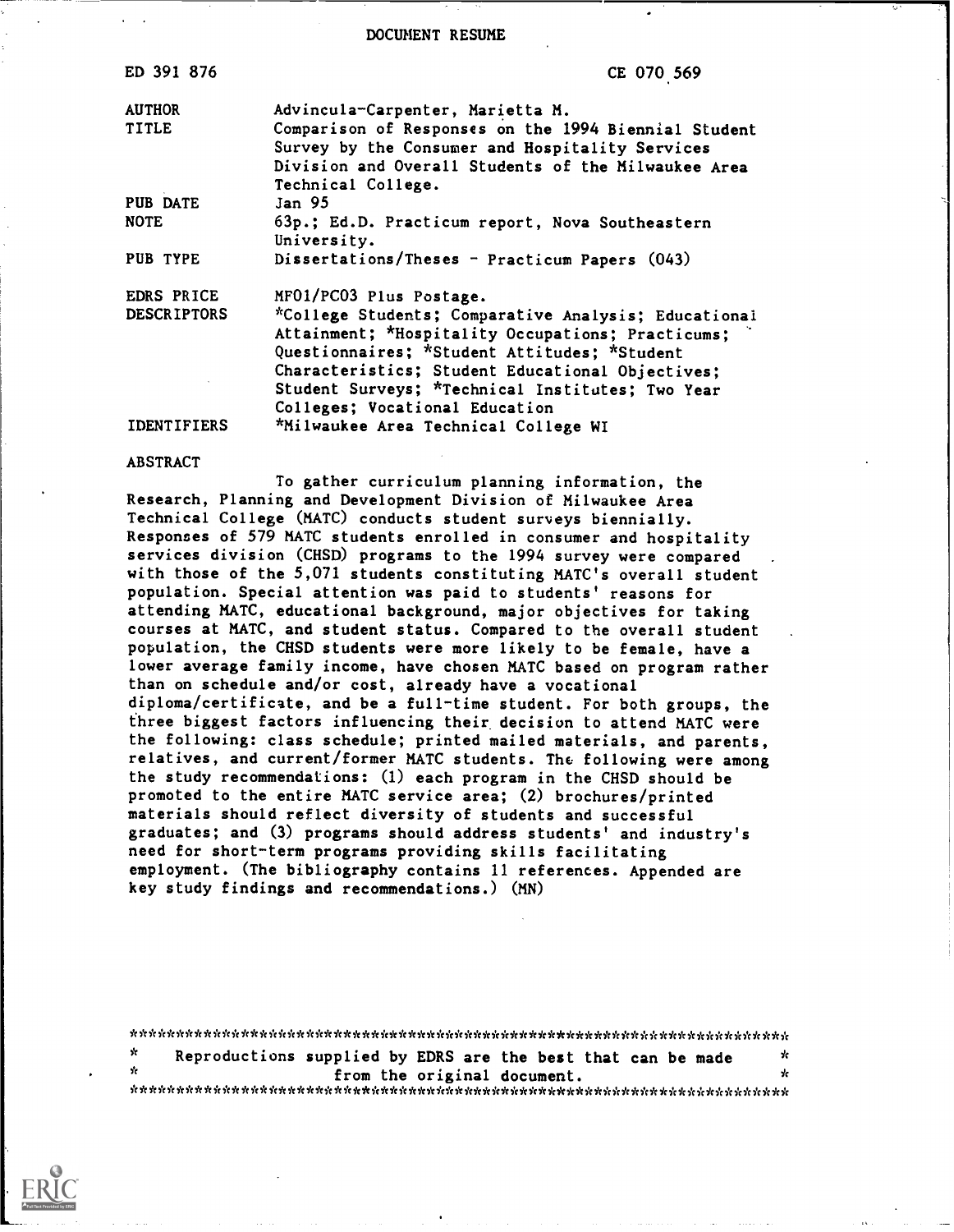DOCUMENT RESUME

| ED 391 876 | CE 070 569 |
|---|---|
| AUTHOR | Advincula-Carpenter, Marietta M. |
| TITLE | Comparison of Responses on the 1994 Biennial Student Survey by the Consumer and Hospitality Services Division and Overall Students of the Milwaukee Area Technical College. |
| PUB DATE | Jan 95 |
| NOTE | 63p.; Ed.D. Practicum report, Nova Southeastern University. |
| PUB TYPE | Dissertations/Theses - Practicum Papers (043) |
| EDRS PRICE | MF01/PC03 Plus Postage. |
| DESCRIPTORS | *College Students; Comparative Analysis; Educational Attainment; *Hospitality Occupations; Practicums; Questionnaires; *Student Attitudes; *Student Characteristics; Student Educational Objectives; Student Surveys; *Technical Institutes; Two Year Colleges; Vocational Education |
| IDENTIFIERS | *Milwaukee Area Technical College WI |

ABSTRACT

To gather curriculum planning information, the Research, Planning and Development Division of Milwaukee Area Technical College (MATC) conducts student surveys biennially. Responses of 579 MATC students enrolled in consumer and hospitality services division (CHSD) programs to the 1994 survey were compared with those of the 5,071 students constituting MATC's overall student population. Special attention was paid to students' reasons for attending MATC, educational background, major objectives for taking courses at MATC, and student status. Compared to the overall student population, the CHSD students were more likely to be female, have a lower average family income, have chosen MATC based on program rather than on schedule and/or cost, already have a vocational diploma/certificate, and be a full-time student. For both groups, the three biggest factors influencing their decision to attend MATC were the following: class schedule; printed mailed materials, and parents, relatives, and current/former MATC students. The following were among the study recommendations: (1) each program in the CHSD should be promoted to the entire MATC service area; (2) brochures/printed materials should reflect diversity of students and successful graduates; and (3) programs should address students' and industry's need for short-term programs providing skills facilitating employment. (The bibliography contains 11 references. Appended are key study findings and recommendations.) (MN)

***********************************************************************

* Reproductions supplied by EDRS are the best that can be made *
* from the original document. *

***********************************************************************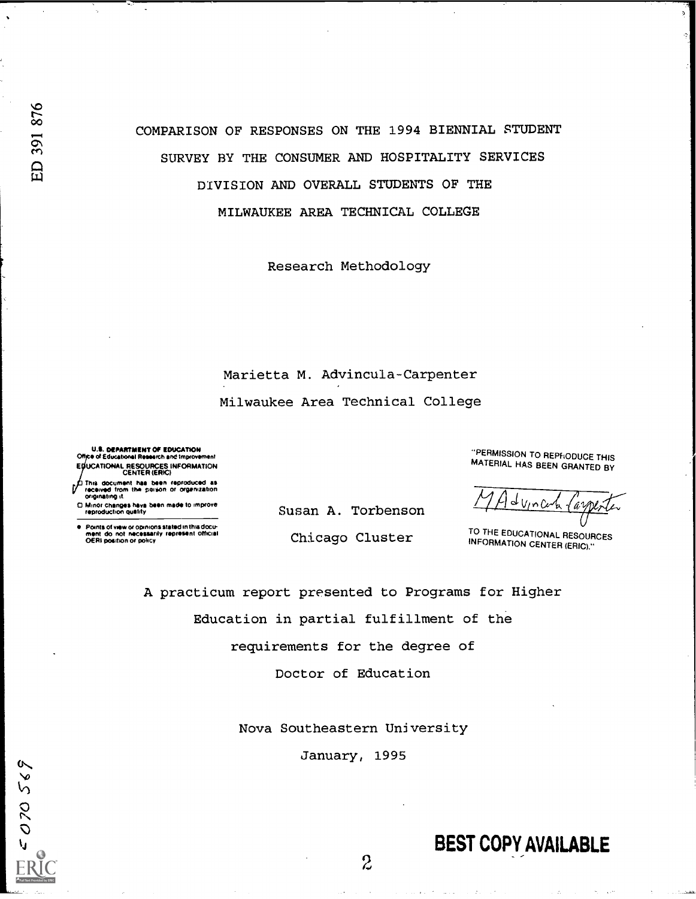ED 391 876

# COMPARISON OF RESPONSES ON THE 1994 BIENNIAL STUDENT SURVEY BY THE CONSUMER AND HOSPITALITY SERVICES DIVISION AND OVERALL STUDENTS OF THE MILWAUKEE AREA TECHNICAL COLLEGE

Research Methodology

Marietta M. Advincula-Carpenter

Milwaukee Area Technical College

U.S. DEPARTMENT OF EDUCATION
Office of Educational Research and Improvement
EDUCATIONAL RESOURCES INFORMATION CENTER (ERIC)

- This document has been reproduced as received from the person or organization originating it.
- Minor changes have been made to improve reproduction quality
- Points of view or opinions stated in this document do not necessarily represent official OERI position or policy

"PERMISSION TO REPRODUCE THIS MATERIAL HAS BEEN GRANTED BY

M Advincula Carpenter

TO THE EDUCATIONAL RESOURCES INFORMATION CENTER (ERIC)."

Susan A. Torbenson

Chicago Cluster

A practicum report presented to Programs for Higher Education in partial fulfillment of the requirements for the degree of Doctor of Education

Nova Southeastern University

January, 1995

JC 070 569

BEST COPY AVAILABLE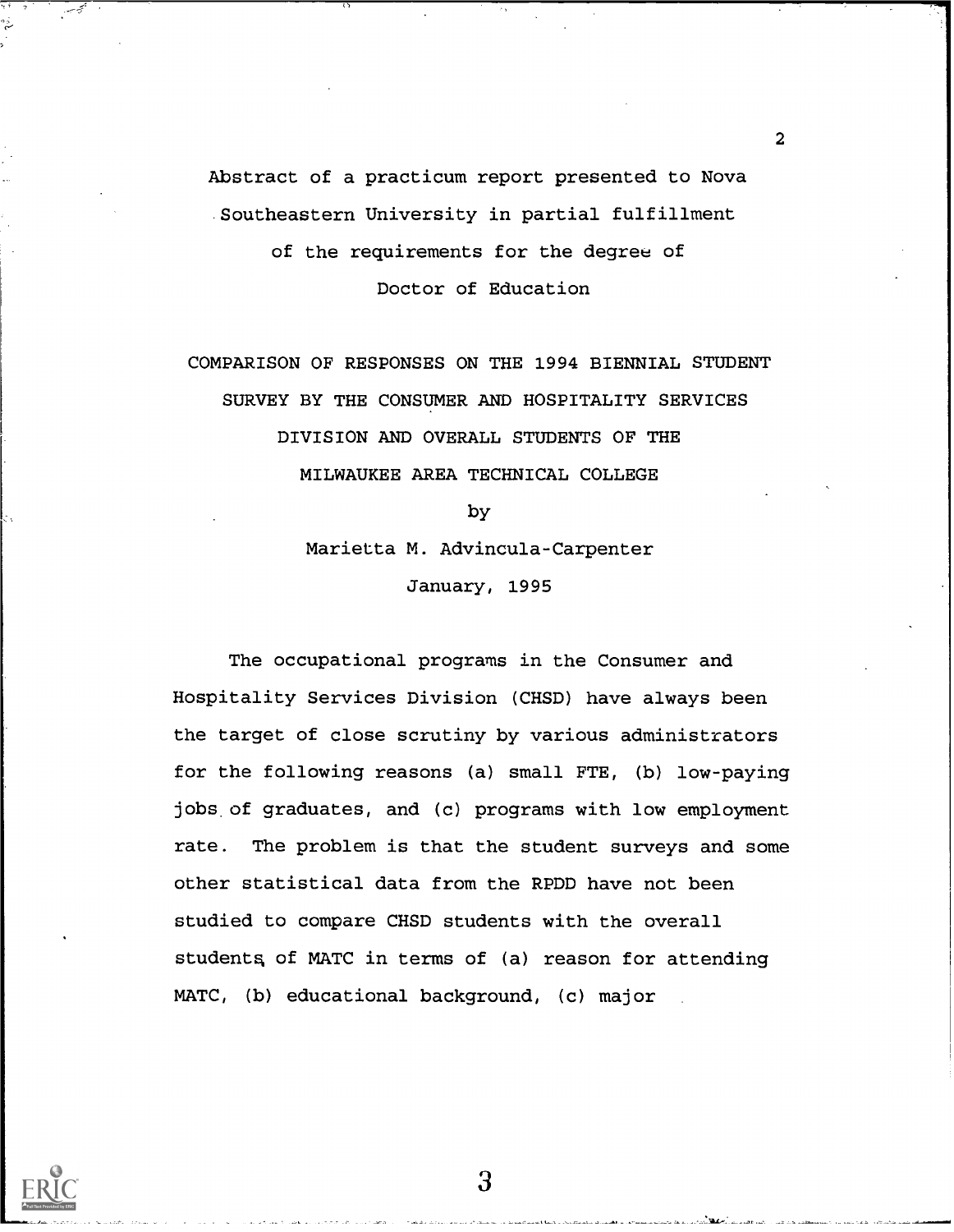Abstract of a practicum report presented to Nova Southeastern University in partial fulfillment of the requirements for the degree of Doctor of Education

COMPARISON OF RESPONSES ON THE 1994 BIENNIAL STUDENT SURVEY BY THE CONSUMER AND HOSPITALITY SERVICES DIVISION AND OVERALL STUDENTS OF THE MILWAUKEE AREA TECHNICAL COLLEGE

by

Marietta M. Advincula-Carpenter

January, 1995

The occupational programs in the Consumer and Hospitality Services Division (CHSD) have always been the target of close scrutiny by various administrators for the following reasons (a) small FTE, (b) low-paying jobs of graduates, and (c) programs with low employment rate. The problem is that the student surveys and some other statistical data from the RPDD have not been studied to compare CHSD students with the overall students of MATC in terms of (a) reason for attending MATC, (b) educational background, (c) major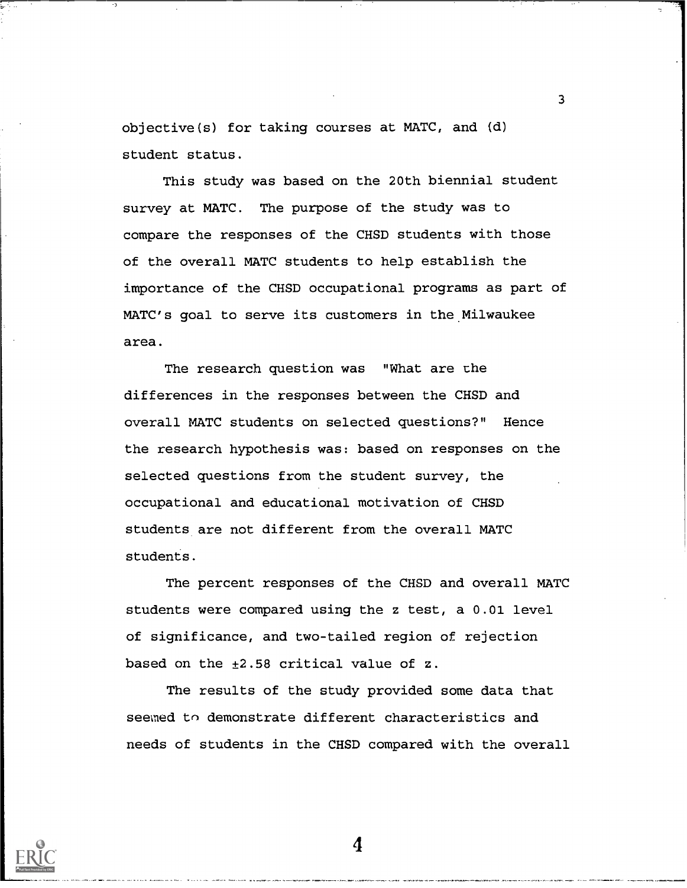objective(s) for taking courses at MATC, and (d) student status.

This study was based on the 20th biennial student survey at MATC. The purpose of the study was to compare the responses of the CHSD students with those of the overall MATC students to help establish the importance of the CHSD occupational programs as part of MATC's goal to serve its customers in the Milwaukee area.

The research question was "What are the differences in the responses between the CHSD and overall MATC students on selected questions?" Hence the research hypothesis was: based on responses on the selected questions from the student survey, the occupational and educational motivation of CHSD students are not different from the overall MATC students.

The percent responses of the CHSD and overall MATC students were compared using the z test, a 0.01 level of significance, and two-tailed region of rejection based on the $\pm 2.58$ critical value of z.

The results of the study provided some data that seemed to demonstrate different characteristics and needs of students in the CHSD compared with the overall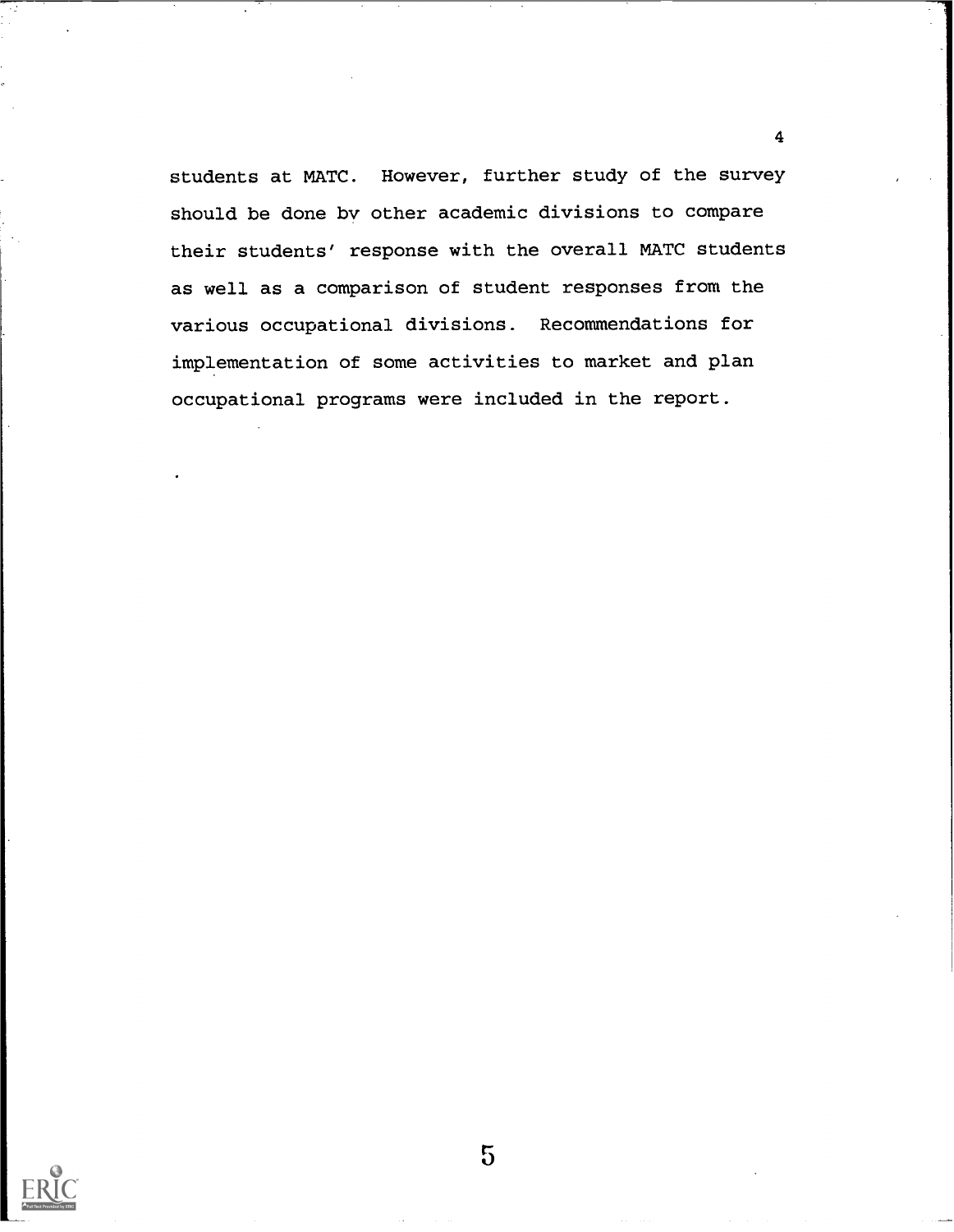students at MATC. However, further study of the survey should be done by other academic divisions to compare their students' response with the overall MATC students as well as a comparison of student responses from the various occupational divisions. Recommendations for implementation of some activities to market and plan occupational programs were included in the report.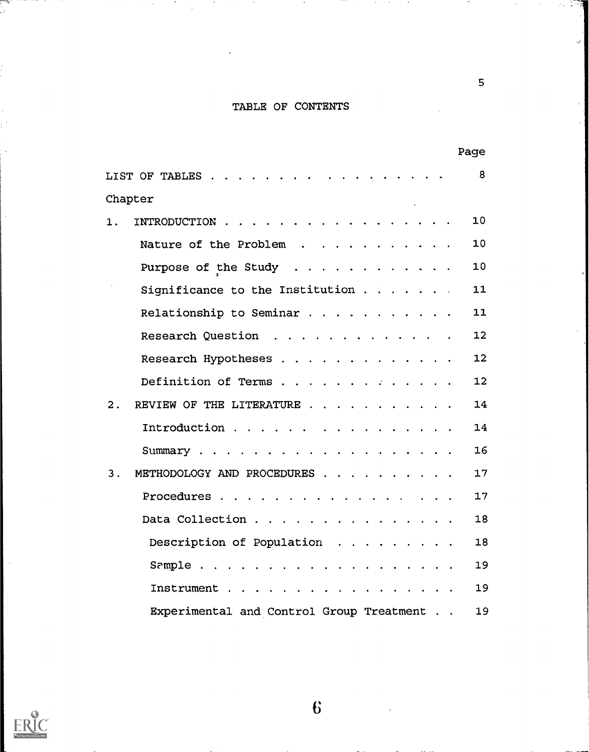# TABLE OF CONTENTS

| | Page |
|---|---|
| LIST OF TABLES | 8 |
| Chapter | |
| 1. INTRODUCTION | 10 |
| Nature of the Problem | 10 |
| Purpose of the Study | 10 |
| Significance to the Institution | 11 |
| Relationship to Seminar | 11 |
| Research Question | 12 |
| Research Hypotheses | 12 |
| Definition of Terms | 12 |
| 2. REVIEW OF THE LITERATURE | 14 |
| Introduction | 14 |
| Summary | 16 |
| 3. METHODOLOGY AND PROCEDURES | 17 |
| Procedures | 17 |
| Data Collection | 18 |
| Description of Population | 18 |
| Sample | 19 |
| Instrument | 19 |
| Experimental and Control Group Treatment | 19 |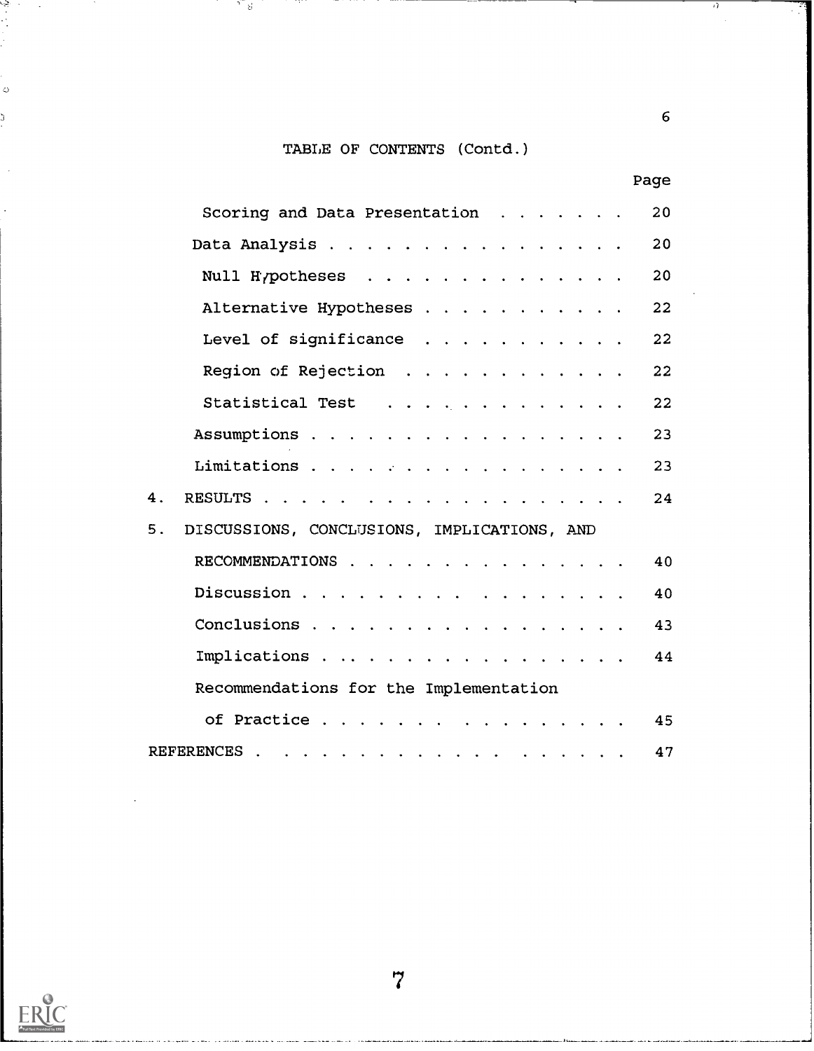TABLE OF CONTENTS (Contd.)

| | Page |
|---|---|
| Scoring and Data Presentation | 20 |
| Data Analysis | 20 |
| Null Hypotheses | 20 |
| Alternative Hypotheses | 22 |
| Level of significance | 22 |
| Region of Rejection | 22 |
| Statistical Test | 22 |
| Assumptions | 23 |
| Limitations | 23 |
| 4. RESULTS | 24 |
| 5. DISCUSSIONS, CONCLUSIONS, IMPLICATIONS, AND RECOMMENDATIONS | 40 |
| Discussion | 40 |
| Conclusions | 43 |
| Implications | 44 |
| Recommendations for the Implementation of Practice | 45 |
| REFERENCES | 47 |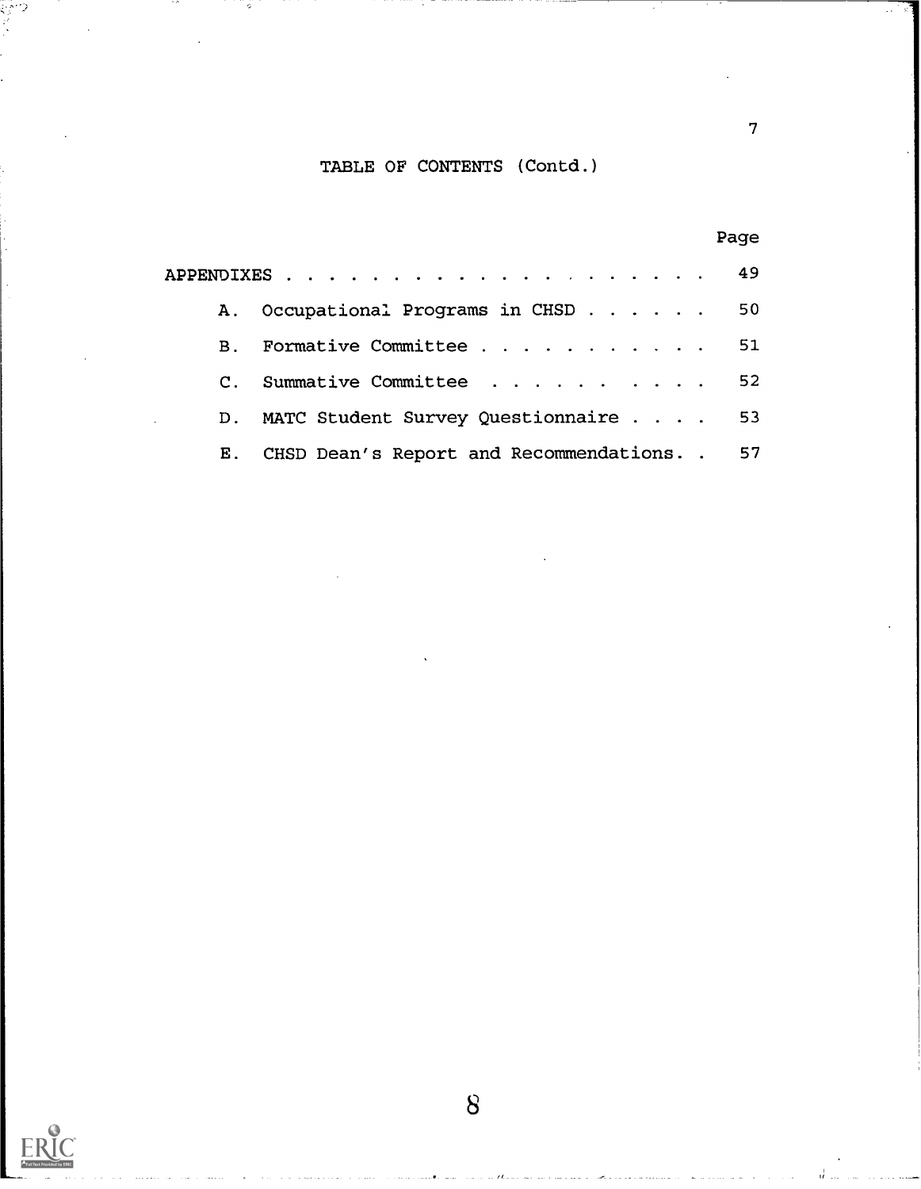## TABLE OF CONTENTS (Contd.)

| | Page |
|---|---|
| APPENDIXES | 49 |
| A. Occupational Programs in CHSD | 50 |
| B. Formative Committee | 51 |
| C. Summative Committee | 52 |
| D. MATC Student Survey Questionnaire | 53 |
| E. CHSD Dean's Report and Recommendations | 57 |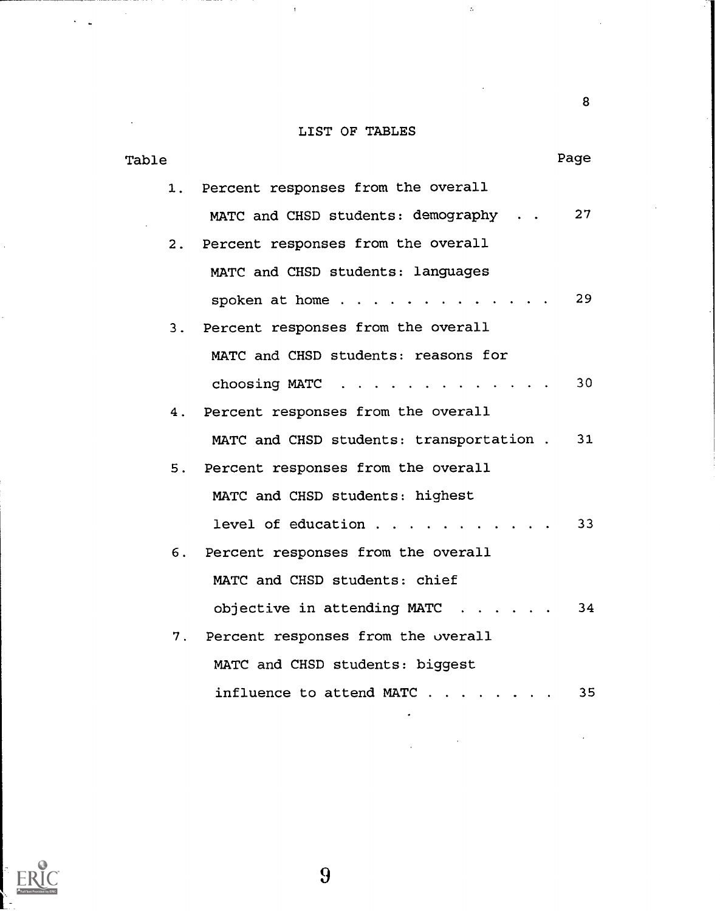# LIST OF TABLES

| Table | | Page |
|---|---|---|
| 1. | Percent responses from the overall MATC and CHSD students: demography | 27 |
| 2. | Percent responses from the overall MATC and CHSD students: languages spoken at home | 29 |
| 3. | Percent responses from the overall MATC and CHSD students: reasons for choosing MATC | 30 |
| 4. | Percent responses from the overall MATC and CHSD students: transportation | 31 |
| 5. | Percent responses from the overall MATC and CHSD students: highest level of education | 33 |
| 6. | Percent responses from the overall MATC and CHSD students: chief objective in attending MATC | 34 |
| 7. | Percent responses from the overall MATC and CHSD students: biggest influence to attend MATC | 35 |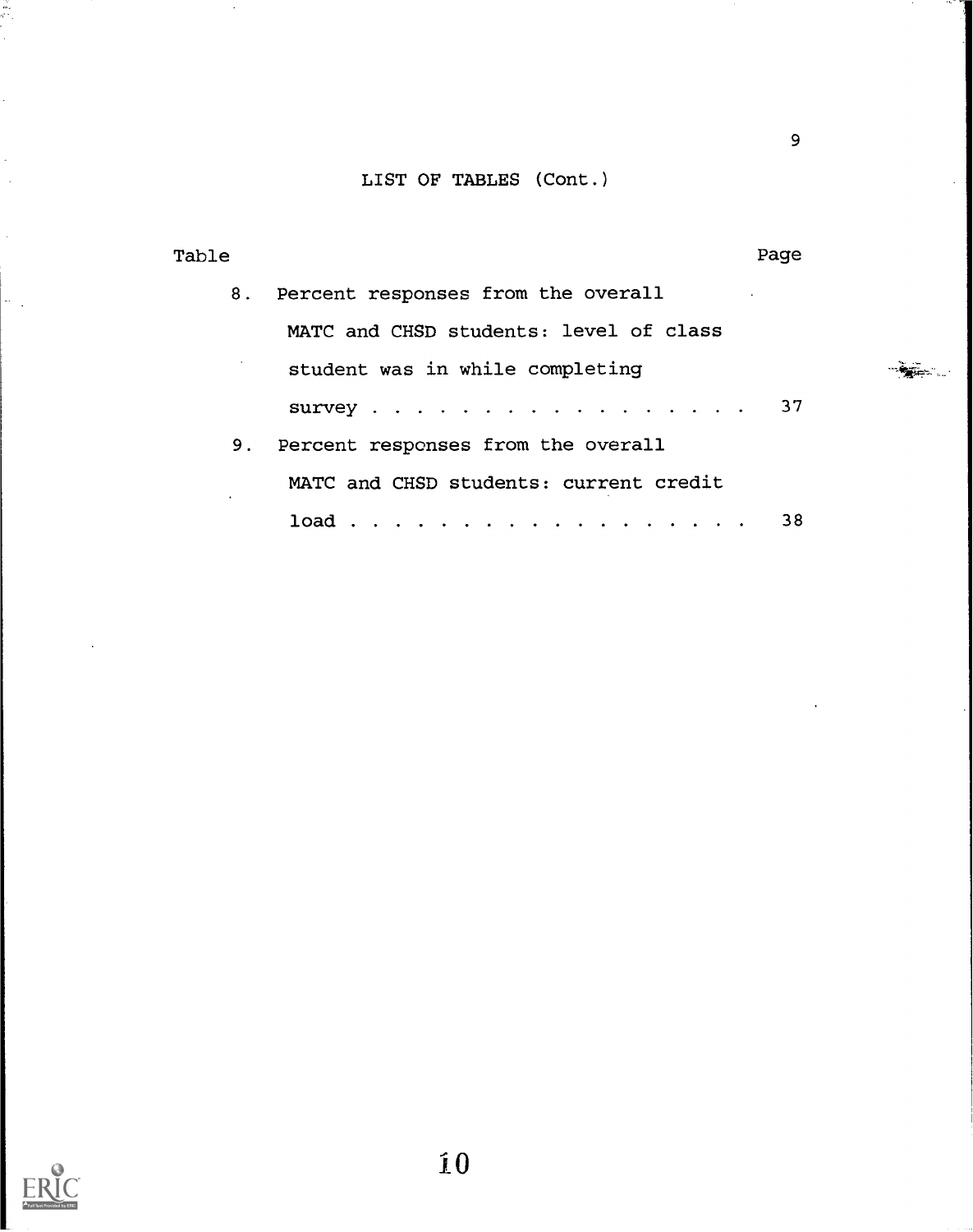## LIST OF TABLES (Cont.)

| Table | | Page |
|---|---|---|
| 8. | Percent responses from the overall MATC and CHSD students: level of class student was in while completing survey | 37 |
| 9. | Percent responses from the overall MATC and CHSD students: current credit load | 38 |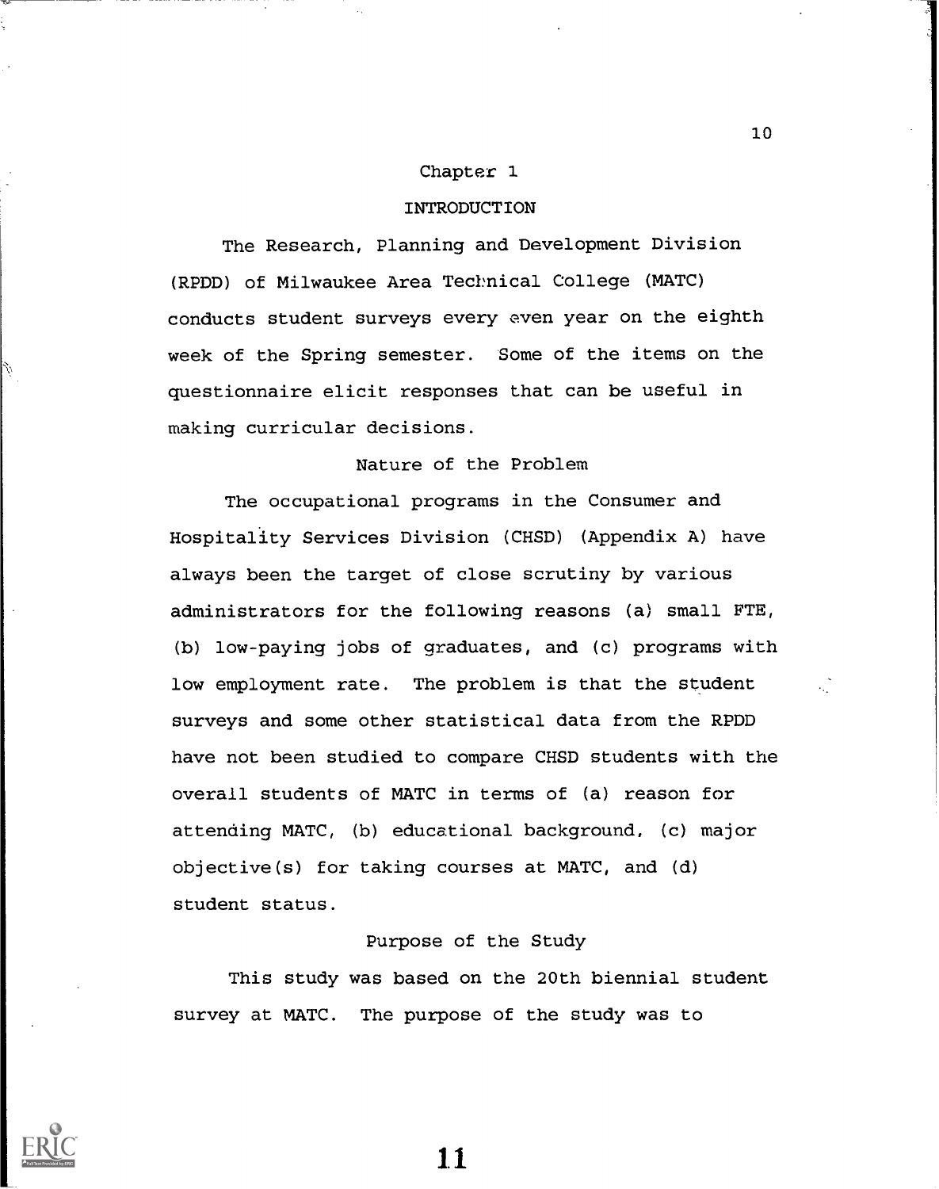# Chapter 1

# INTRODUCTION

The Research, Planning and Development Division (RPDD) of Milwaukee Area Technical College (MATC) conducts student surveys every even year on the eighth week of the Spring semester. Some of the items on the questionnaire elicit responses that can be useful in making curricular decisions.

## Nature of the Problem

The occupational programs in the Consumer and Hospitality Services Division (CHSD) (Appendix A) have always been the target of close scrutiny by various administrators for the following reasons (a) small FTE, (b) low-paying jobs of graduates, and (c) programs with low employment rate. The problem is that the student surveys and some other statistical data from the RPDD have not been studied to compare CHSD students with the overall students of MATC in terms of (a) reason for attending MATC, (b) educational background, (c) major objective(s) for taking courses at MATC, and (d) student status.

## Purpose of the Study

This study was based on the 20th biennial student survey at MATC. The purpose of the study was to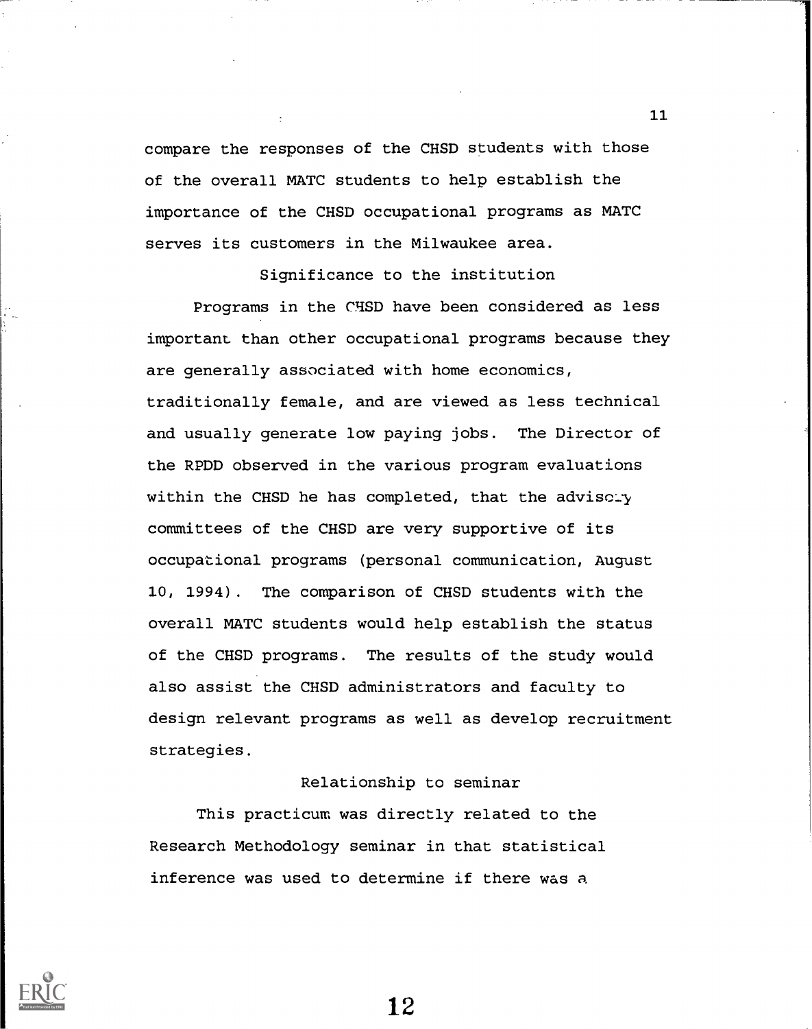compare the responses of the CHSD students with those of the overall MATC students to help establish the importance of the CHSD occupational programs as MATC serves its customers in the Milwaukee area.

### Significance to the institution

Programs in the CHSD have been considered as less important than other occupational programs because they are generally associated with home economics, traditionally female, and are viewed as less technical and usually generate low paying jobs. The Director of the RPDD observed in the various program evaluations within the CHSD he has completed, that the advisory committees of the CHSD are very supportive of its occupational programs (personal communication, August 10, 1994). The comparison of CHSD students with the overall MATC students would help establish the status of the CHSD programs. The results of the study would also assist the CHSD administrators and faculty to design relevant programs as well as develop recruitment strategies.

### Relationship to seminar

This practicum was directly related to the Research Methodology seminar in that statistical inference was used to determine if there was a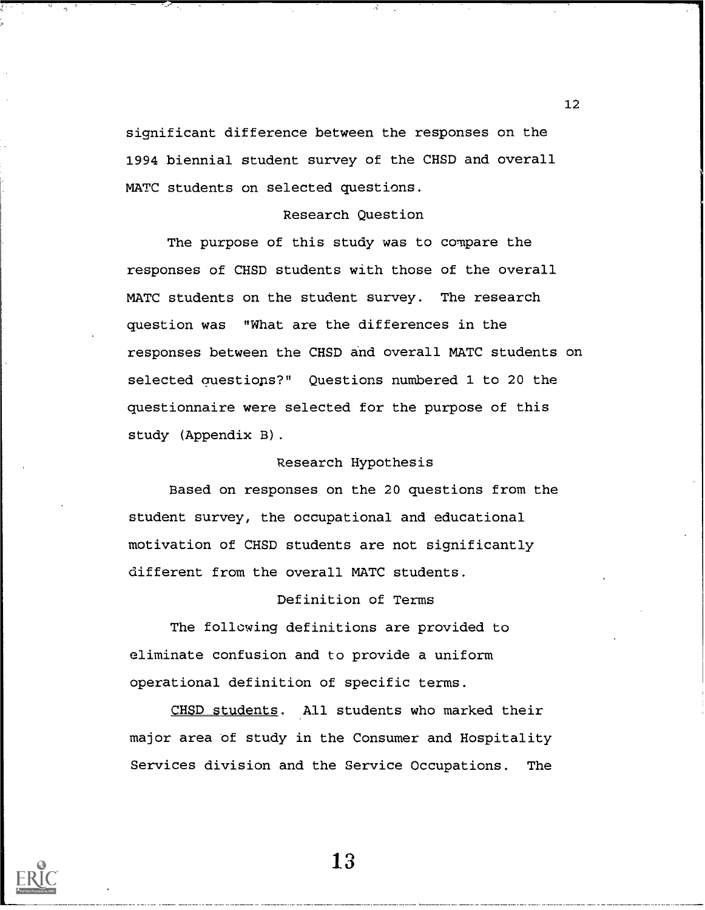significant difference between the responses on the 1994 biennial student survey of the CHSD and overall MATC students on selected questions.

## Research Question

The purpose of this study was to compare the responses of CHSD students with those of the overall MATC students on the student survey. The research question was "What are the differences in the responses between the CHSD and overall MATC students on selected questions?" Questions numbered 1 to 20 the questionnaire were selected for the purpose of this study (Appendix B).

## Research Hypothesis

Based on responses on the 20 questions from the student survey, the occupational and educational motivation of CHSD students are not significantly different from the overall MATC students.

## Definition of Terms

The following definitions are provided to eliminate confusion and to provide a uniform operational definition of specific terms.

CHSD students. All students who marked their major area of study in the Consumer and Hospitality Services division and the Service Occupations. The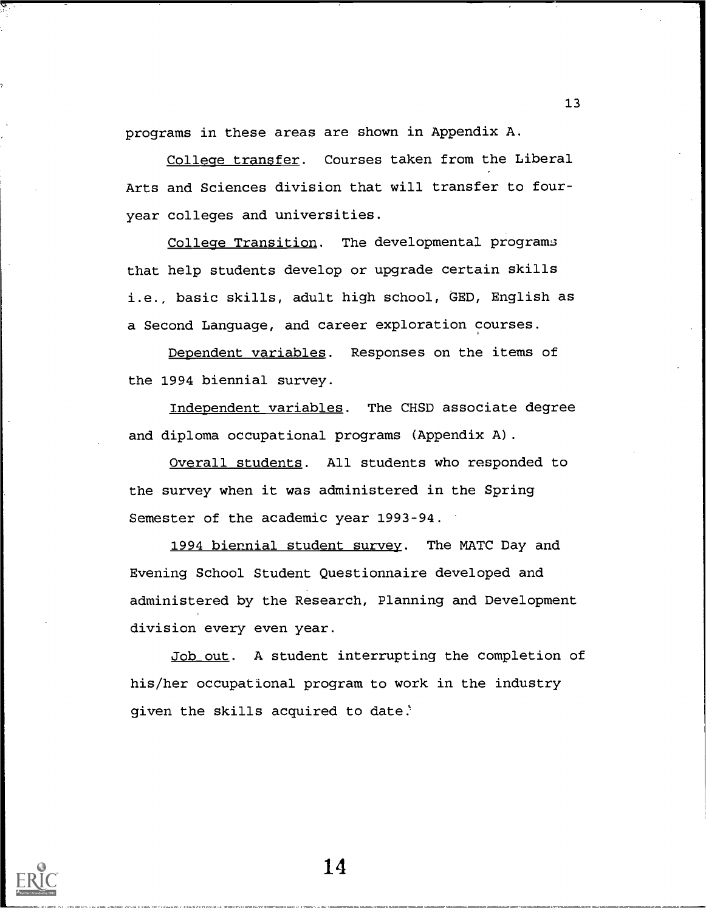programs in these areas are shown in Appendix A.

College transfer. Courses taken from the Liberal Arts and Sciences division that will transfer to four-year colleges and universities.

College Transition. The developmental programs that help students develop or upgrade certain skills i.e., basic skills, adult high school, GED, English as a Second Language, and career exploration courses.

Dependent variables. Responses on the items of the 1994 biennial survey.

Independent variables. The CHSD associate degree and diploma occupational programs (Appendix A).

Overall students. All students who responded to the survey when it was administered in the Spring Semester of the academic year 1993-94.

1994 biennial student survey. The MATC Day and Evening School Student Questionnaire developed and administered by the Research, Planning and Development division every even year.

Job out. A student interrupting the completion of his/her occupational program to work in the industry given the skills acquired to date.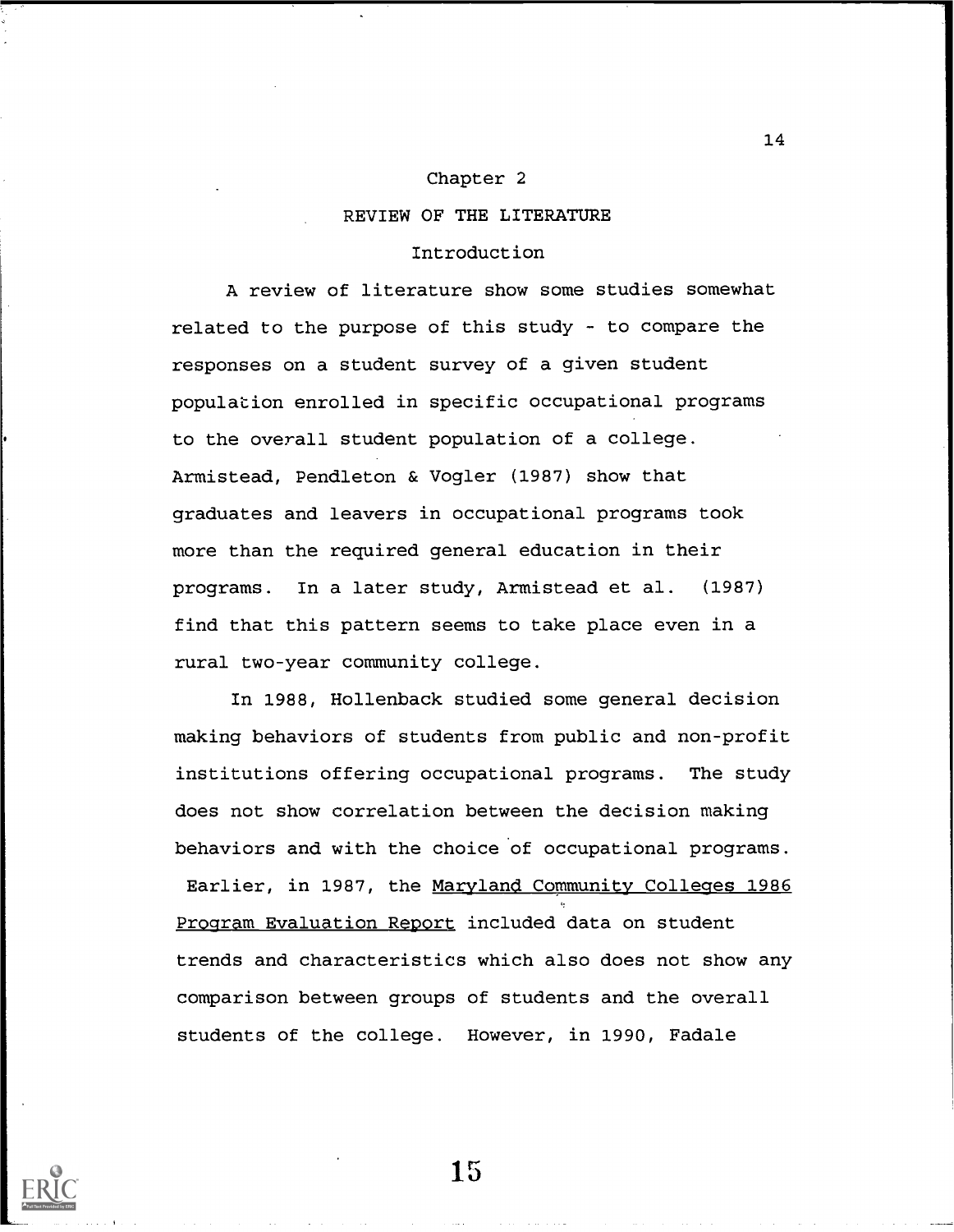# Chapter 2

## REVIEW OF THE LITERATURE

### Introduction

A review of literature show some studies somewhat related to the purpose of this study - to compare the responses on a student survey of a given student population enrolled in specific occupational programs to the overall student population of a college. Armistead, Pendleton & Vogler (1987) show that graduates and leavers in occupational programs took more than the required general education in their programs. In a later study, Armistead et al. (1987) find that this pattern seems to take place even in a rural two-year community college.

In 1988, Hollenback studied some general decision making behaviors of students from public and non-profit institutions offering occupational programs. The study does not show correlation between the decision making behaviors and with the choice of occupational programs. Earlier, in 1987, the Maryland Community Colleges 1986 Program Evaluation Report included data on student trends and characteristics which also does not show any comparison between groups of students and the overall students of the college. However, in 1990, Fadale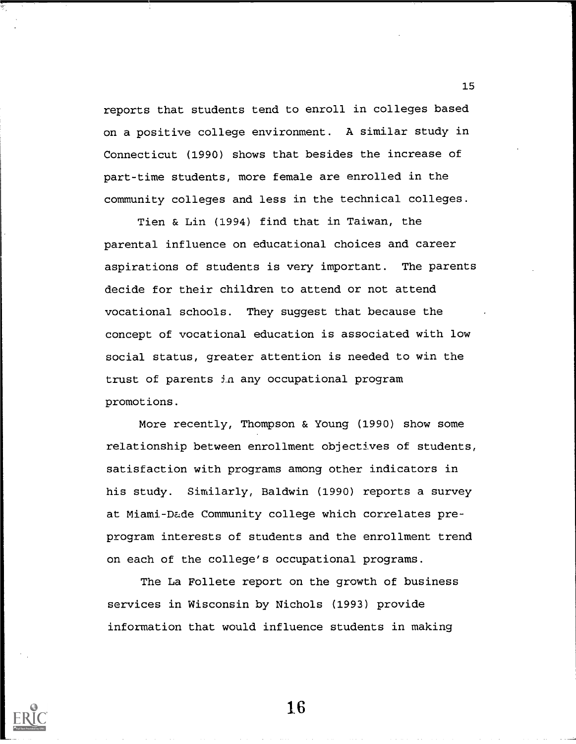reports that students tend to enroll in colleges based on a positive college environment. A similar study in Connecticut (1990) shows that besides the increase of part-time students, more female are enrolled in the community colleges and less in the technical colleges.

Tien & Lin (1994) find that in Taiwan, the parental influence on educational choices and career aspirations of students is very important. The parents decide for their children to attend or not attend vocational schools. They suggest that because the concept of vocational education is associated with low social status, greater attention is needed to win the trust of parents in any occupational program promotions.

More recently, Thompson & Young (1990) show some relationship between enrollment objectives of students, satisfaction with programs among other indicators in his study. Similarly, Baldwin (1990) reports a survey at Miami-Dade Community college which correlates pre-program interests of students and the enrollment trend on each of the college's occupational programs.

The La Follete report on the growth of business services in Wisconsin by Nichols (1993) provide information that would influence students in making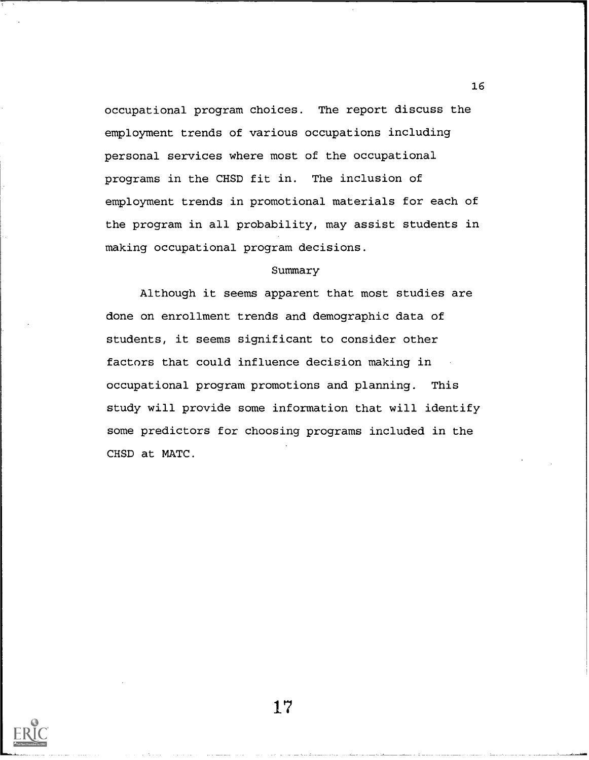occupational program choices. The report discuss the employment trends of various occupations including personal services where most of the occupational programs in the CHSD fit in. The inclusion of employment trends in promotional materials for each of the program in all probability, may assist students in making occupational program decisions.

## Summary

Although it seems apparent that most studies are done on enrollment trends and demographic data of students, it seems significant to consider other factors that could influence decision making in occupational program promotions and planning. This study will provide some information that will identify some predictors for choosing programs included in the CHSD at MATC.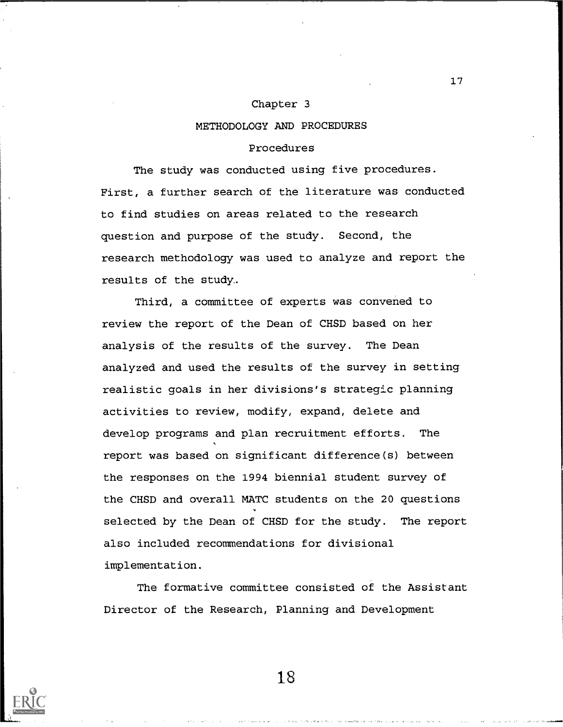# Chapter 3

## METHODOLOGY AND PROCEDURES

### Procedures

The study was conducted using five procedures. First, a further search of the literature was conducted to find studies on areas related to the research question and purpose of the study. Second, the research methodology was used to analyze and report the results of the study.

Third, a committee of experts was convened to review the report of the Dean of CHSD based on her analysis of the results of the survey. The Dean analyzed and used the results of the survey in setting realistic goals in her divisions's strategic planning activities to review, modify, expand, delete and develop programs and plan recruitment efforts. The report was based on significant difference(s) between the responses on the 1994 biennial student survey of the CHSD and overall MATC students on the 20 questions selected by the Dean of CHSD for the study. The report also included recommendations for divisional implementation.

The formative committee consisted of the Assistant Director of the Research, Planning and Development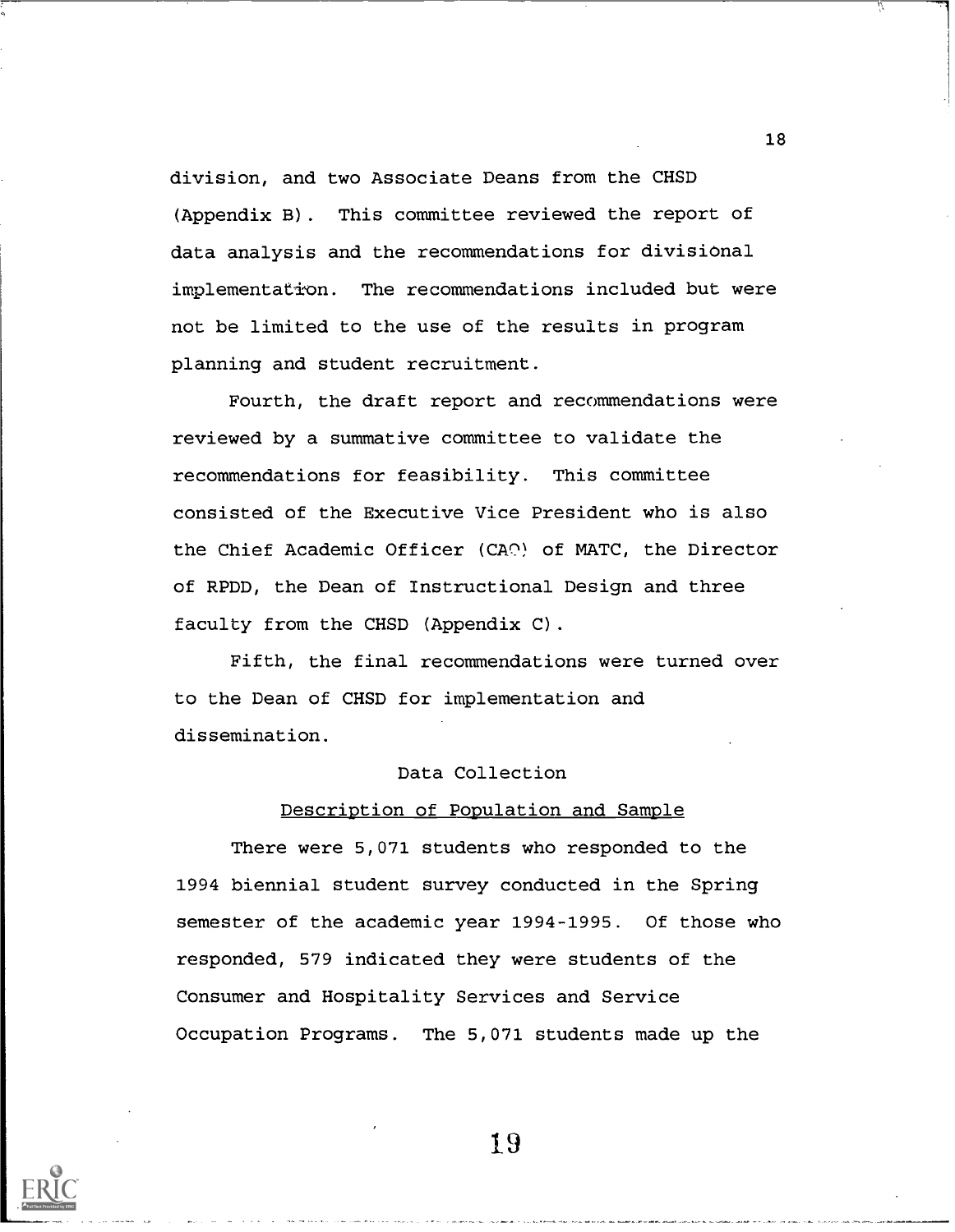division, and two Associate Deans from the CHSD (Appendix B). This committee reviewed the report of data analysis and the recommendations for divisional implementation. The recommendations included but were not be limited to the use of the results in program planning and student recruitment.

Fourth, the draft report and recommendations were reviewed by a summative committee to validate the recommendations for feasibility. This committee consisted of the Executive Vice President who is also the Chief Academic Officer (CAO) of MATC, the Director of RPDD, the Dean of Instructional Design and three faculty from the CHSD (Appendix C).

Fifth, the final recommendations were turned over to the Dean of CHSD for implementation and dissemination.

## Data Collection

### Description of Population and Sample

There were 5,071 students who responded to the 1994 biennial student survey conducted in the Spring semester of the academic year 1994-1995. Of those who responded, 579 indicated they were students of the Consumer and Hospitality Services and Service Occupation Programs. The 5,071 students made up the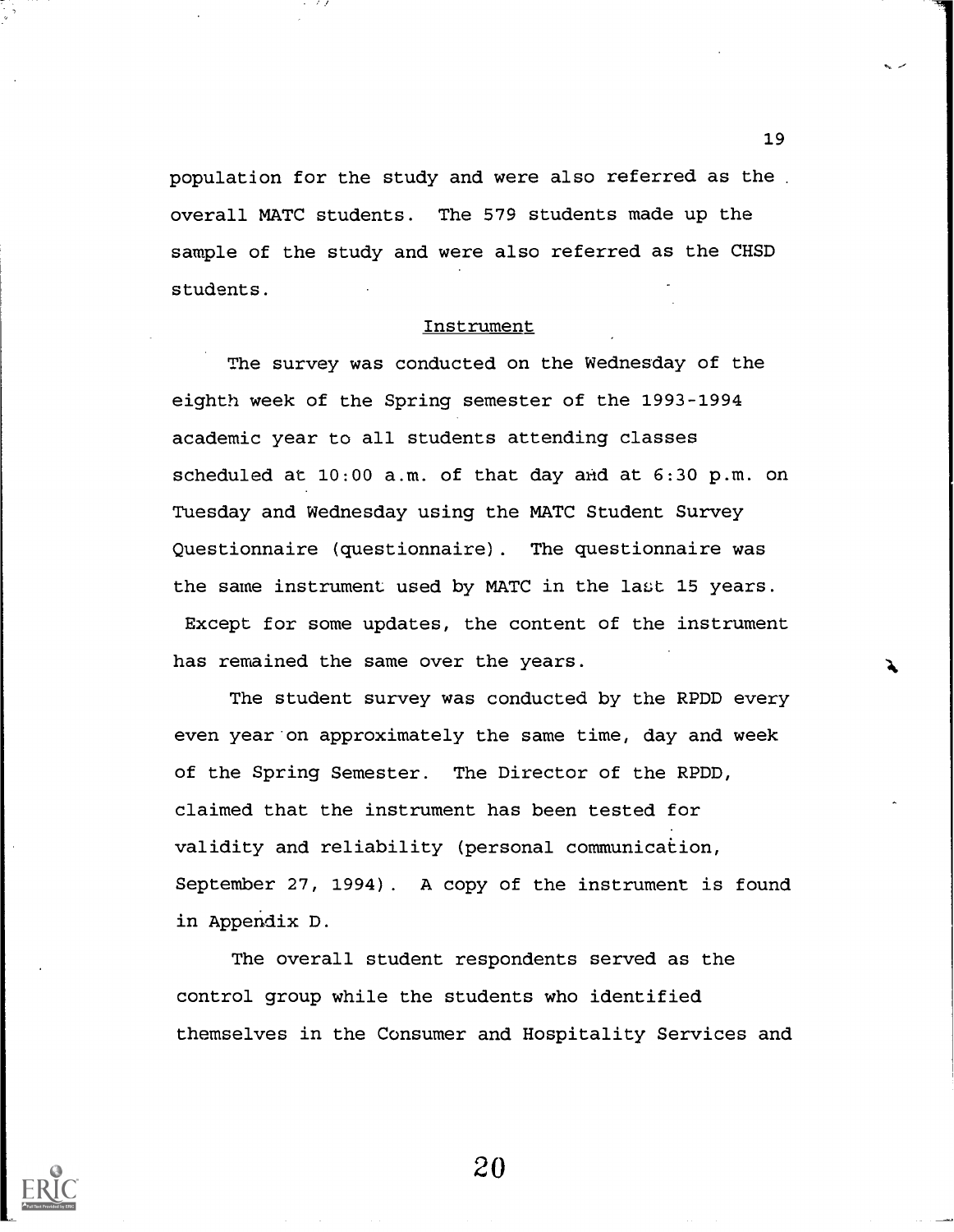population for the study and were also referred as the overall MATC students. The 579 students made up the sample of the study and were also referred as the CHSD students.

### Instrument

The survey was conducted on the Wednesday of the eighth week of the Spring semester of the 1993-1994 academic year to all students attending classes scheduled at 10:00 a.m. of that day and at 6:30 p.m. on Tuesday and Wednesday using the MATC Student Survey Questionnaire (questionnaire). The questionnaire was the same instrument used by MATC in the last 15 years. Except for some updates, the content of the instrument has remained the same over the years.

The student survey was conducted by the RPDD every even year on approximately the same time, day and week of the Spring Semester. The Director of the RPDD, claimed that the instrument has been tested for validity and reliability (personal communication, September 27, 1994). A copy of the instrument is found in Appendix D.

The overall student respondents served as the control group while the students who identified themselves in the Consumer and Hospitality Services and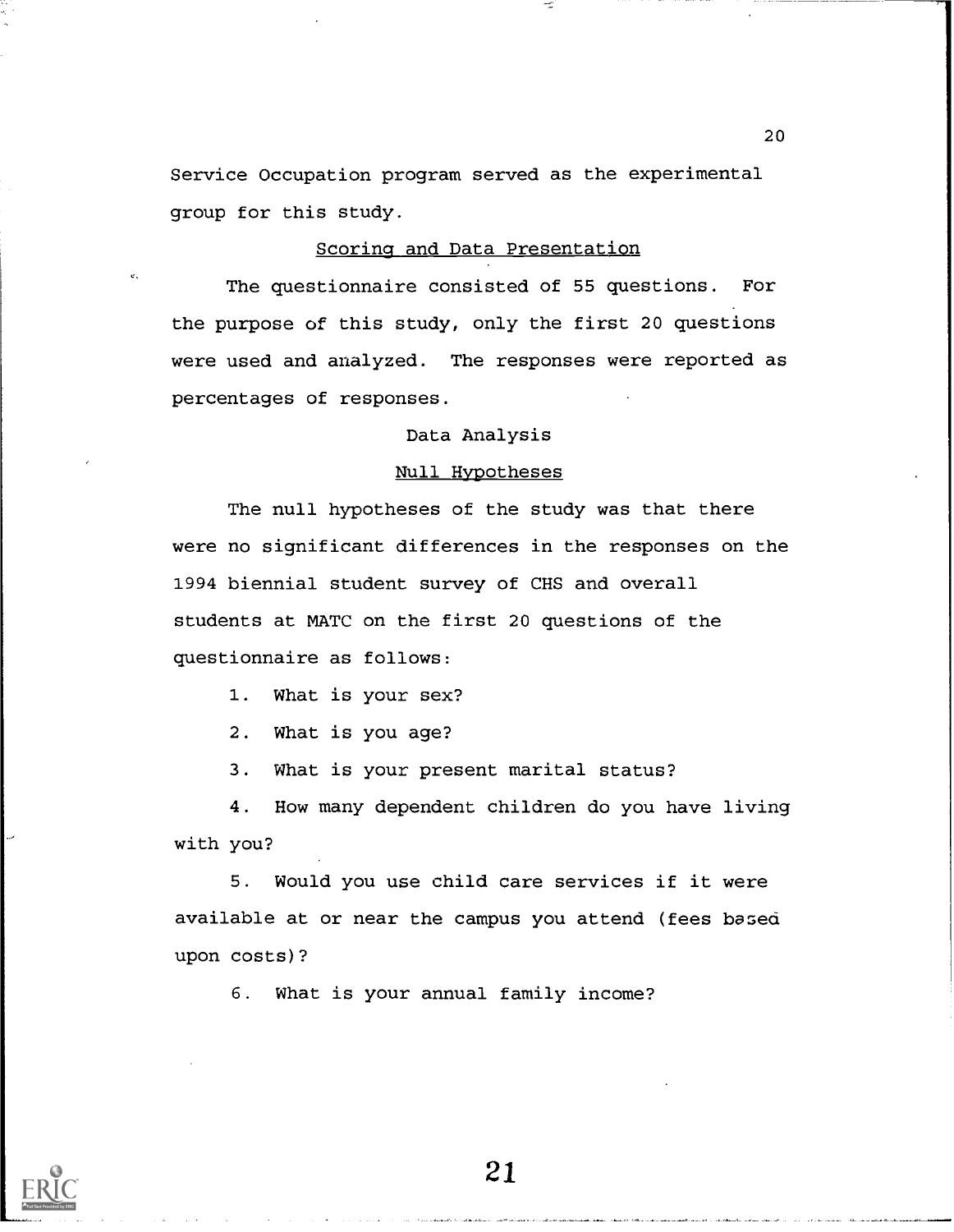Service Occupation program served as the experimental group for this study.

## Scoring and Data Presentation

The questionnaire consisted of 55 questions. For the purpose of this study, only the first 20 questions were used and analyzed. The responses were reported as percentages of responses.

## Data Analysis

### Null Hypotheses

The null hypotheses of the study was that there were no significant differences in the responses on the 1994 biennial student survey of CHS and overall students at MATC on the first 20 questions of the questionnaire as follows:

1. What is your sex?

2. What is you age?

3. What is your present marital status?

4. How many dependent children do you have living with you?

5. Would you use child care services if it were available at or near the campus you attend (fees based upon costs)?

6. What is your annual family income?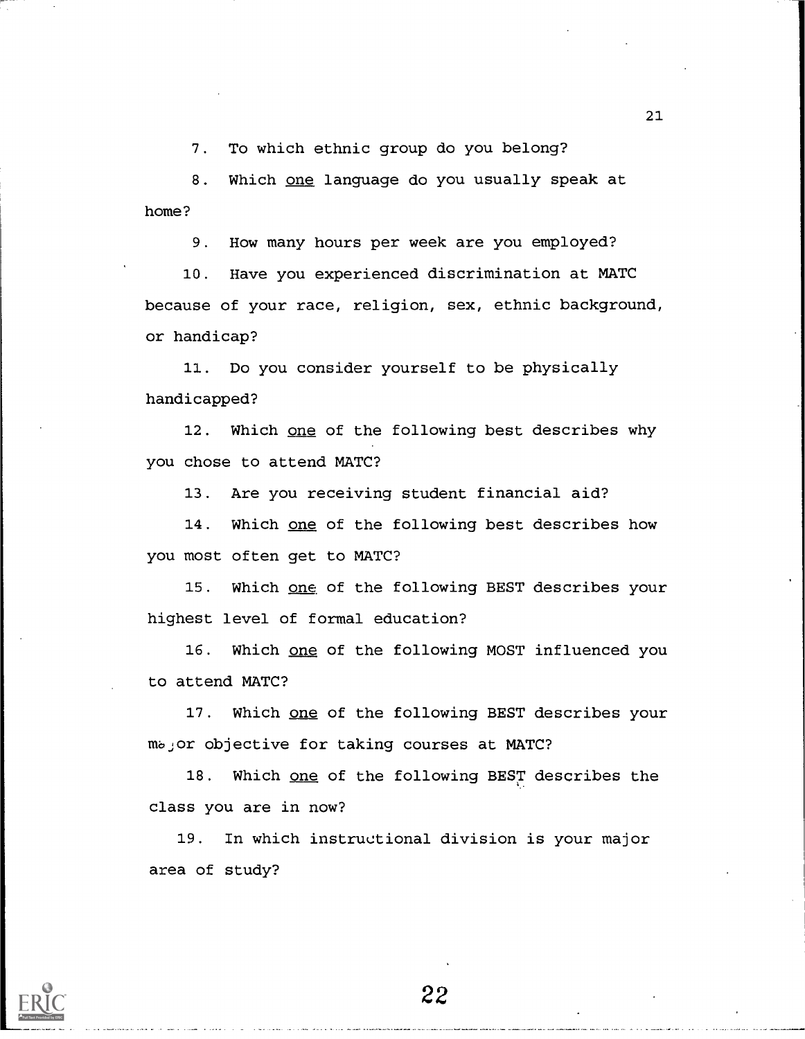7. To which ethnic group do you belong?

8. Which <u>one</u> language do you usually speak at home?

9. How many hours per week are you employed?

10. Have you experienced discrimination at MATC because of your race, religion, sex, ethnic background, or handicap?

11. Do you consider yourself to be physically handicapped?

12. Which <u>one</u> of the following best describes why you chose to attend MATC?

13. Are you receiving student financial aid?

14. Which <u>one</u> of the following best describes how you most often get to MATC?

15. Which <u>one</u> of the following BEST describes your highest level of formal education?

16. Which <u>one</u> of the following MOST influenced you to attend MATC?

17. Which <u>one</u> of the following BEST describes your major objective for taking courses at MATC?

18. Which <u>one</u> of the following BEST describes the class you are in now?

19. In which instructional division is your major area of study?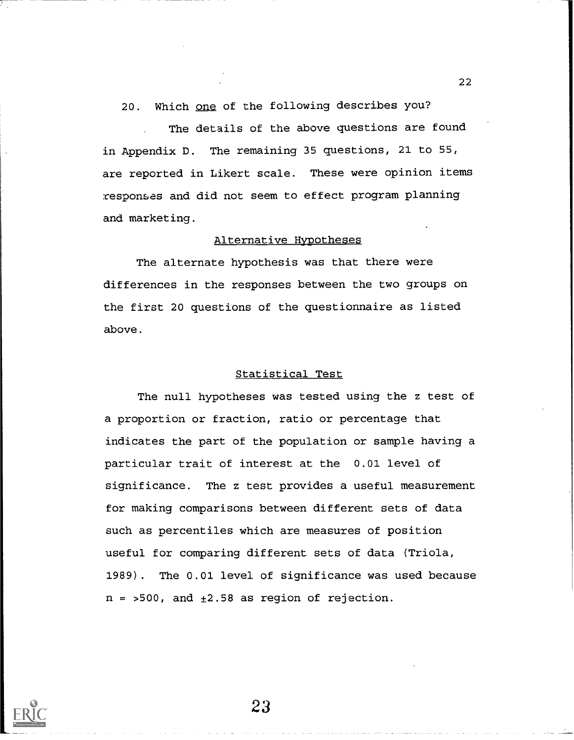20. Which <u>one</u> of the following describes you?

The details of the above questions are found in Appendix D. The remaining 35 questions, 21 to 55, are reported in Likert scale. These were opinion items responses and did not seem to effect program planning and marketing.

## Alternative Hypotheses

The alternate hypothesis was that there were differences in the responses between the two groups on the first 20 questions of the questionnaire as listed above.

## Statistical Test

The null hypotheses was tested using the z test of a proportion or fraction, ratio or percentage that indicates the part of the population or sample having a particular trait of interest at the 0.01 level of significance. The z test provides a useful measurement for making comparisons between different sets of data such as percentiles which are measures of position useful for comparing different sets of data (Triola, 1989). The 0.01 level of significance was used because $n = >500$, and $\pm 2.58$ as region of rejection.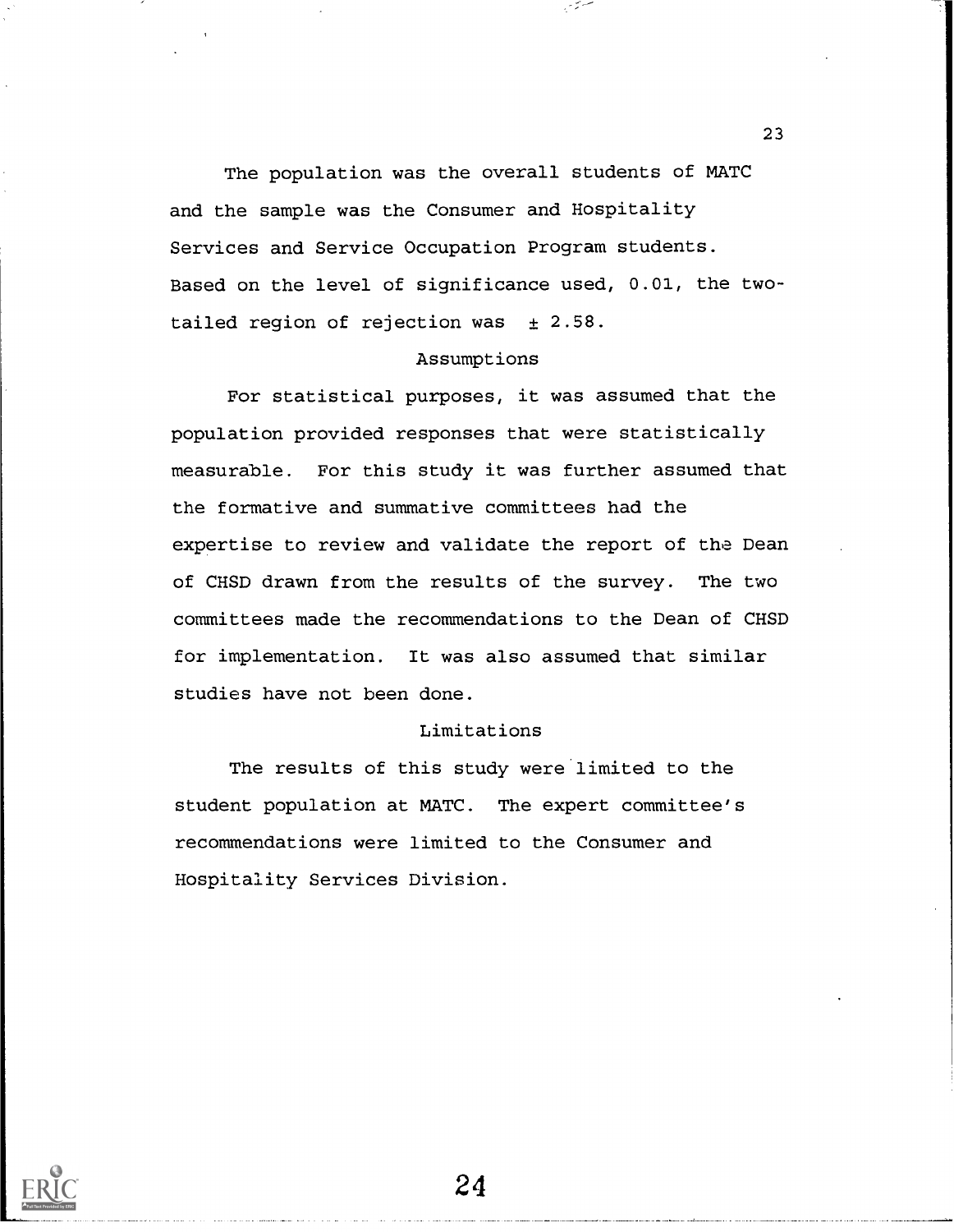The population was the overall students of MATC and the sample was the Consumer and Hospitality Services and Service Occupation Program students. Based on the level of significance used, 0.01, the two-tailed region of rejection was $\pm$ 2.58.

## Assumptions

For statistical purposes, it was assumed that the population provided responses that were statistically measurable. For this study it was further assumed that the formative and summative committees had the expertise to review and validate the report of the Dean of CHSD drawn from the results of the survey. The two committees made the recommendations to the Dean of CHSD for implementation. It was also assumed that similar studies have not been done.

## Limitations

The results of this study were limited to the student population at MATC. The expert committee's recommendations were limited to the Consumer and Hospitality Services Division.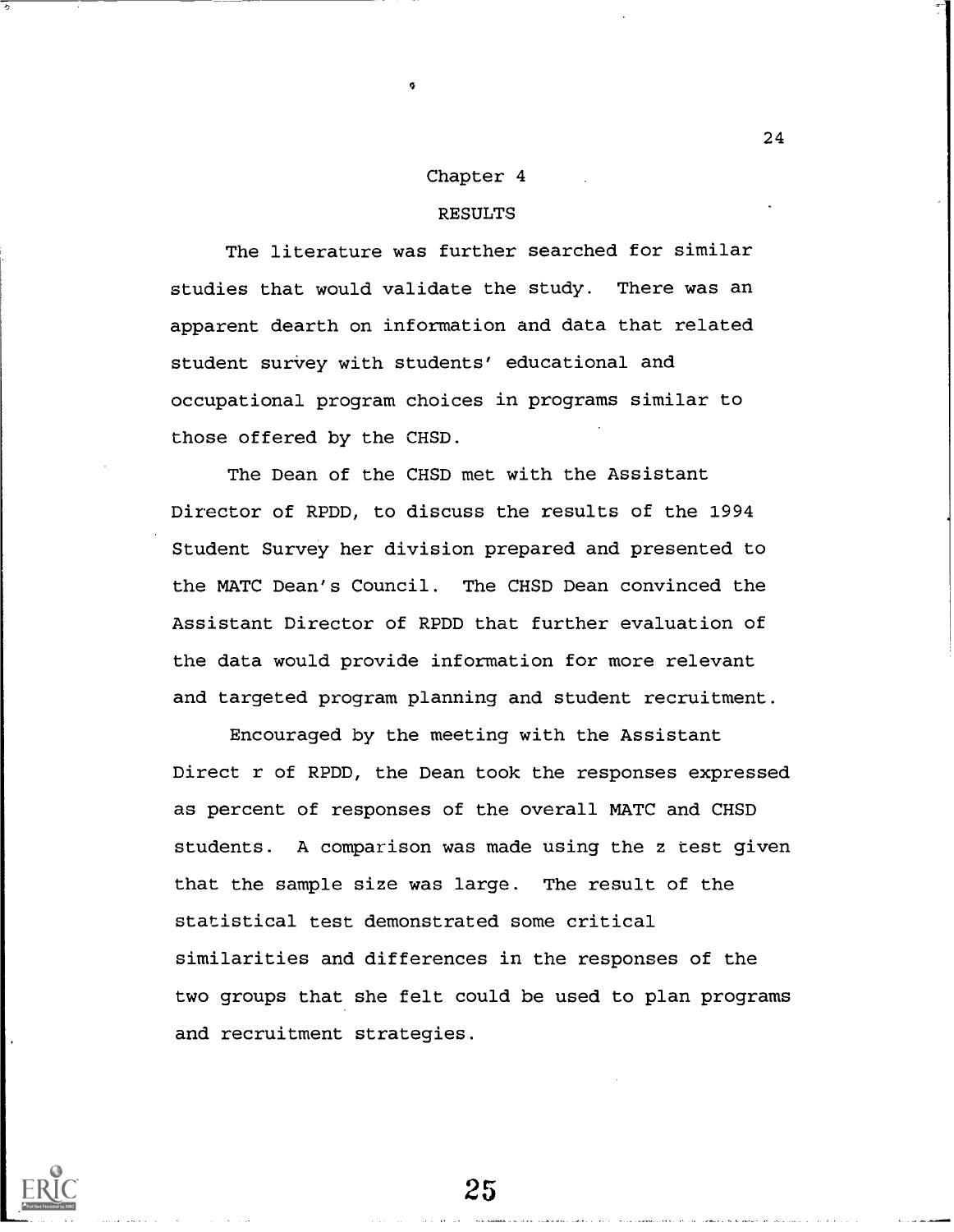# Chapter 4

## RESULTS

The literature was further searched for similar studies that would validate the study. There was an apparent dearth on information and data that related student survey with students' educational and occupational program choices in programs similar to those offered by the CHSD.

The Dean of the CHSD met with the Assistant Director of RPDD, to discuss the results of the 1994 Student Survey her division prepared and presented to the MATC Dean's Council. The CHSD Dean convinced the Assistant Director of RPDD that further evaluation of the data would provide information for more relevant and targeted program planning and student recruitment.

Encouraged by the meeting with the Assistant Direct r of RPDD, the Dean took the responses expressed as percent of responses of the overall MATC and CHSD students. A comparison was made using the z test given that the sample size was large. The result of the statistical test demonstrated some critical similarities and differences in the responses of the two groups that she felt could be used to plan programs and recruitment strategies.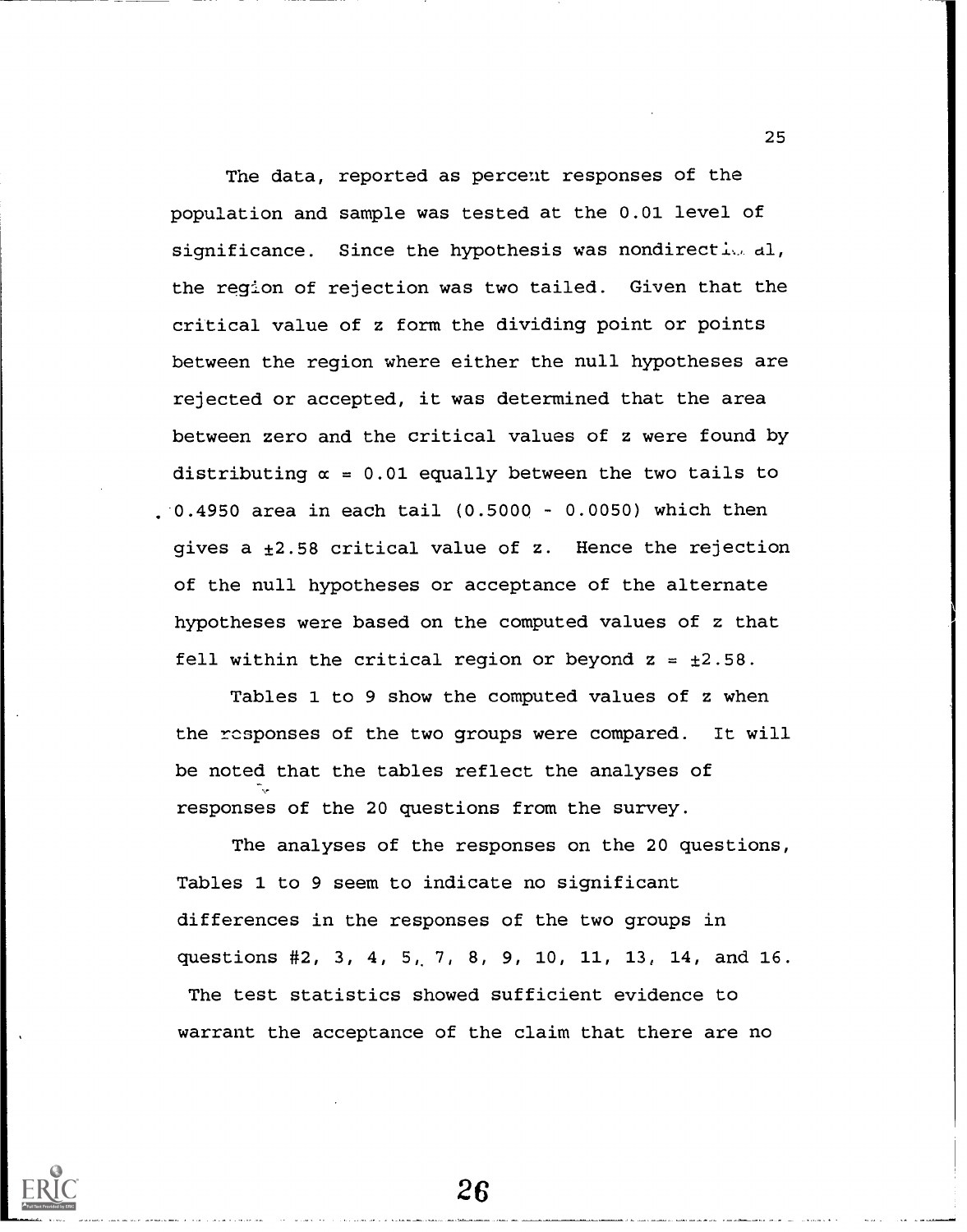The data, reported as percent responses of the population and sample was tested at the 0.01 level of significance. Since the hypothesis was nondirectional, the region of rejection was two tailed. Given that the critical value of z form the dividing point or points between the region where either the null hypotheses are rejected or accepted, it was determined that the area between zero and the critical values of z were found by distributing $\alpha = 0.01$ equally between the two tails to 0.4950 area in each tail (0.5000 - 0.0050) which then gives a $\pm 2.58$ critical value of z. Hence the rejection of the null hypotheses or acceptance of the alternate hypotheses were based on the computed values of z that fell within the critical region or beyond $z = \pm 2.58$.

Tables 1 to 9 show the computed values of z when the responses of the two groups were compared. It will be noted that the tables reflect the analyses of responses of the 20 questions from the survey.

The analyses of the responses on the 20 questions, Tables 1 to 9 seem to indicate no significant differences in the responses of the two groups in questions #2, 3, 4, 5, 7, 8, 9, 10, 11, 13, 14, and 16. The test statistics showed sufficient evidence to warrant the acceptance of the claim that there are no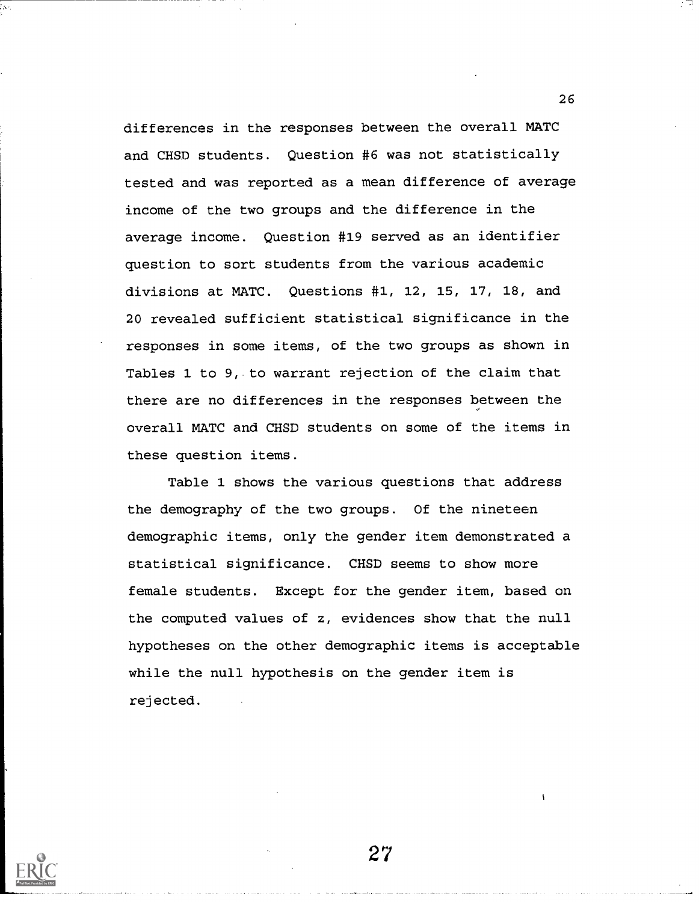differences in the responses between the overall MATC and CHSD students. Question #6 was not statistically tested and was reported as a mean difference of average income of the two groups and the difference in the average income. Question #19 served as an identifier question to sort students from the various academic divisions at MATC. Questions #1, 12, 15, 17, 18, and 20 revealed sufficient statistical significance in the responses in some items, of the two groups as shown in Tables 1 to 9, to warrant rejection of the claim that there are no differences in the responses between the overall MATC and CHSD students on some of the items in these question items.

Table 1 shows the various questions that address the demography of the two groups. Of the nineteen demographic items, only the gender item demonstrated a statistical significance. CHSD seems to show more female students. Except for the gender item, based on the computed values of z, evidences show that the null hypotheses on the other demographic items is acceptable while the null hypothesis on the gender item is rejected.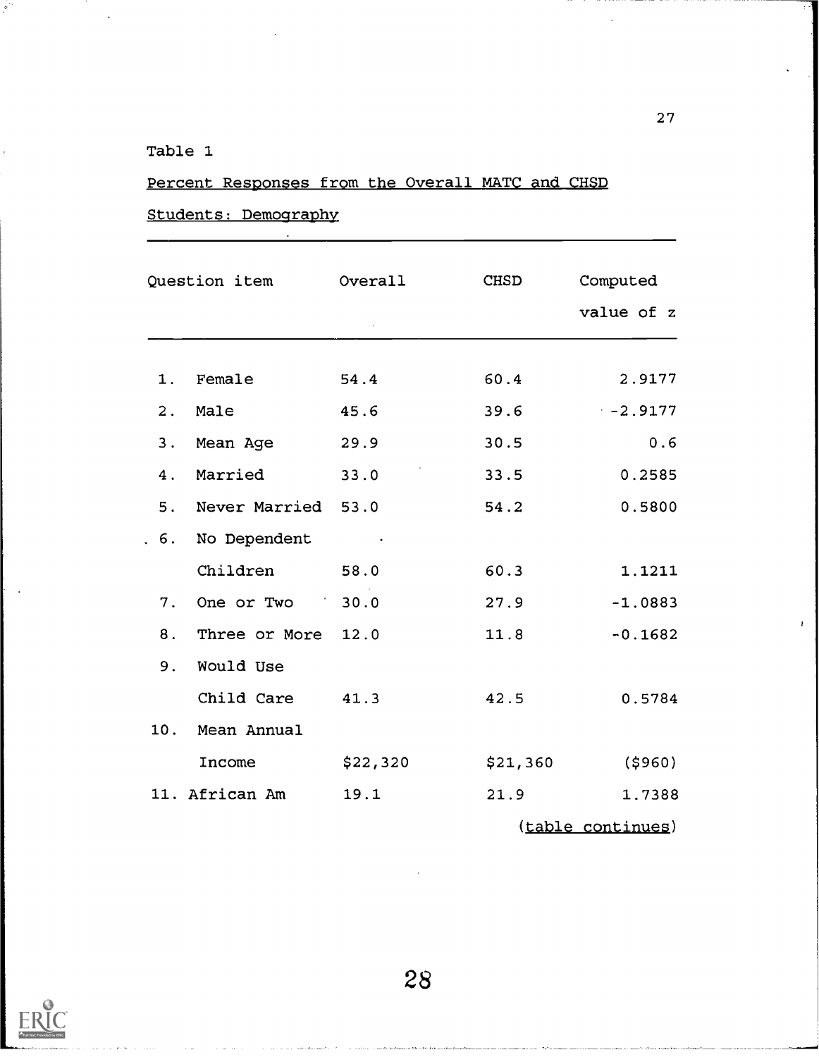Table 1

Percent Responses from the Overall MATC and CHSD Students: Demography

| Question item | Overall | CHSD | Computed value of z |
|---|---|---|---|
| 1. Female | 54.4 | 60.4 | 2.9177 |
| 2. Male | 45.6 | 39.6 | -2.9177 |
| 3. Mean Age | 29.9 | 30.5 | 0.6 |
| 4. Married | 33.0 | 33.5 | 0.2585 |
| 5. Never Married | 53.0 | 54.2 | 0.5800 |
| 6. No Dependent Children | 58.0 | 60.3 | 1.1211 |
| 7. One or Two | 30.0 | 27.9 | -1.0883 |
| 8. Three or More | 12.0 | 11.8 | -0.1682 |
| 9. Would Use Child Care | 41.3 | 42.5 | 0.5784 |
| 10. Mean Annual Income | $22,320 | $21,360 | ($960) |
| 11. African Am | 19.1 | 21.9 | 1.7388 |

(table continues)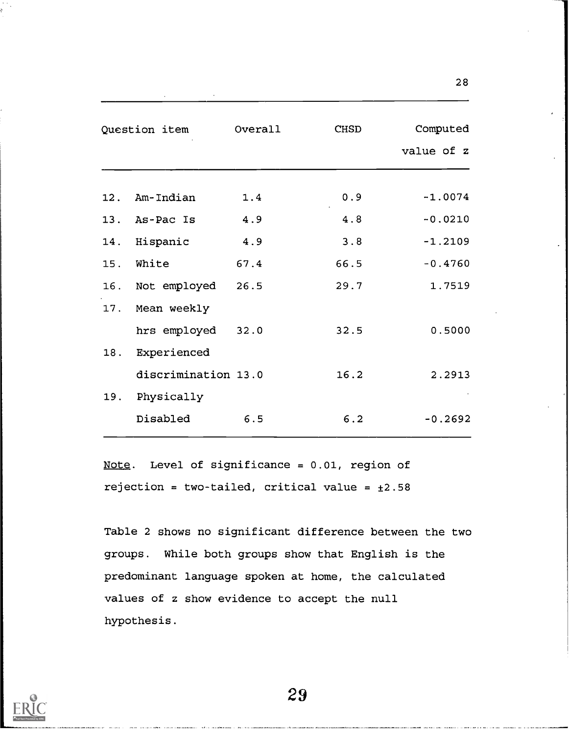| Question item | Overall | CHSD | Computed value of z |
|---|---|---|---|
| 12. Am-Indian | 1.4 | 0.9 | -1.0074 |
| 13. As-Pac Is | 4.9 | 4.8 | -0.0210 |
| 14. Hispanic | 4.9 | 3.8 | -1.2109 |
| 15. White | 67.4 | 66.5 | -0.4760 |
| 16. Not employed | 26.5 | 29.7 | 1.7519 |
| 17. Mean weekly hrs employed | 32.0 | 32.5 | 0.5000 |
| 18. Experienced discrimination | 13.0 | 16.2 | 2.2913 |
| 19. Physically Disabled | 6.5 | 6.2 | -0.2692 |

Note. Level of significance = 0.01, region of rejection = two-tailed, critical value = ±2.58

Table 2 shows no significant difference between the two groups. While both groups show that English is the predominant language spoken at home, the calculated values of z show evidence to accept the null hypothesis.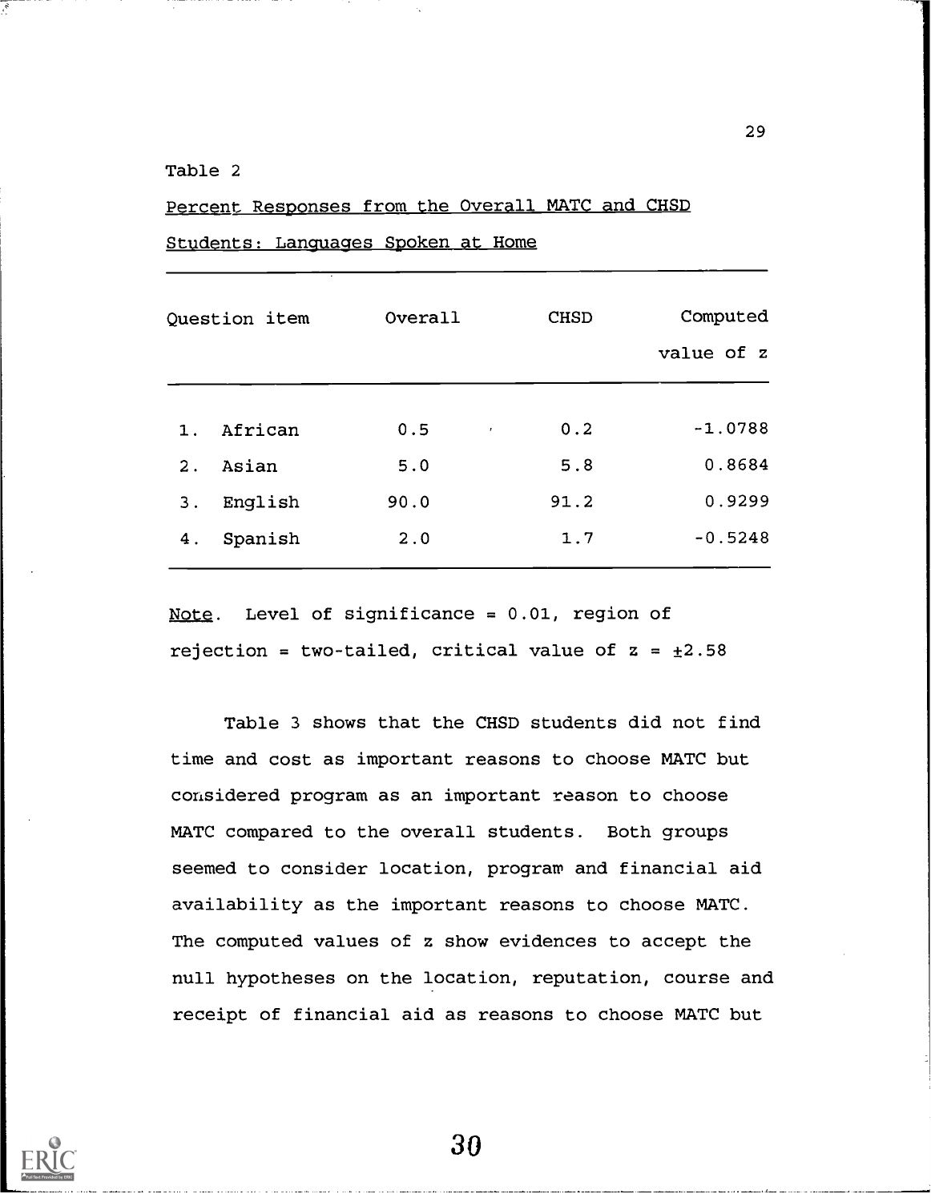Table 2

Percent Responses from the Overall MATC and CHSD Students: Languages Spoken at Home

| Question item | Overall | CHSD | Computed value of z |
|---|---|---|---|
| 1. African | 0.5 | 0.2 | -1.0788 |
| 2. Asian | 5.0 | 5.8 | 0.8684 |
| 3. English | 90.0 | 91.2 | 0.9299 |
| 4. Spanish | 2.0 | 1.7 | -0.5248 |

*Note*. Level of significance = 0.01, region of rejection = two-tailed, critical value of z = ±2.58

Table 3 shows that the CHSD students did not find time and cost as important reasons to choose MATC but considered program as an important reason to choose MATC compared to the overall students. Both groups seemed to consider location, program and financial aid availability as the important reasons to choose MATC. The computed values of z show evidences to accept the null hypotheses on the location, reputation, course and receipt of financial aid as reasons to choose MATC but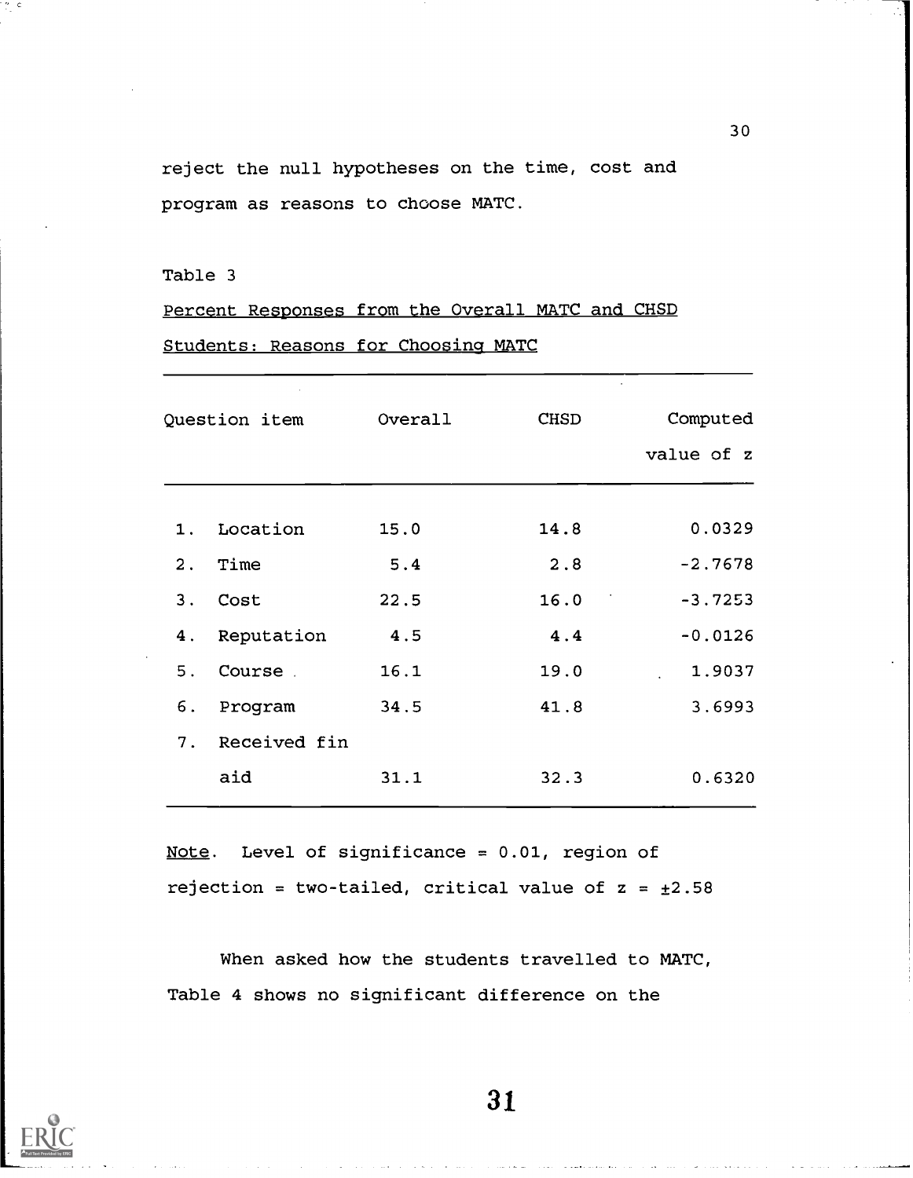reject the null hypotheses on the time, cost and program as reasons to choose MATC.

Table 3

Percent Responses from the Overall MATC and CHSD Students: Reasons for Choosing MATC

| Question item | Overall | CHSD | Computed value of z |
|---|---|---|---|
| 1. Location | 15.0 | 14.8 | 0.0329 |
| 2. Time | 5.4 | 2.8 | -2.7678 |
| 3. Cost | 22.5 | 16.0 | -3.7253 |
| 4. Reputation | 4.5 | 4.4 | -0.0126 |
| 5. Course | 16.1 | 19.0 | 1.9037 |
| 6. Program | 34.5 | 41.8 | 3.6993 |
| 7. Received fin aid | 31.1 | 32.3 | 0.6320 |

Note. Level of significance = 0.01, region of rejection = two-tailed, critical value of z = ±2.58

When asked how the students travelled to MATC, Table 4 shows no significant difference on the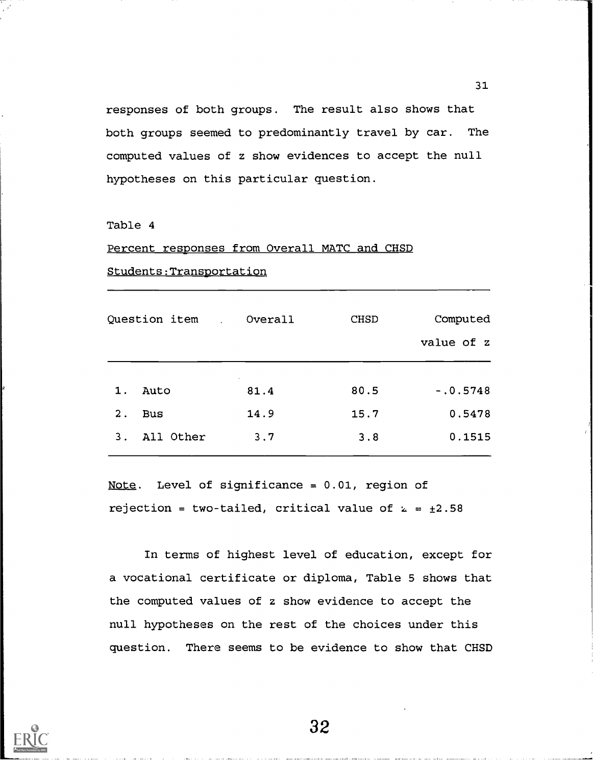responses of both groups. The result also shows that both groups seemed to predominantly travel by car. The computed values of z show evidences to accept the null hypotheses on this particular question.

Table 4

Percent responses from Overall MATC and CHSD Students:Transportation

| Question item | Overall | CHSD | Computed value of z |
|---|---|---|---|
| 1. Auto | 81.4 | 80.5 | -.0.5748 |
| 2. Bus | 14.9 | 15.7 | 0.5478 |
| 3. All Other | 3.7 | 3.8 | 0.1515 |

Note. Level of significance = 0.01, region of rejection = two-tailed, critical value of z = ±2.58

In terms of highest level of education, except for a vocational certificate or diploma, Table 5 shows that the computed values of z show evidence to accept the null hypotheses on the rest of the choices under this question. There seems to be evidence to show that CHSD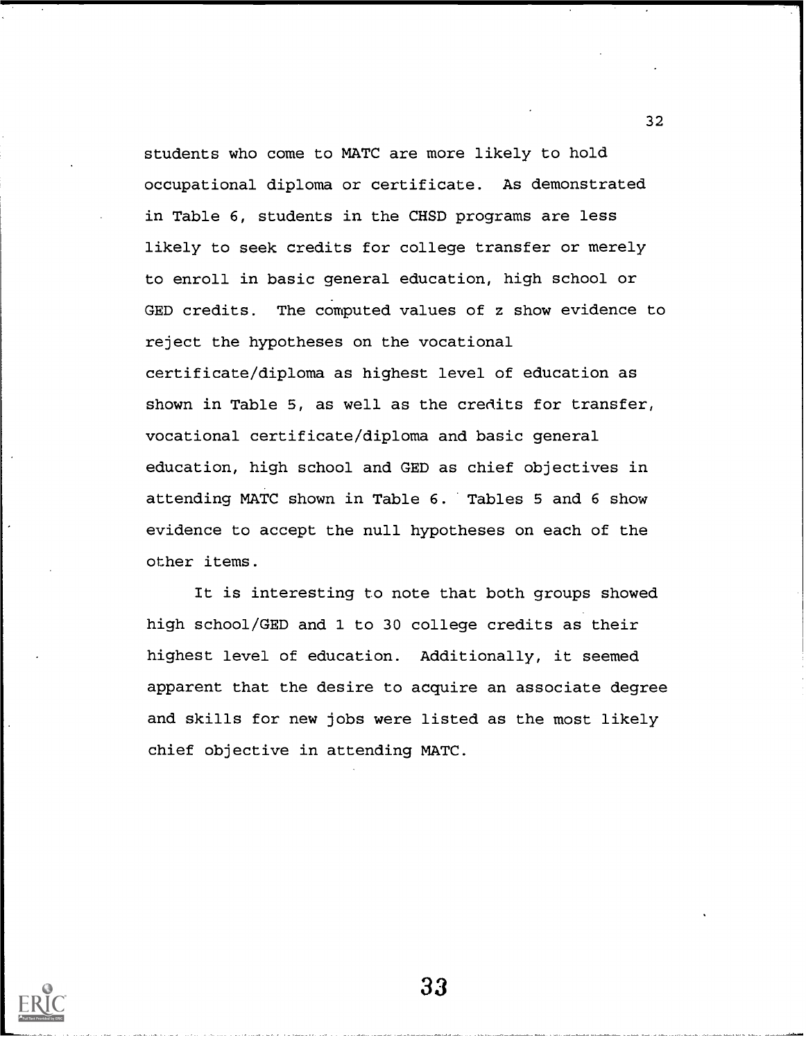students who come to MATC are more likely to hold occupational diploma or certificate. As demonstrated in Table 6, students in the CHSD programs are less likely to seek credits for college transfer or merely to enroll in basic general education, high school or GED credits. The computed values of z show evidence to reject the hypotheses on the vocational certificate/diploma as highest level of education as shown in Table 5, as well as the credits for transfer, vocational certificate/diploma and basic general education, high school and GED as chief objectives in attending MATC shown in Table 6. Tables 5 and 6 show evidence to accept the null hypotheses on each of the other items.

It is interesting to note that both groups showed high school/GED and 1 to 30 college credits as their highest level of education. Additionally, it seemed apparent that the desire to acquire an associate degree and skills for new jobs were listed as the most likely chief objective in attending MATC.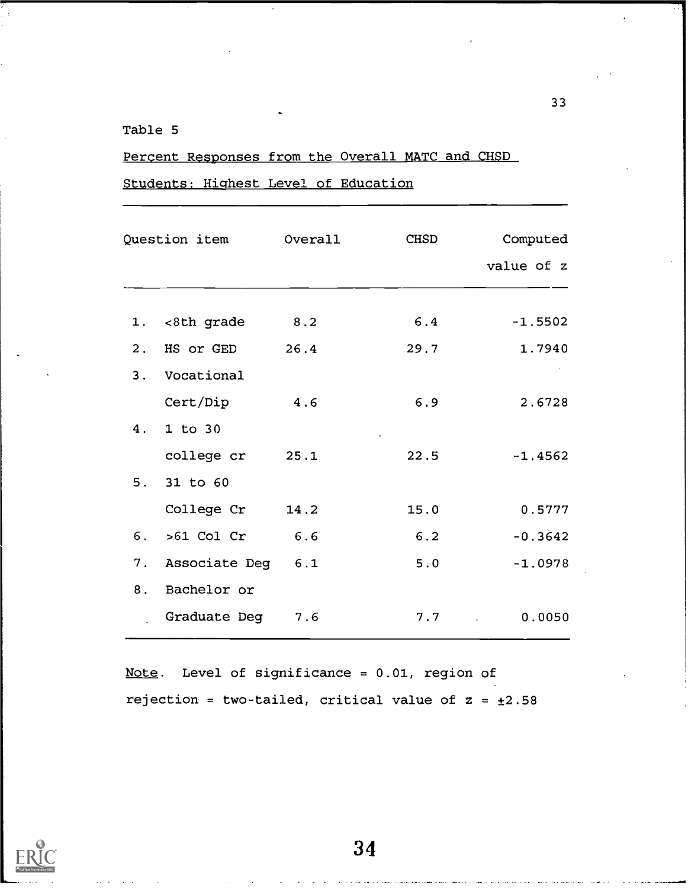Table 5

Percent Responses from the Overall MATC and CHSD Students: Highest Level of Education

| Question item | Overall | CHSD | Computed value of z |
|---|---|---|---|
| 1. <8th grade | 8.2 | 6.4 | -1.5502 |
| 2. HS or GED | 26.4 | 29.7 | 1.7940 |
| 3. Vocational Cert/Dip | 4.6 | 6.9 | 2.6728 |
| 4. 1 to 30 college cr | 25.1 | 22.5 | -1.4562 |
| 5. 31 to 60 College Cr | 14.2 | 15.0 | 0.5777 |
| 6. >61 Col Cr | 6.6 | 6.2 | -0.3642 |
| 7. Associate Deg | 6.1 | 5.0 | -1.0978 |
| 8. Bachelor or Graduate Deg | 7.6 | 7.7 | 0.0050 |

Note. Level of significance = 0.01, region of rejection = two-tailed, critical value of z = ±2.58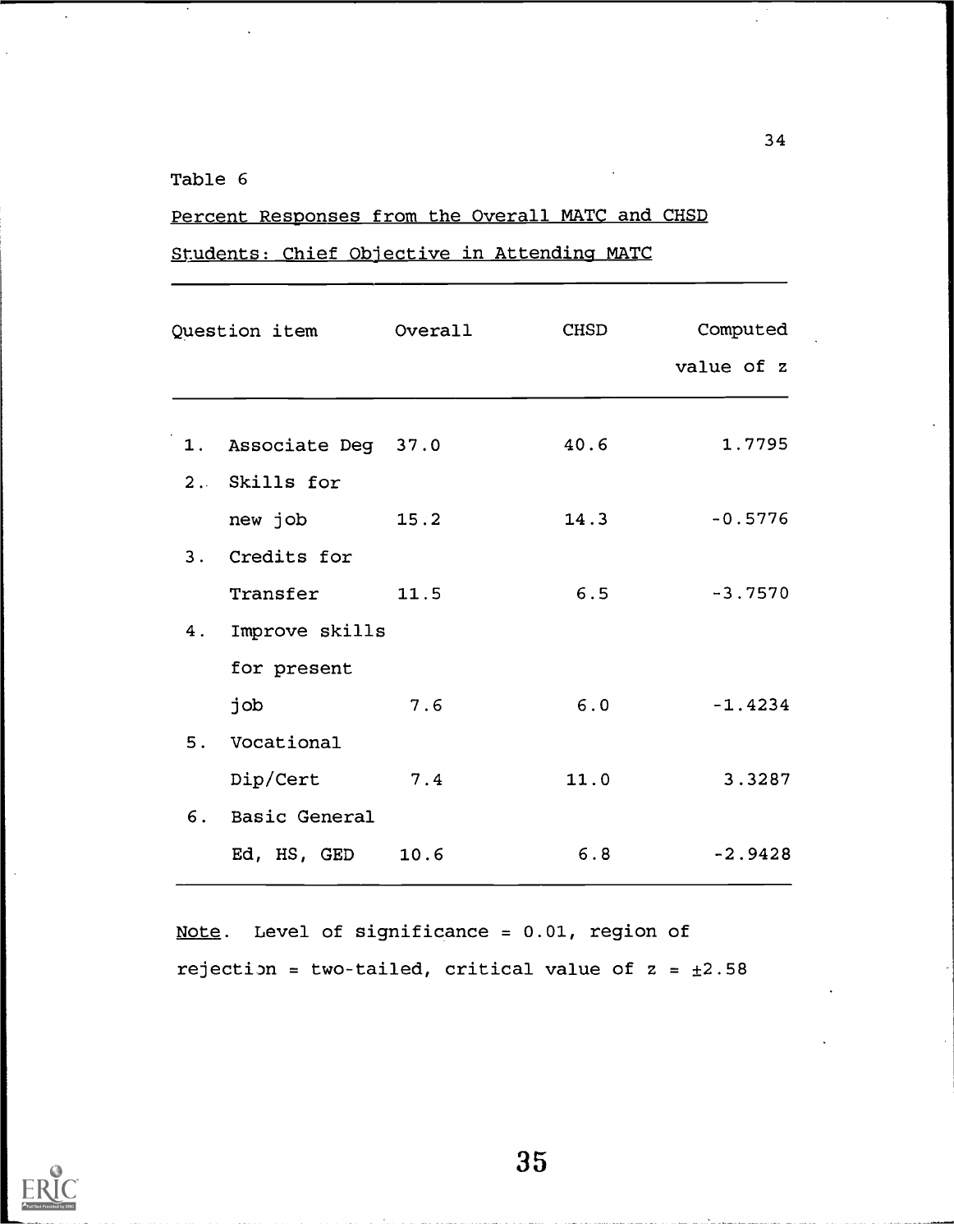Table 6

Percent Responses from the Overall MATC and CHSD Students: Chief Objective in Attending MATC

| Question item | Overall | CHSD | Computed value of z |
|---|---|---|---|
| 1. Associate Deg | 37.0 | 40.6 | 1.7795 |
| 2. Skills for new job | 15.2 | 14.3 | -0.5776 |
| 3. Credits for Transfer | 11.5 | 6.5 | -3.7570 |
| 4. Improve skills for present job | 7.6 | 6.0 | -1.4234 |
| 5. Vocational Dip/Cert | 7.4 | 11.0 | 3.3287 |
| 6. Basic General Ed, HS, GED | 10.6 | 6.8 | -2.9428 |

*Note*. Level of significance = 0.01, region of rejection = two-tailed, critical value of z = ±2.58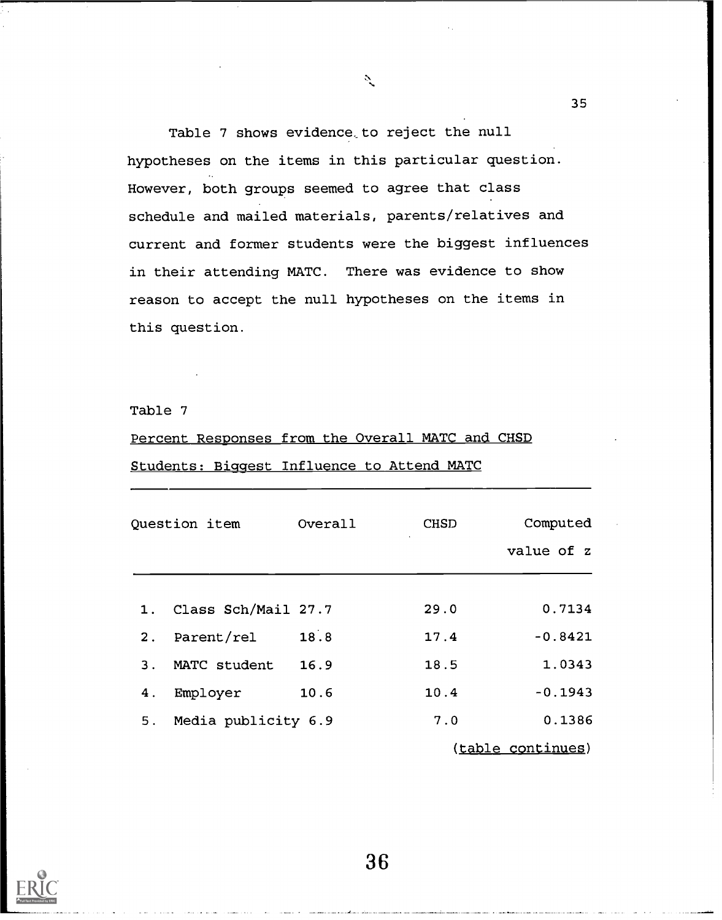Table 7 shows evidence to reject the null hypotheses on the items in this particular question. However, both groups seemed to agree that class schedule and mailed materials, parents/relatives and current and former students were the biggest influences in their attending MATC. There was evidence to show reason to accept the null hypotheses on the items in this question.

Table 7

Percent Responses from the Overall MATC and CHSD Students: Biggest Influence to Attend MATC

| Question item | Overall | CHSD | Computed value of z |
|---|---|---|---|
| 1. Class Sch/Mail | 27.7 | 29.0 | 0.7134 |
| 2. Parent/rel | 18.8 | 17.4 | -0.8421 |
| 3. MATC student | 16.9 | 18.5 | 1.0343 |
| 4. Employer | 10.6 | 10.4 | -0.1943 |
| 5. Media publicity | 6.9 | 7.0 | 0.1386 |

(table continues)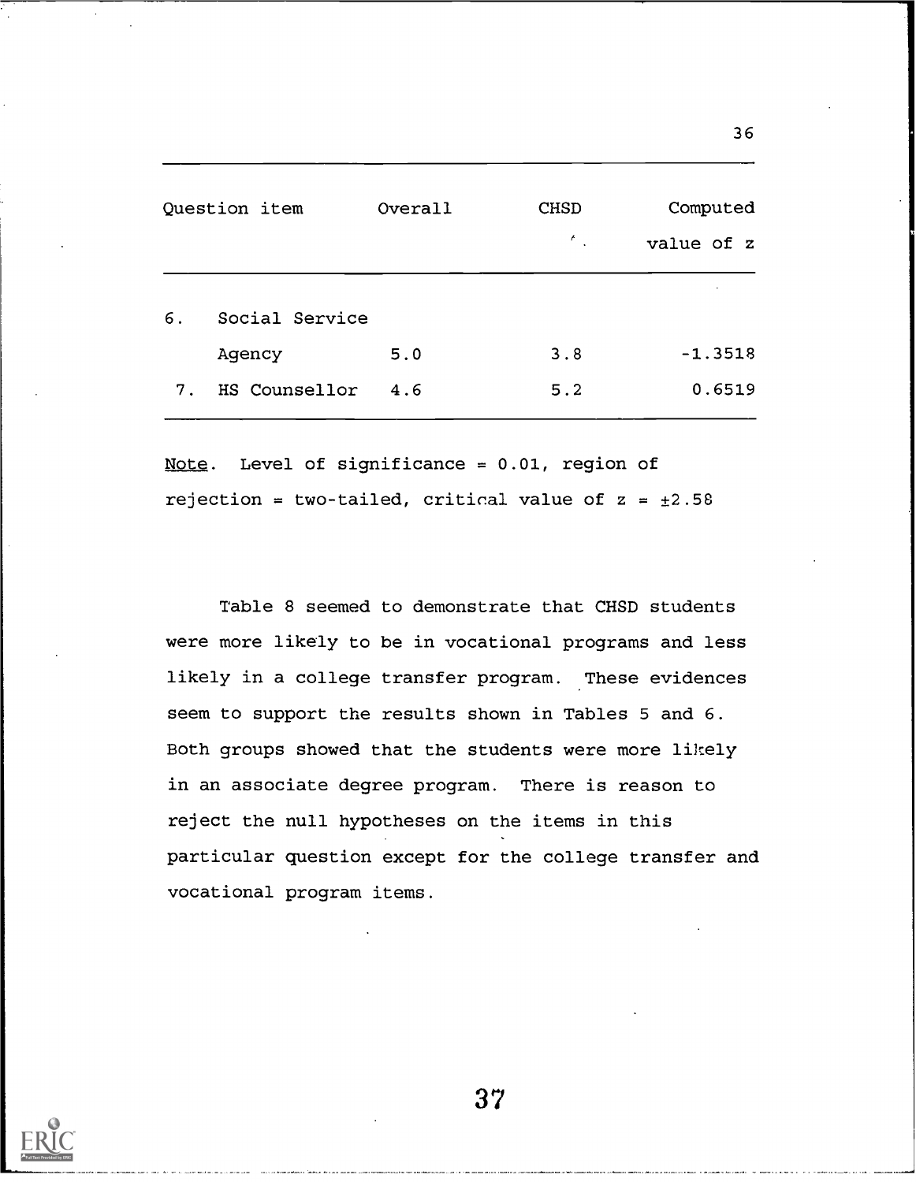| Question item | Overall | CHSD | Computed value of z |
|---|---|---|---|
| 6. Social Service Agency | 5.0 | 3.8 | -1.3518 |
| 7. HS Counsellor | 4.6 | 5.2 | 0.6519 |

*Note*. Level of significance = 0.01, region of rejection = two-tailed, critical value of z = ±2.58

Table 8 seemed to demonstrate that CHSD students were more likely to be in vocational programs and less likely in a college transfer program. These evidences seem to support the results shown in Tables 5 and 6. Both groups showed that the students were more likely in an associate degree program. There is reason to reject the null hypotheses on the items in this particular question except for the college transfer and vocational program items.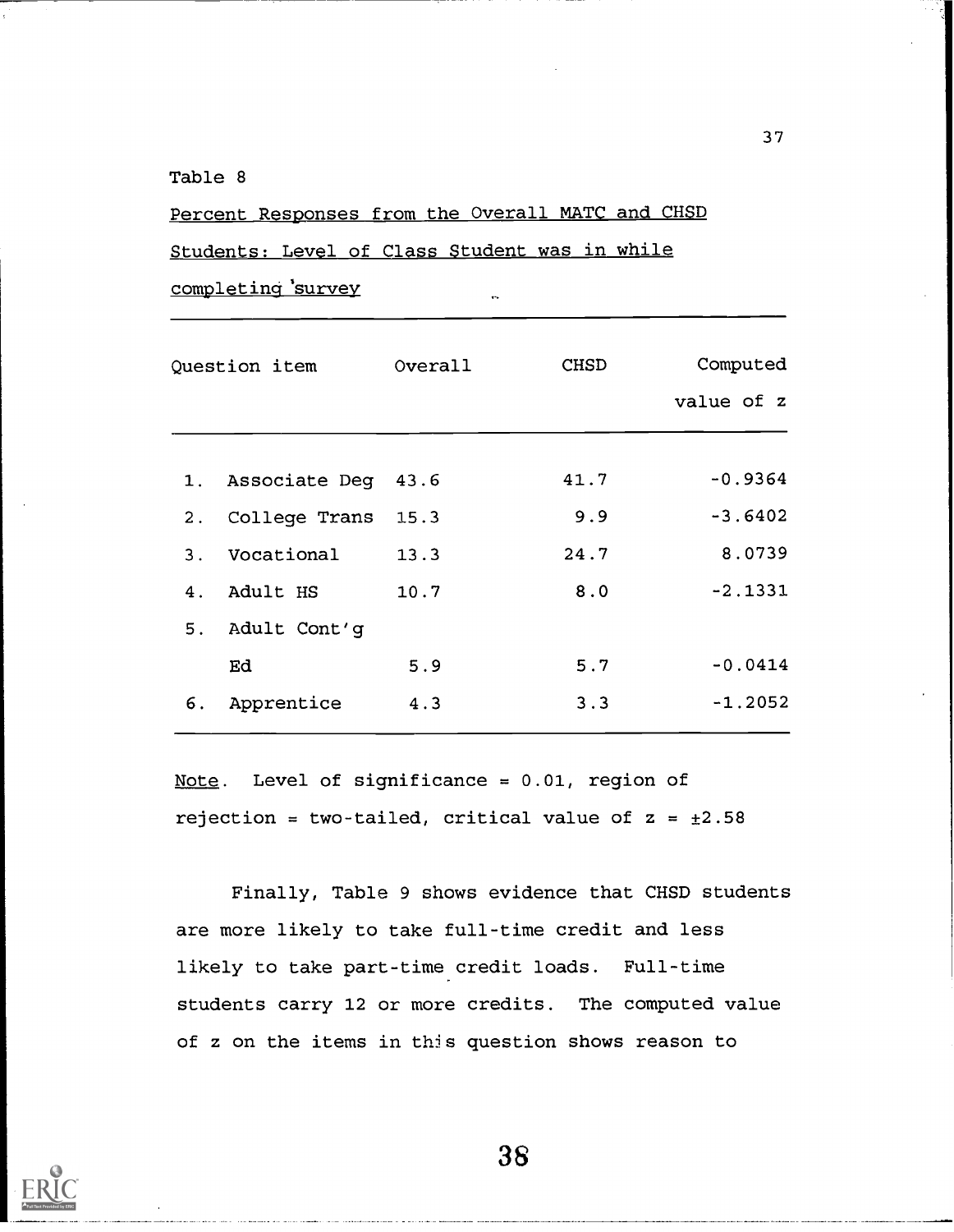Table 8

Percent Responses from the Overall MATC and CHSD Students: Level of Class Student was in while completing survey

| Question item | Overall | CHSD | Computed value of z |
|---|---|---|---|
| 1. Associate Deg | 43.6 | 41.7 | -0.9364 |
| 2. College Trans | 15.3 | 9.9 | -3.6402 |
| 3. Vocational | 13.3 | 24.7 | 8.0739 |
| 4. Adult HS | 10.7 | 8.0 | -2.1331 |
| 5. Adult Cont'g Ed | 5.9 | 5.7 | -0.0414 |
| 6. Apprentice | 4.3 | 3.3 | -1.2052 |

Note. Level of significance = 0.01, region of rejection = two-tailed, critical value of z = ±2.58

Finally, Table 9 shows evidence that CHSD students are more likely to take full-time credit and less likely to take part-time credit loads. Full-time students carry 12 or more credits. The computed value of z on the items in this question shows reason to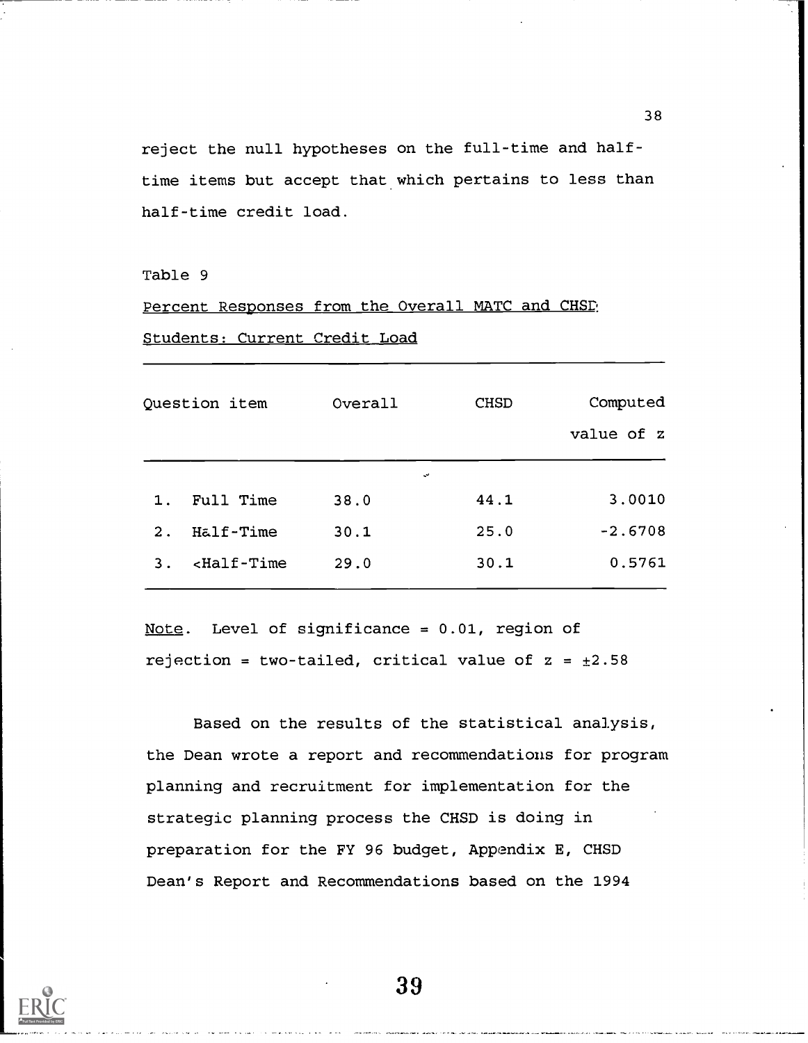reject the null hypotheses on the full-time and half-time items but accept that which pertains to less than half-time credit load.

Table 9

Percent Responses from the Overall MATC and CHSD Students: Current Credit Load

| Question item | Overall | CHSD | Computed value of z |
|---|---|---|---|
| 1. Full Time | 38.0 | 44.1 | 3.0010 |
| 2. Half-Time | 30.1 | 25.0 | -2.6708 |
| 3. <Half-Time | 29.0 | 30.1 | 0.5761 |

Note. Level of significance = 0.01, region of rejection = two-tailed, critical value of z = ±2.58

Based on the results of the statistical analysis, the Dean wrote a report and recommendations for program planning and recruitment for implementation for the strategic planning process the CHSD is doing in preparation for the FY 96 budget, Appendix E, CHSD Dean's Report and Recommendations based on the 1994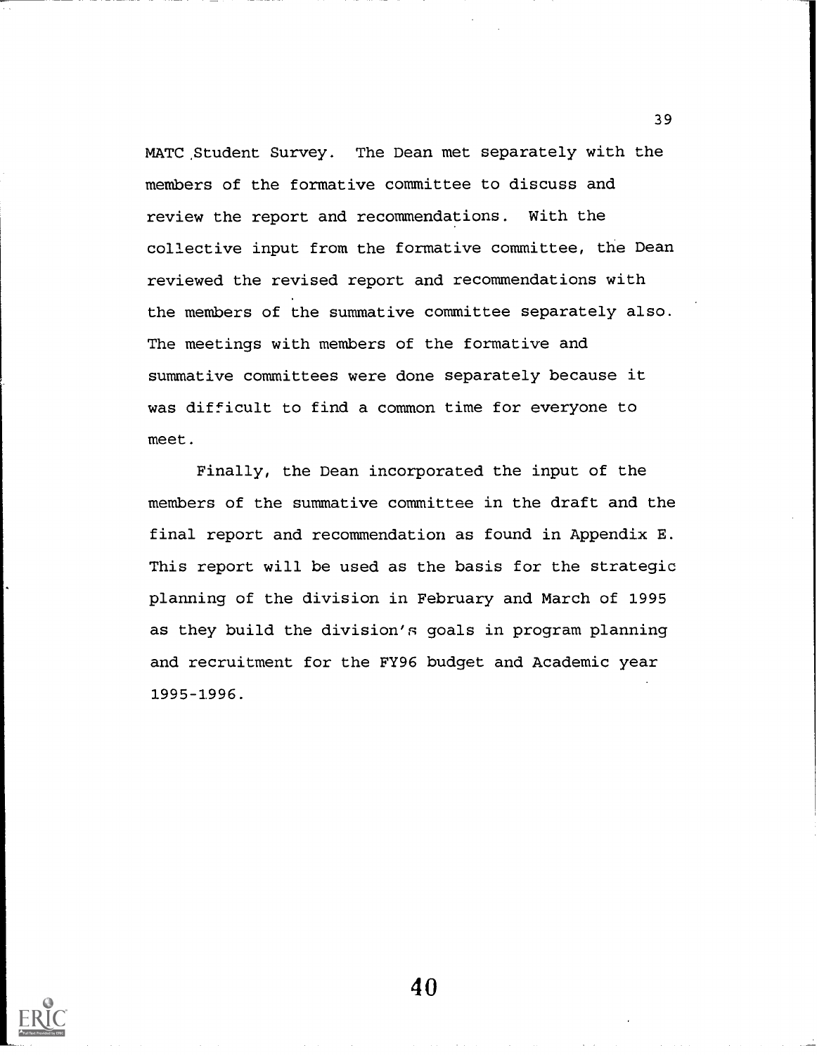MATC Student Survey. The Dean met separately with the members of the formative committee to discuss and review the report and recommendations. With the collective input from the formative committee, the Dean reviewed the revised report and recommendations with the members of the summative committee separately also. The meetings with members of the formative and summative committees were done separately because it was difficult to find a common time for everyone to meet.

Finally, the Dean incorporated the input of the members of the summative committee in the draft and the final report and recommendation as found in Appendix E. This report will be used as the basis for the strategic planning of the division in February and March of 1995 as they build the division's goals in program planning and recruitment for the FY96 budget and Academic year 1995-1996.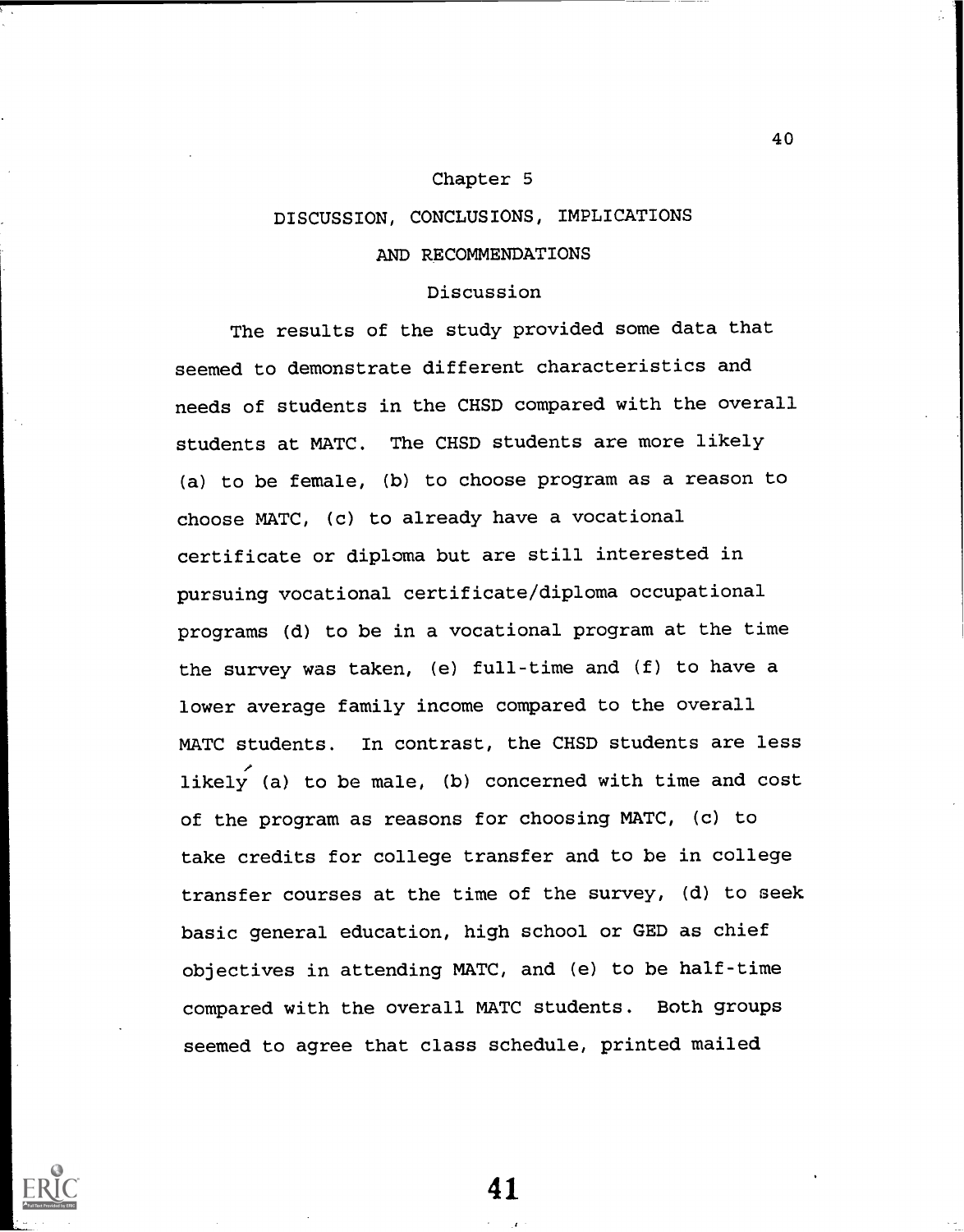## Chapter 5

## DISCUSSION, CONCLUSIONS, IMPLICATIONS AND RECOMMENDATIONS

### Discussion

The results of the study provided some data that seemed to demonstrate different characteristics and needs of students in the CHSD compared with the overall students at MATC. The CHSD students are more likely (a) to be female, (b) to choose program as a reason to choose MATC, (c) to already have a vocational certificate or diploma but are still interested in pursuing vocational certificate/diploma occupational programs (d) to be in a vocational program at the time the survey was taken, (e) full-time and (f) to have a lower average family income compared to the overall MATC students. In contrast, the CHSD students are less likely (a) to be male, (b) concerned with time and cost of the program as reasons for choosing MATC, (c) to take credits for college transfer and to be in college transfer courses at the time of the survey, (d) to seek basic general education, high school or GED as chief objectives in attending MATC, and (e) to be half-time compared with the overall MATC students. Both groups seemed to agree that class schedule, printed mailed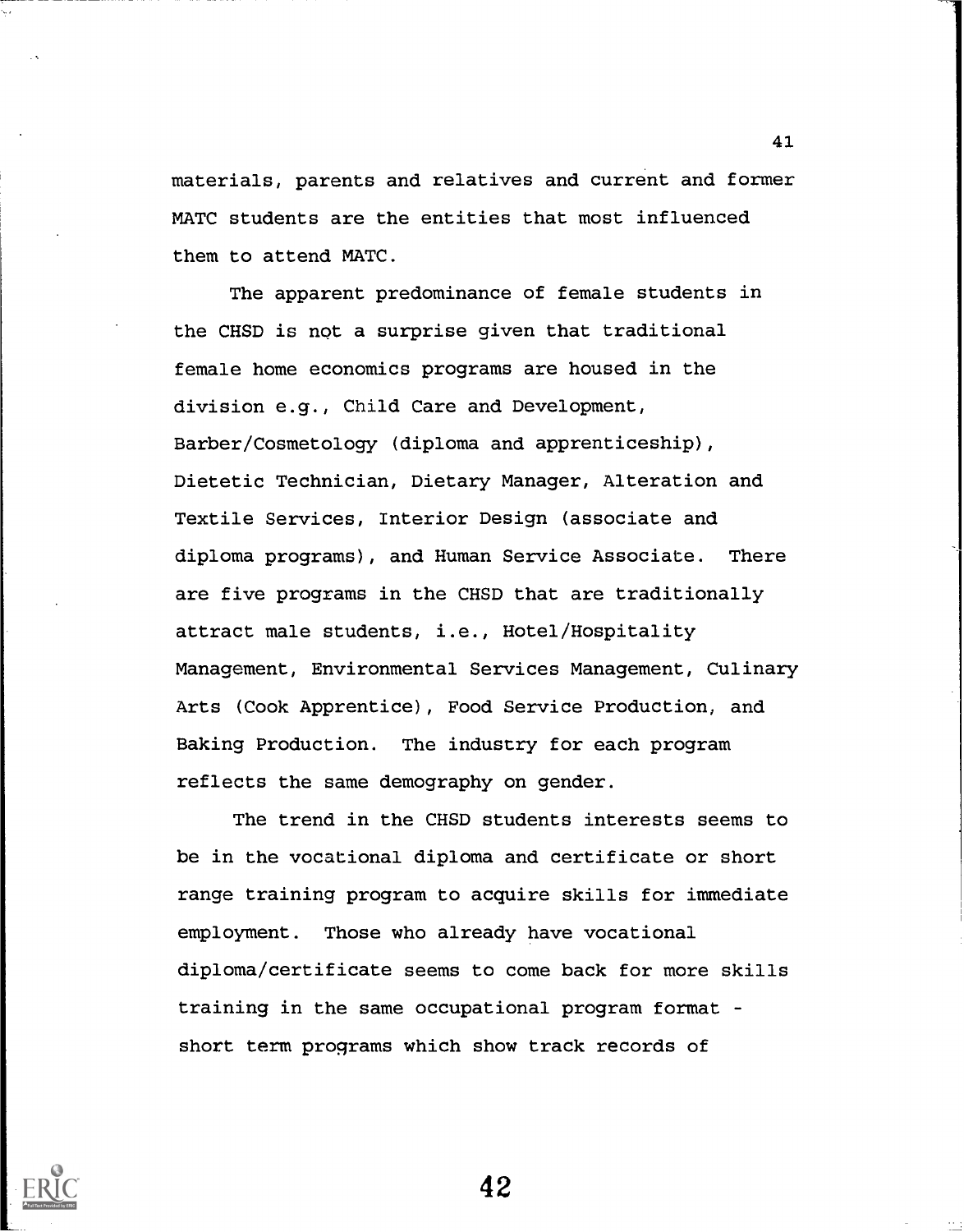materials, parents and relatives and current and former MATC students are the entities that most influenced them to attend MATC.

The apparent predominance of female students in the CHSD is not a surprise given that traditional female home economics programs are housed in the division e.g., Child Care and Development, Barber/Cosmetology (diploma and apprenticeship), Dietetic Technician, Dietary Manager, Alteration and Textile Services, Interior Design (associate and diploma programs), and Human Service Associate. There are five programs in the CHSD that are traditionally attract male students, i.e., Hotel/Hospitality Management, Environmental Services Management, Culinary Arts (Cook Apprentice), Food Service Production, and Baking Production. The industry for each program reflects the same demography on gender.

The trend in the CHSD students interests seems to be in the vocational diploma and certificate or short range training program to acquire skills for immediate employment. Those who already have vocational diploma/certificate seems to come back for more skills training in the same occupational program format - short term programs which show track records of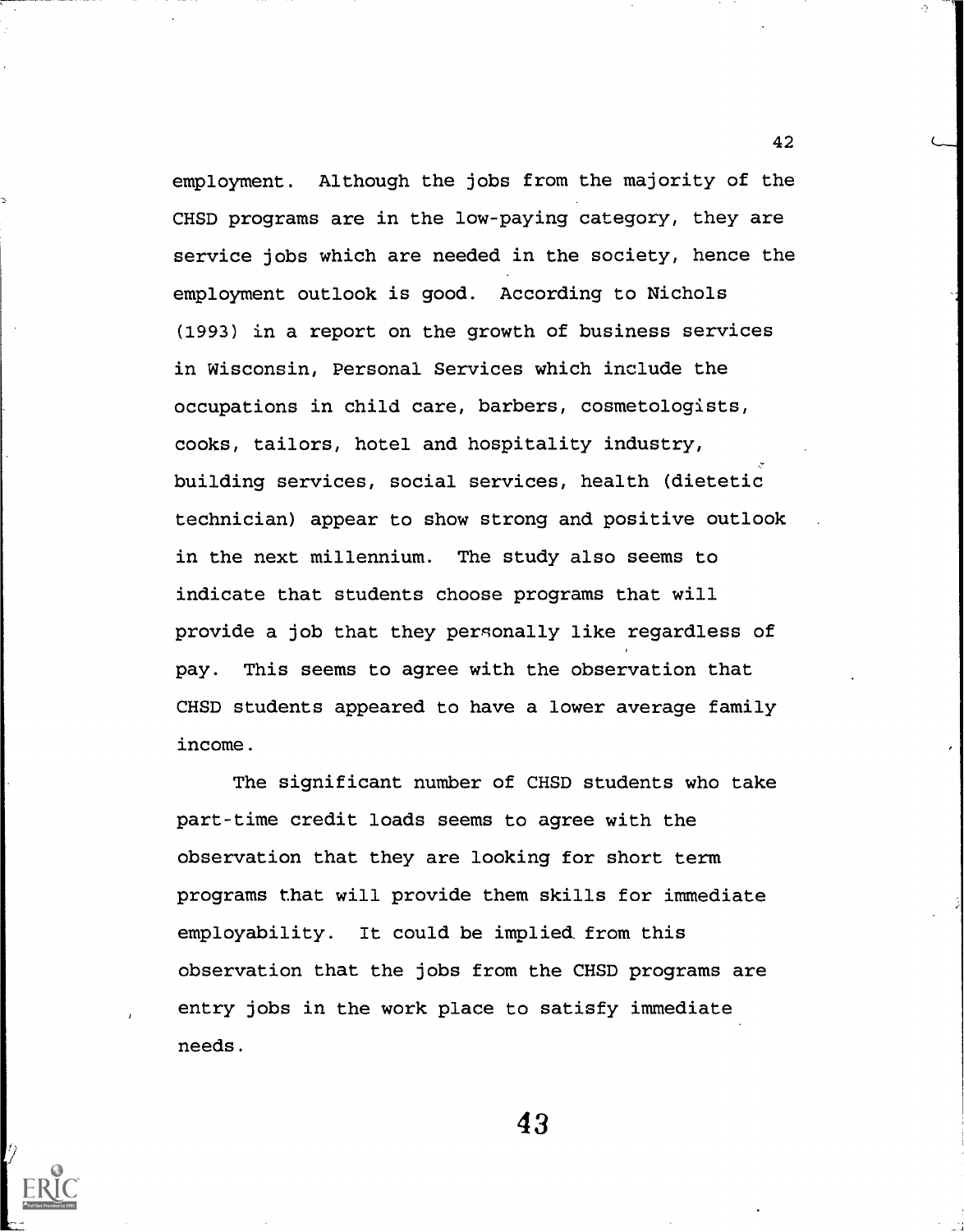employment. Although the jobs from the majority of the CHSD programs are in the low-paying category, they are service jobs which are needed in the society, hence the employment outlook is good. According to Nichols (1993) in a report on the growth of business services in Wisconsin, Personal Services which include the occupations in child care, barbers, cosmetologists, cooks, tailors, hotel and hospitality industry, building services, social services, health (dietetic technician) appear to show strong and positive outlook in the next millennium. The study also seems to indicate that students choose programs that will provide a job that they personally like regardless of pay. This seems to agree with the observation that CHSD students appeared to have a lower average family income.

The significant number of CHSD students who take part-time credit loads seems to agree with the observation that they are looking for short term programs that will provide them skills for immediate employability. It could be implied from this observation that the jobs from the CHSD programs are entry jobs in the work place to satisfy immediate needs.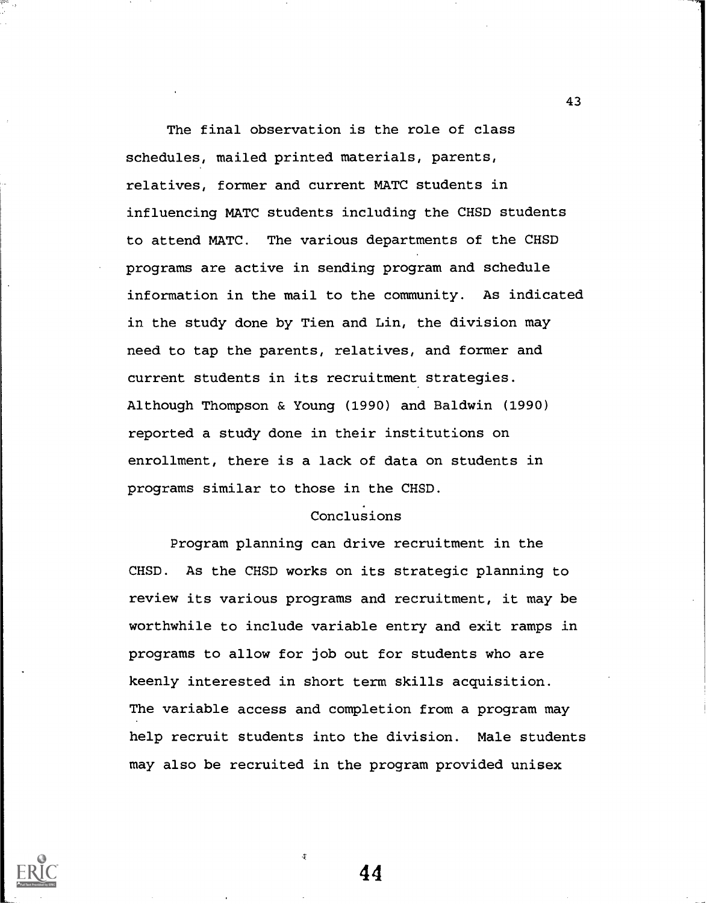The final observation is the role of class schedules, mailed printed materials, parents, relatives, former and current MATC students in influencing MATC students including the CHSD students to attend MATC. The various departments of the CHSD programs are active in sending program and schedule information in the mail to the community. As indicated in the study done by Tien and Lin, the division may need to tap the parents, relatives, and former and current students in its recruitment strategies. Although Thompson & Young (1990) and Baldwin (1990) reported a study done in their institutions on enrollment, there is a lack of data on students in programs similar to those in the CHSD.

## Conclusions

Program planning can drive recruitment in the CHSD. As the CHSD works on its strategic planning to review its various programs and recruitment, it may be worthwhile to include variable entry and exit ramps in programs to allow for job out for students who are keenly interested in short term skills acquisition. The variable access and completion from a program may help recruit students into the division. Male students may also be recruited in the program provided unisex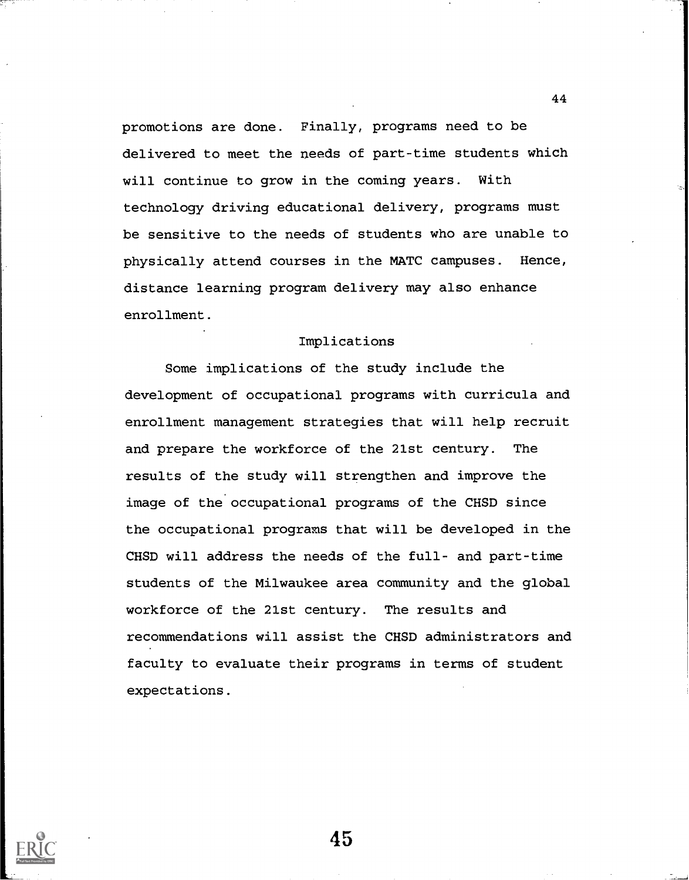promotions are done. Finally, programs need to be delivered to meet the needs of part-time students which will continue to grow in the coming years. With technology driving educational delivery, programs must be sensitive to the needs of students who are unable to physically attend courses in the MATC campuses. Hence, distance learning program delivery may also enhance enrollment.

## Implications

Some implications of the study include the development of occupational programs with curricula and enrollment management strategies that will help recruit and prepare the workforce of the 21st century. The results of the study will strengthen and improve the image of the occupational programs of the CHSD since the occupational programs that will be developed in the CHSD will address the needs of the full- and part-time students of the Milwaukee area community and the global workforce of the 21st century. The results and recommendations will assist the CHSD administrators and faculty to evaluate their programs in terms of student expectations.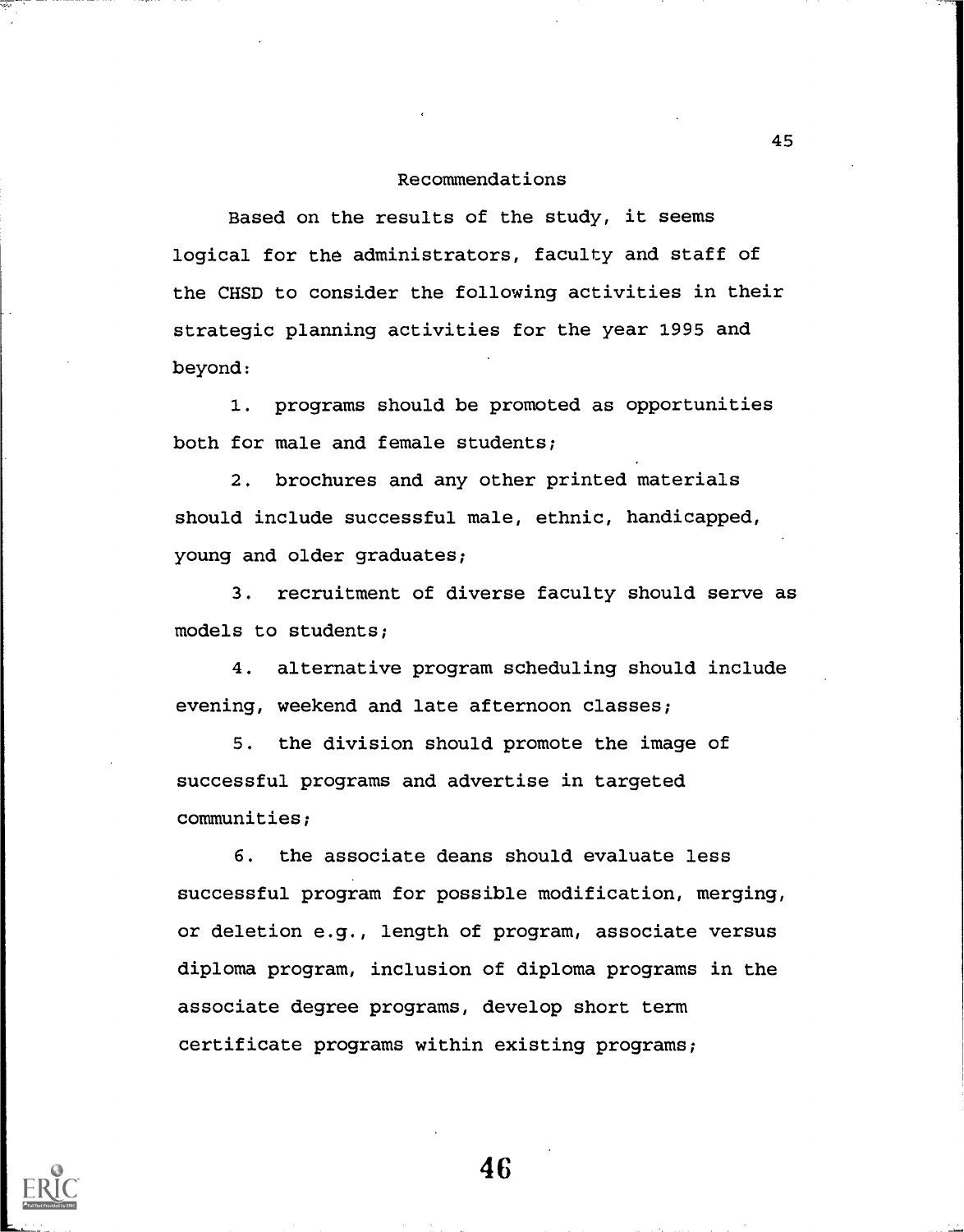## Recommendations

Based on the results of the study, it seems logical for the administrators, faculty and staff of the CHSD to consider the following activities in their strategic planning activities for the year 1995 and beyond:

1. programs should be promoted as opportunities both for male and female students;

2. brochures and any other printed materials should include successful male, ethnic, handicapped, young and older graduates;

3. recruitment of diverse faculty should serve as models to students;

4. alternative program scheduling should include evening, weekend and late afternoon classes;

5. the division should promote the image of successful programs and advertise in targeted communities;

6. the associate deans should evaluate less successful program for possible modification, merging, or deletion e.g., length of program, associate versus diploma program, inclusion of diploma programs in the associate degree programs, develop short term certificate programs within existing programs;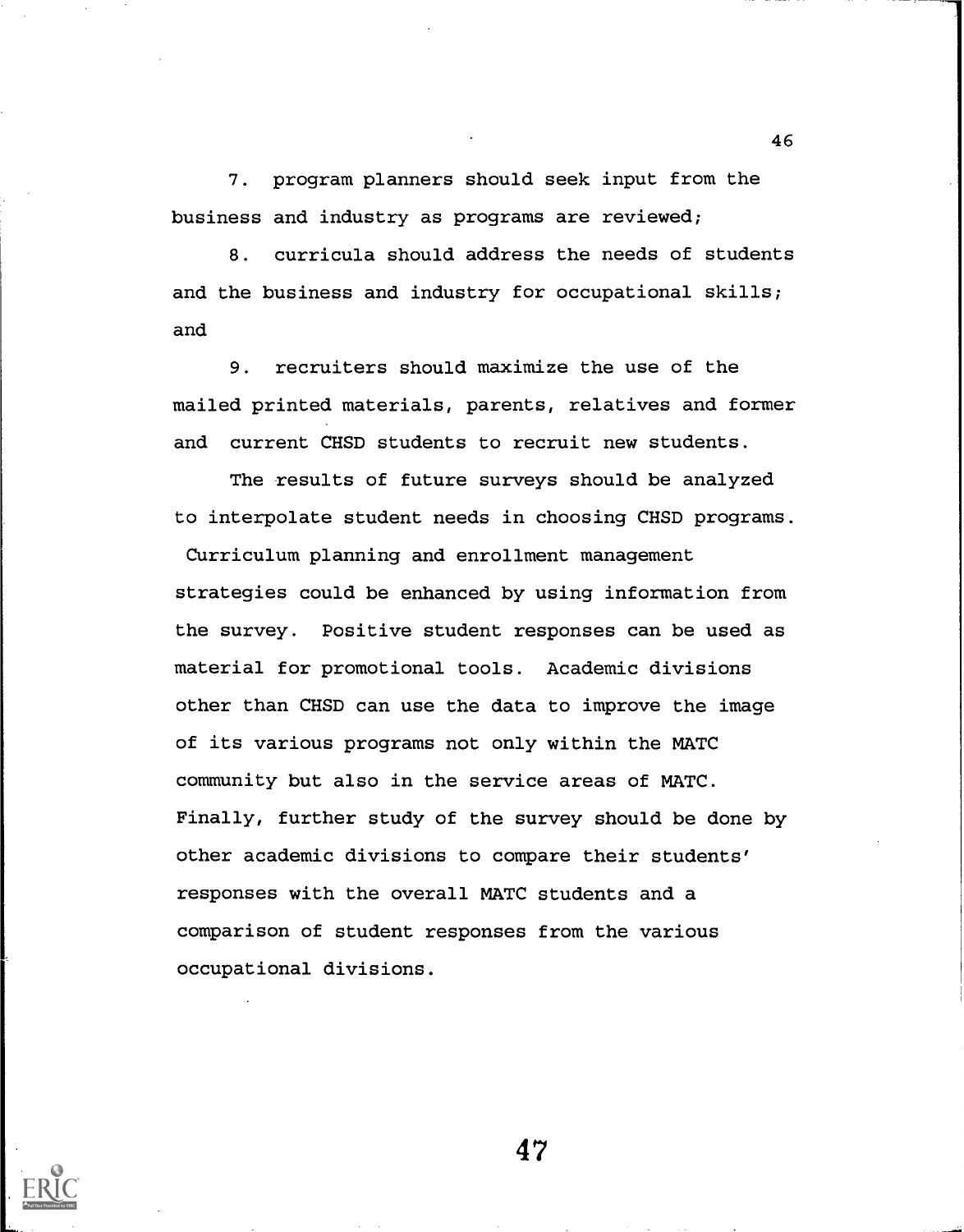7. program planners should seek input from the business and industry as programs are reviewed;

8. curricula should address the needs of students and the business and industry for occupational skills; and

9. recruiters should maximize the use of the mailed printed materials, parents, relatives and former and current CHSD students to recruit new students.

The results of future surveys should be analyzed to interpolate student needs in choosing CHSD programs. Curriculum planning and enrollment management strategies could be enhanced by using information from the survey. Positive student responses can be used as material for promotional tools. Academic divisions other than CHSD can use the data to improve the image of its various programs not only within the MATC community but also in the service areas of MATC. Finally, further study of the survey should be done by other academic divisions to compare their students' responses with the overall MATC students and a comparison of student responses from the various occupational divisions.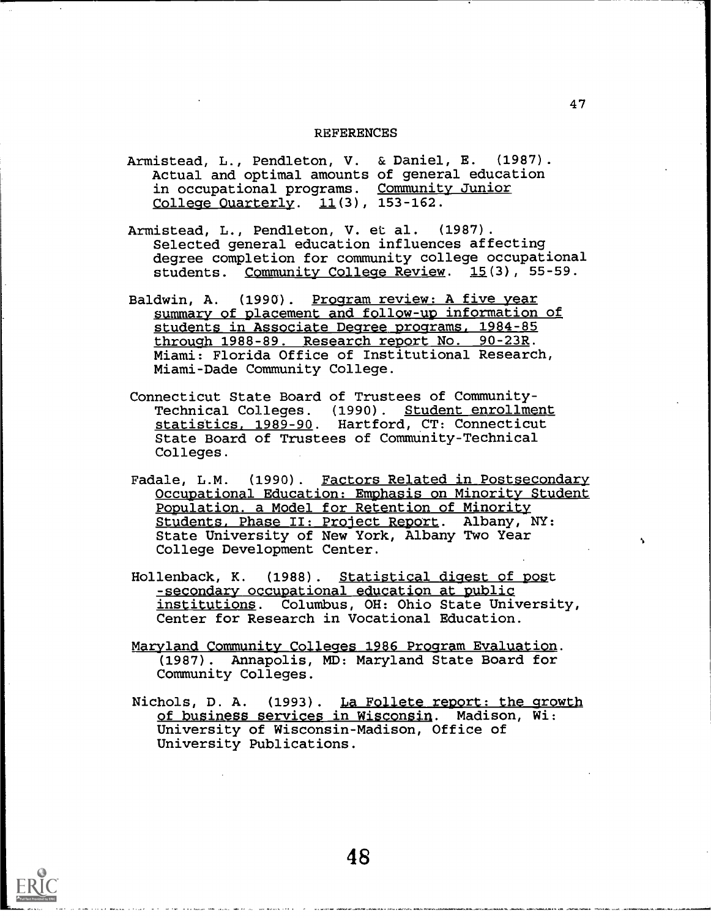# REFERENCES

Armistead, L., Pendleton, V. & Daniel, E. (1987). Actual and optimal amounts of general education in occupational programs. Community Junior College Quarterly. 11(3), 153-162.

Armistead, L., Pendleton, V. et al. (1987). Selected general education influences affecting degree completion for community college occupational students. Community College Review. 15(3), 55-59.

Baldwin, A. (1990). Program review: A five year summary of placement and follow-up information of students in Associate Degree programs, 1984-85 through 1988-89. Research report No. 90-23R. Miami: Florida Office of Institutional Research, Miami-Dade Community College.

Connecticut State Board of Trustees of Community-Technical Colleges. (1990). Student enrollment statistics, 1989-90. Hartford, CT: Connecticut State Board of Trustees of Community-Technical Colleges.

Fadale, L.M. (1990). Factors Related in Postsecondary Occupational Education: Emphasis on Minority Student Population. a Model for Retention of Minority Students, Phase II: Project Report. Albany, NY: State University of New York, Albany Two Year College Development Center.

Hollenback, K. (1988). Statistical digest of post -secondary occupational education at public institutions. Columbus, OH: Ohio State University, Center for Research in Vocational Education.

Maryland Community Colleges 1986 Program Evaluation. (1987). Annapolis, MD: Maryland State Board for Community Colleges.

Nichols, D. A. (1993). La Follete report: the growth of business services in Wisconsin. Madison, Wi: University of Wisconsin-Madison, Office of University Publications.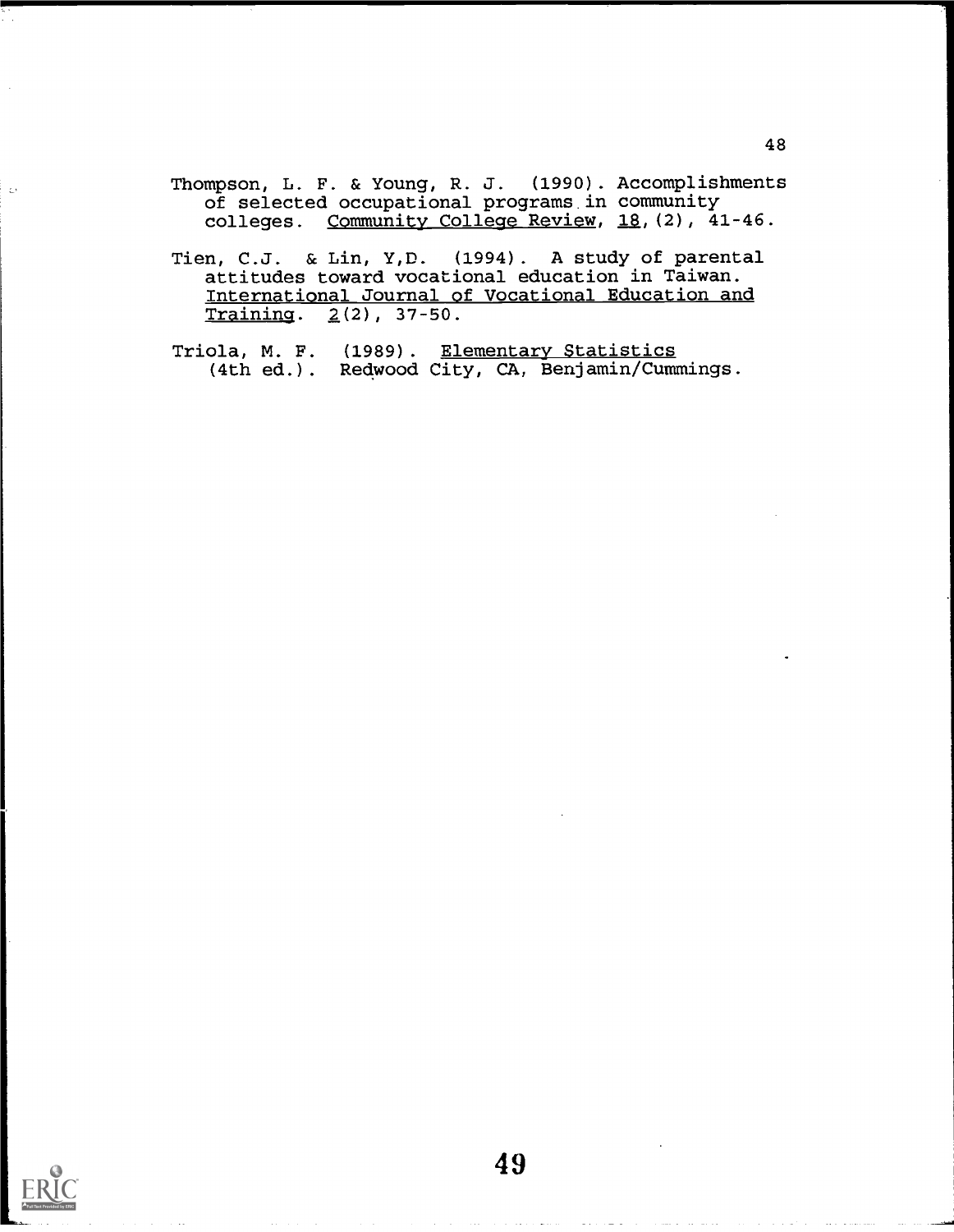Thompson, L. F. & Young, R. J. (1990). Accomplishments of selected occupational programs in community colleges. Community College Review, 18, (2), 41-46.

Tien, C.J. & Lin, Y,D. (1994). A study of parental attitudes toward vocational education in Taiwan. International Journal of Vocational Education and Training. 2(2), 37-50.

Triola, M. F. (1989). Elementary Statistics (4th ed.). Redwood City, CA, Benjamin/Cummings.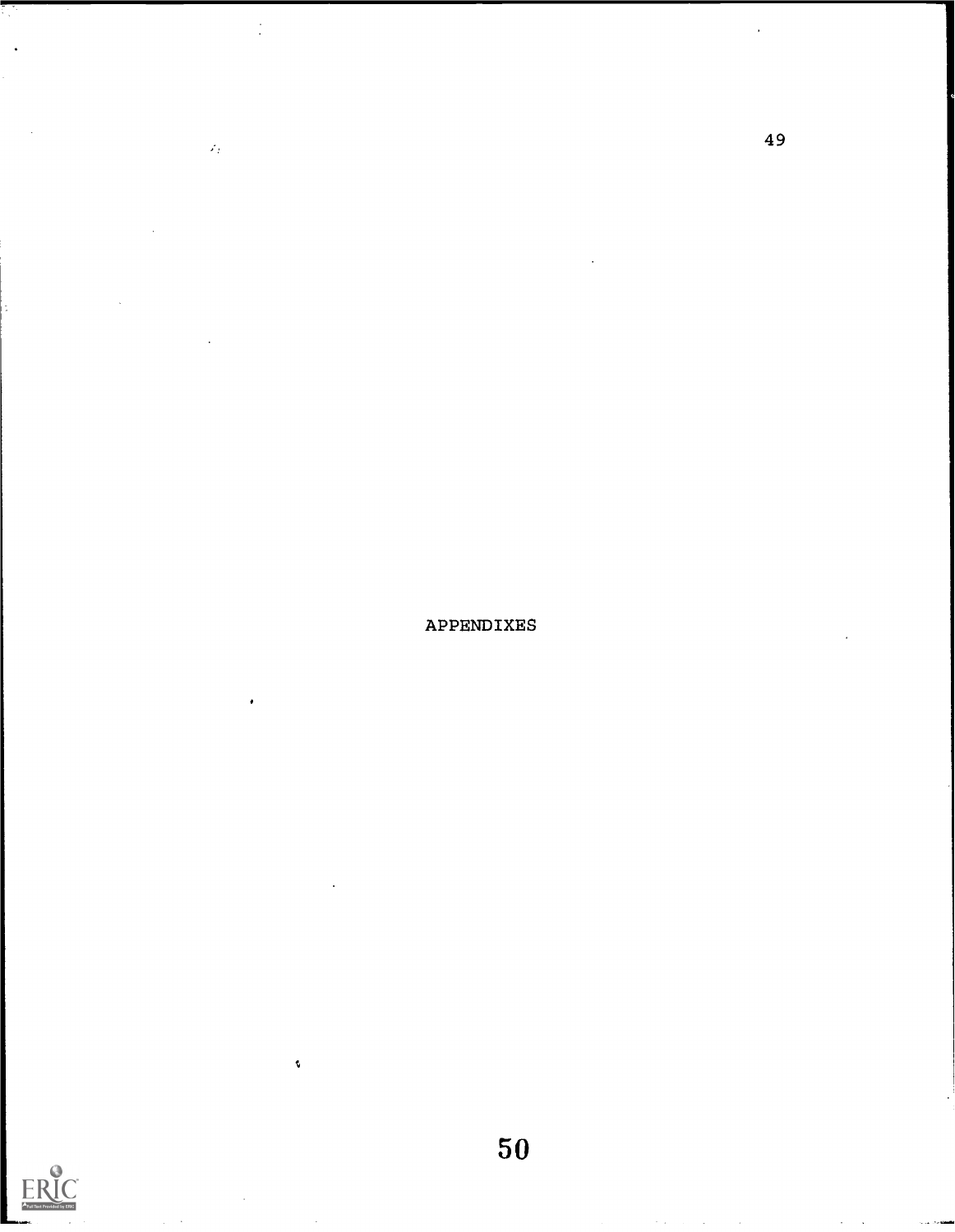# APPENDIXES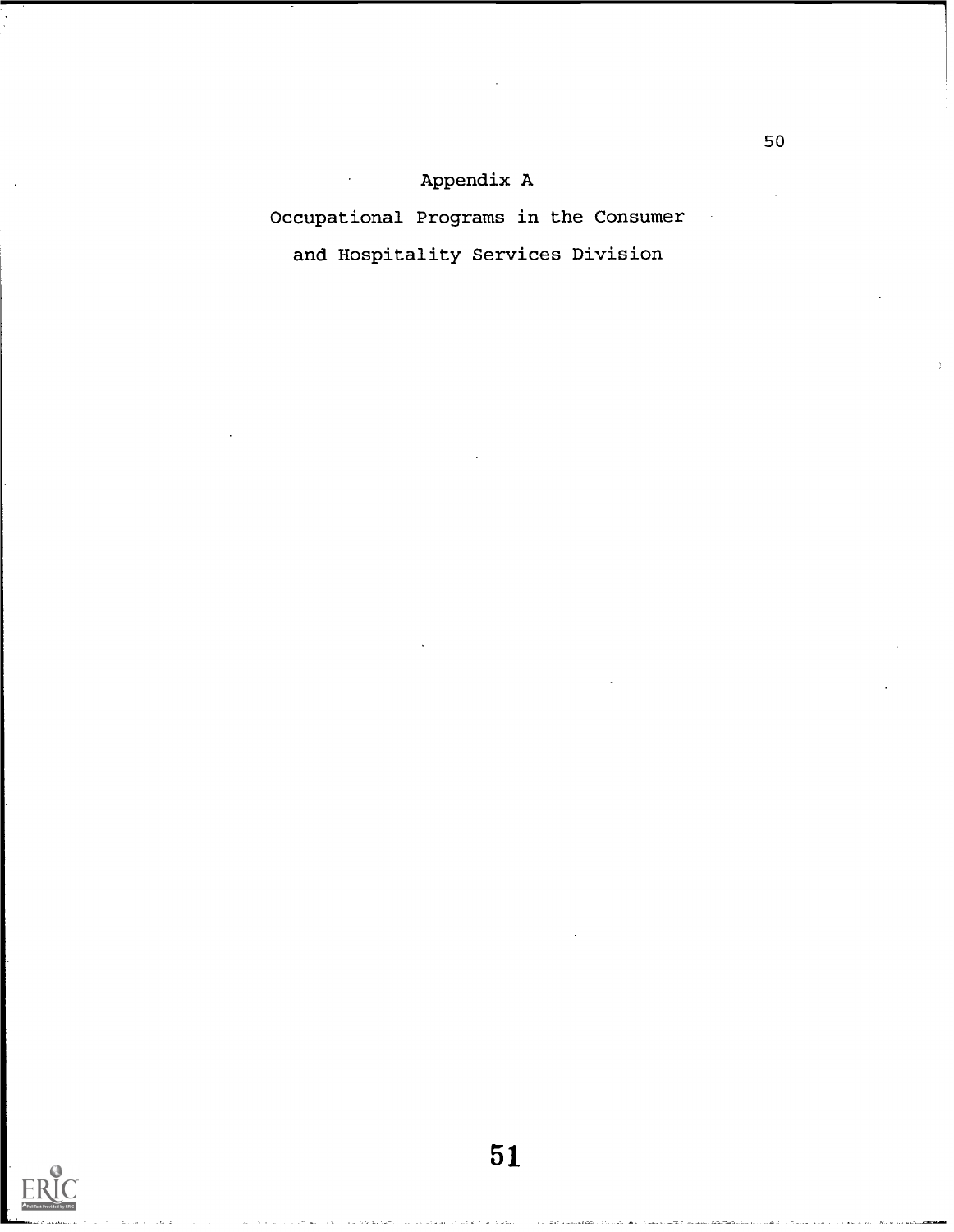# Appendix A

## Occupational Programs in the Consumer and Hospitality Services Division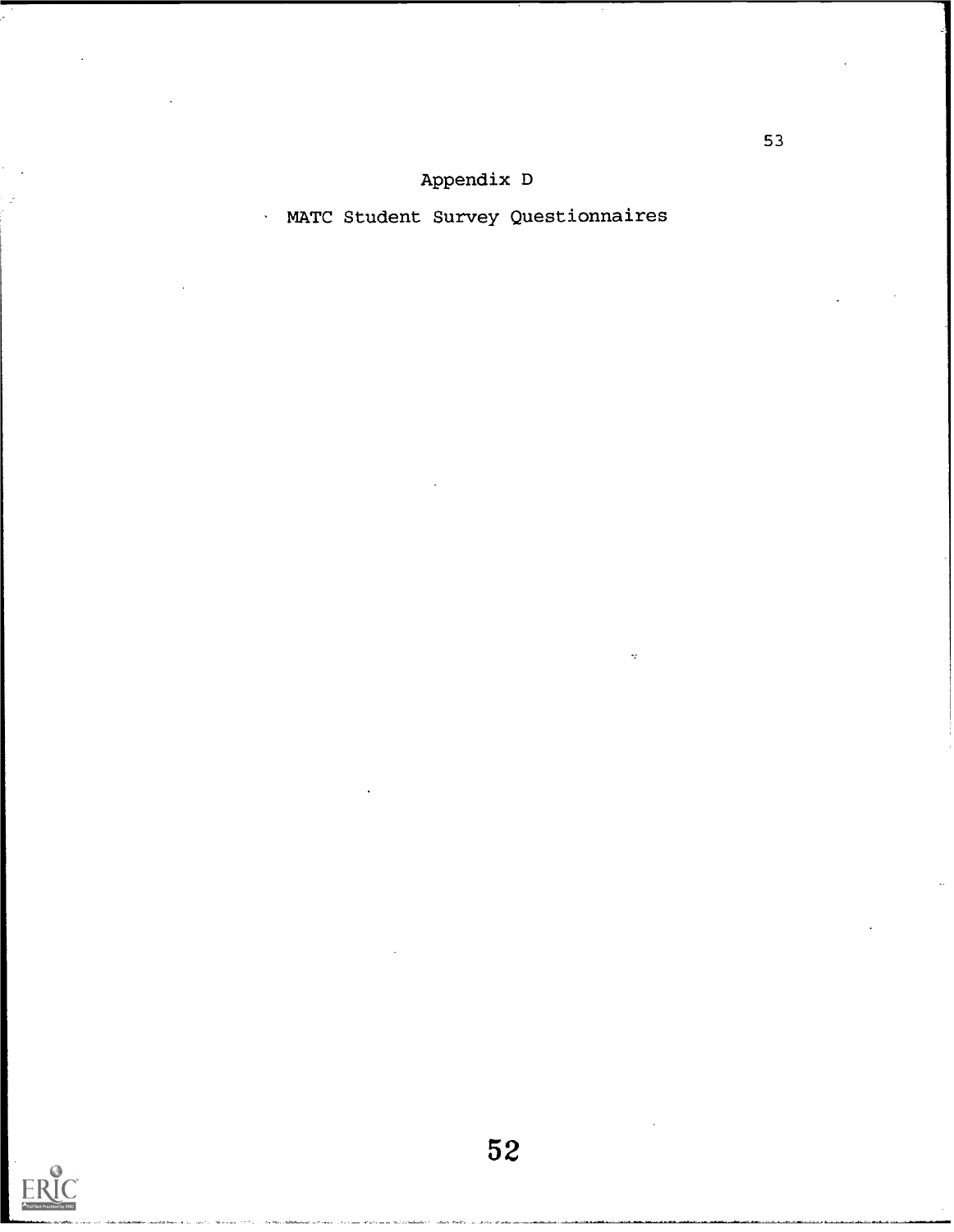# Appendix D

## MATC Student Survey Questionnaires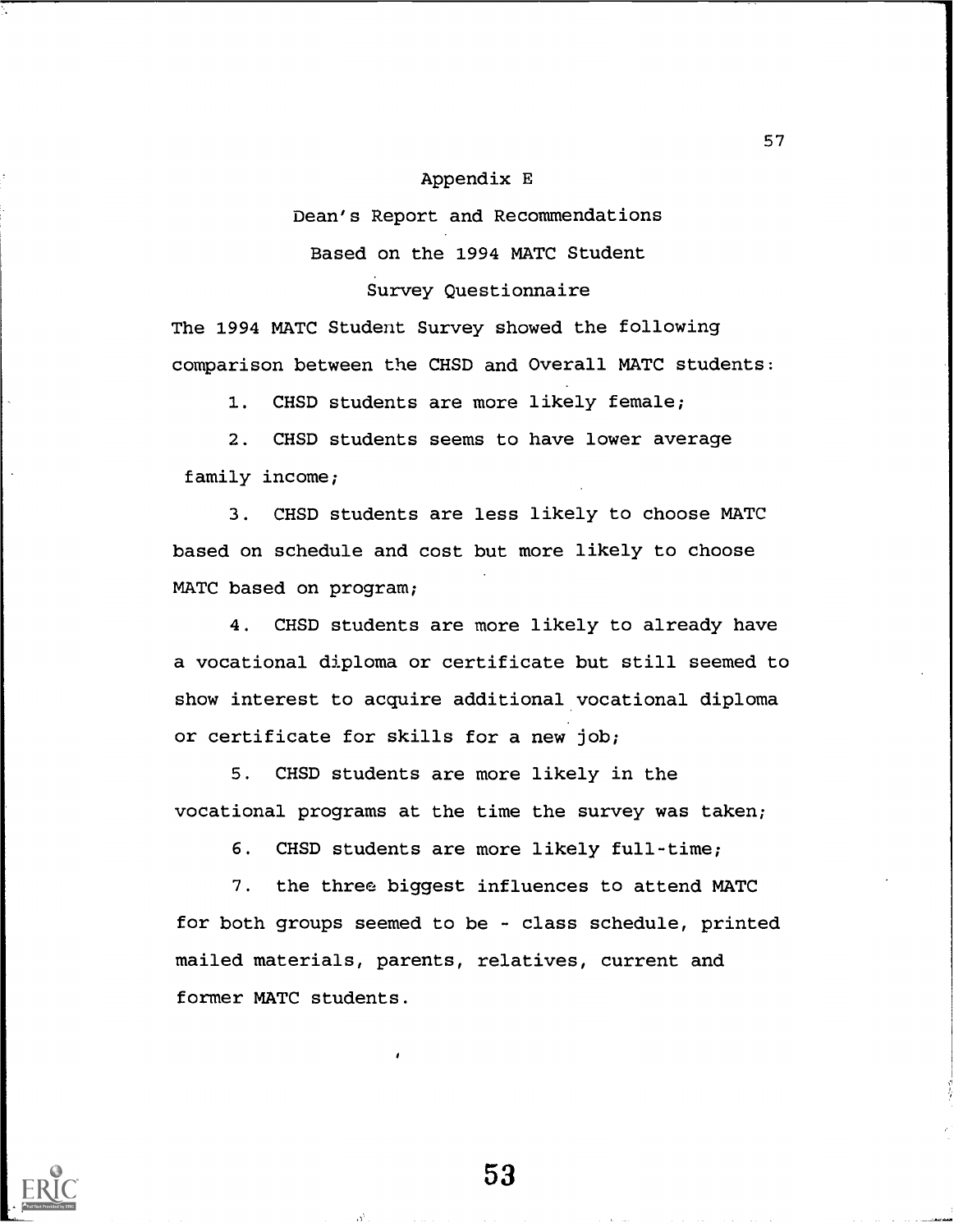## Appendix E

## Dean's Report and Recommendations Based on the 1994 MATC Student Survey Questionnaire

The 1994 MATC Student Survey showed the following comparison between the CHSD and Overall MATC students:

1. CHSD students are more likely female;
2. CHSD students seems to have lower average family income;
3. CHSD students are less likely to choose MATC based on schedule and cost but more likely to choose MATC based on program;
4. CHSD students are more likely to already have a vocational diploma or certificate but still seemed to show interest to acquire additional vocational diploma or certificate for skills for a new job;
5. CHSD students are more likely in the vocational programs at the time the survey was taken;
6. CHSD students are more likely full-time;
7. the three biggest influences to attend MATC for both groups seemed to be - class schedule, printed mailed materials, parents, relatives, current and former MATC students.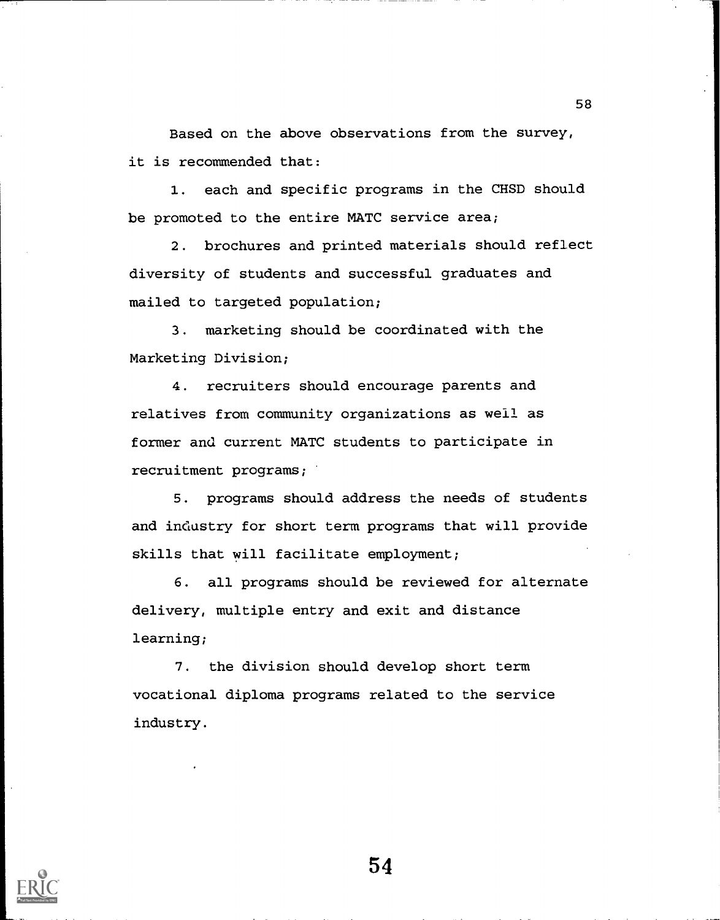Based on the above observations from the survey, it is recommended that:

1. each and specific programs in the CHSD should be promoted to the entire MATC service area;

2. brochures and printed materials should reflect diversity of students and successful graduates and mailed to targeted population;

3. marketing should be coordinated with the Marketing Division;

4. recruiters should encourage parents and relatives from community organizations as well as former and current MATC students to participate in recruitment programs;

5. programs should address the needs of students and industry for short term programs that will provide skills that will facilitate employment;

6. all programs should be reviewed for alternate delivery, multiple entry and exit and distance learning;

7. the division should develop short term vocational diploma programs related to the service industry.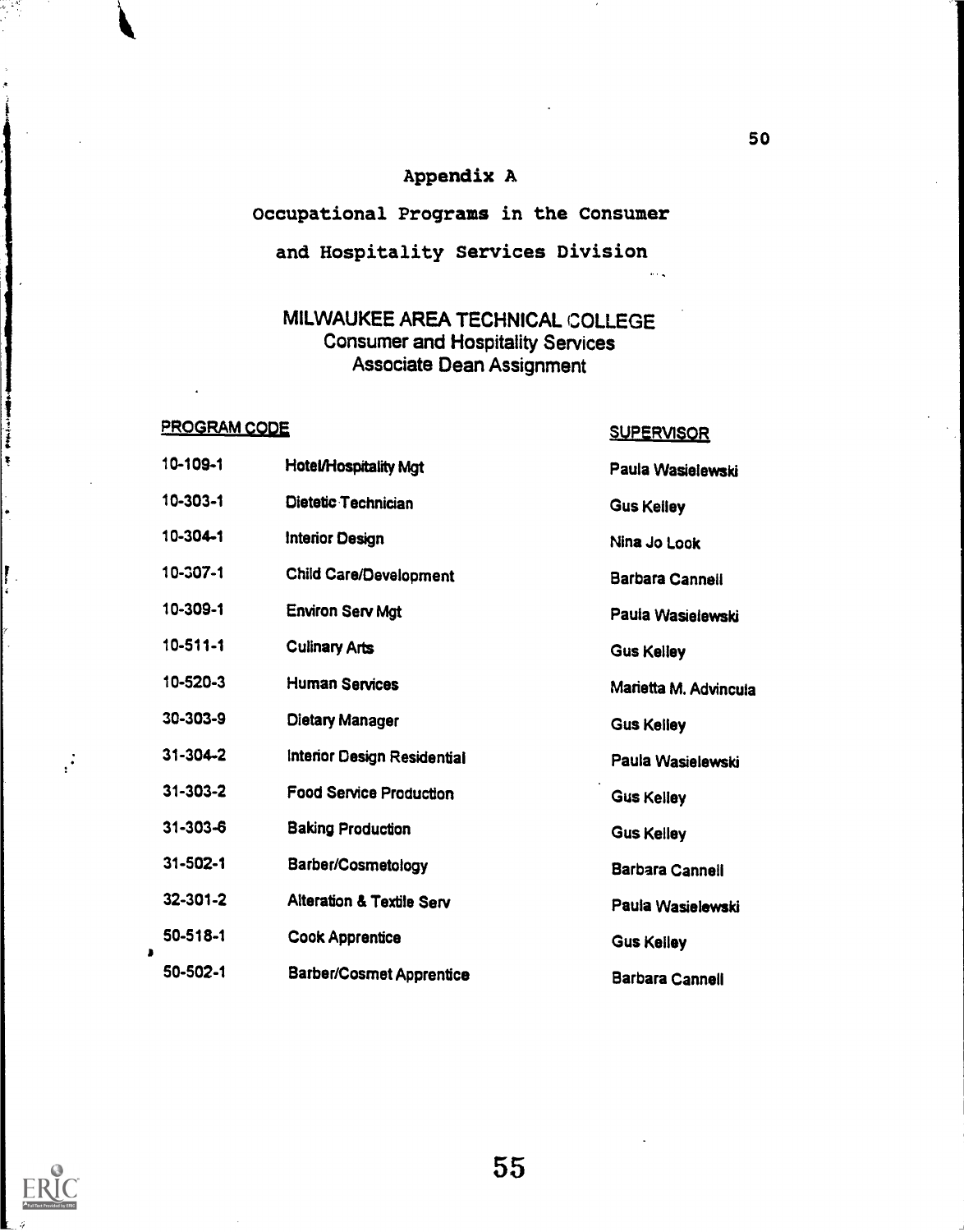# Appendix A

## Occupational Programs in the Consumer and Hospitality Services Division

### MILWAUKEE AREA TECHNICAL COLLEGE
### Consumer and Hospitality Services
### Associate Dean Assignment

| PROGRAM CODE | | SUPERVISOR |
|---|---|---|
| 10-109-1 | Hotel/Hospitality Mgt | Paula Wasielewski |
| 10-303-1 | Dietetic Technician | Gus Kelley |
| 10-304-1 | Interior Design | Nina Jo Look |
| 10-307-1 | Child Care/Development | Barbara Cannell |
| 10-309-1 | Environ Serv Mgt | Paula Wasielewski |
| 10-511-1 | Culinary Arts | Gus Kelley |
| 10-520-3 | Human Services | Marietta M. Advincula |
| 30-303-9 | Dietary Manager | Gus Kelley |
| 31-304-2 | Interior Design Residential | Paula Wasielewski |
| 31-303-2 | Food Service Production | Gus Kelley |
| 31-303-6 | Baking Production | Gus Kelley |
| 31-502-1 | Barber/Cosmetology | Barbara Cannell |
| 32-301-2 | Alteration & Textile Serv | Paula Wasielewski |
| 50-518-1 | Cook Apprentice | Gus Kelley |
| 50-502-1 | Barber/Cosmet Apprentice | Barbara Cannell |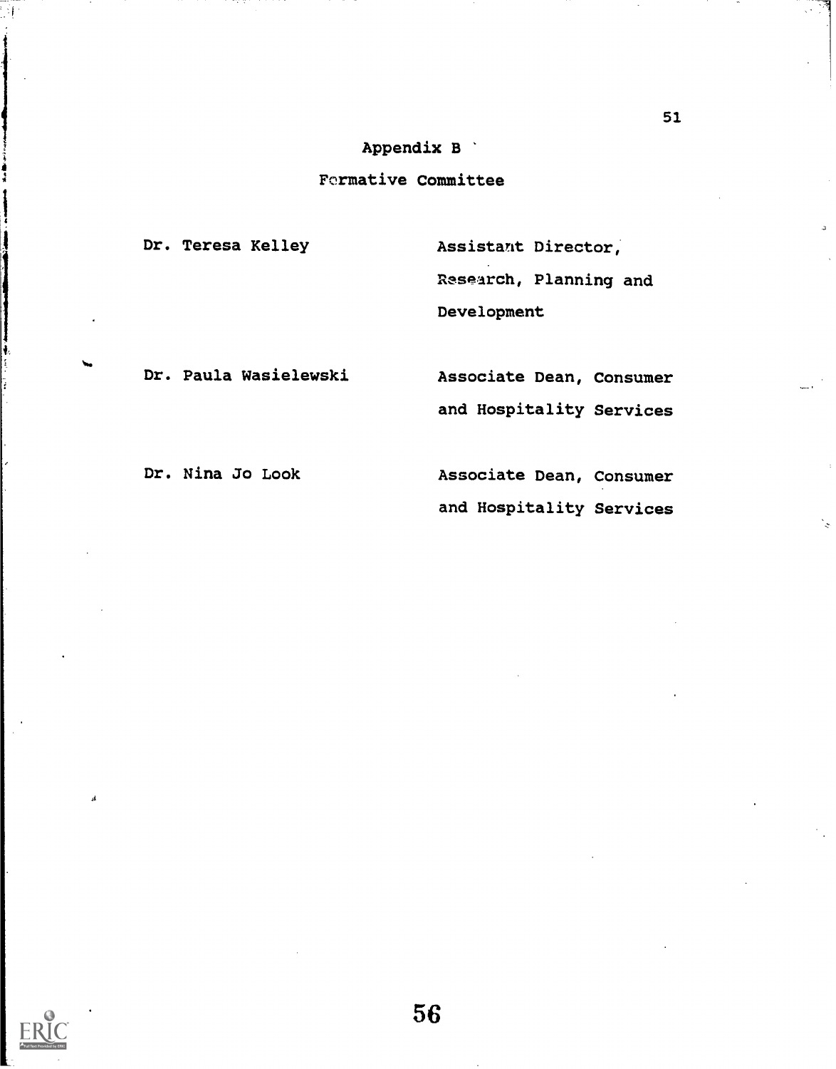# Appendix B

## Formative Committee

| | |
|---|---|
| Dr. Teresa Kelley | Assistant Director, Research, Planning and Development |
| Dr. Paula Wasielewski | Associate Dean, Consumer and Hospitality Services |
| Dr. Nina Jo Look | Associate Dean, Consumer and Hospitality Services |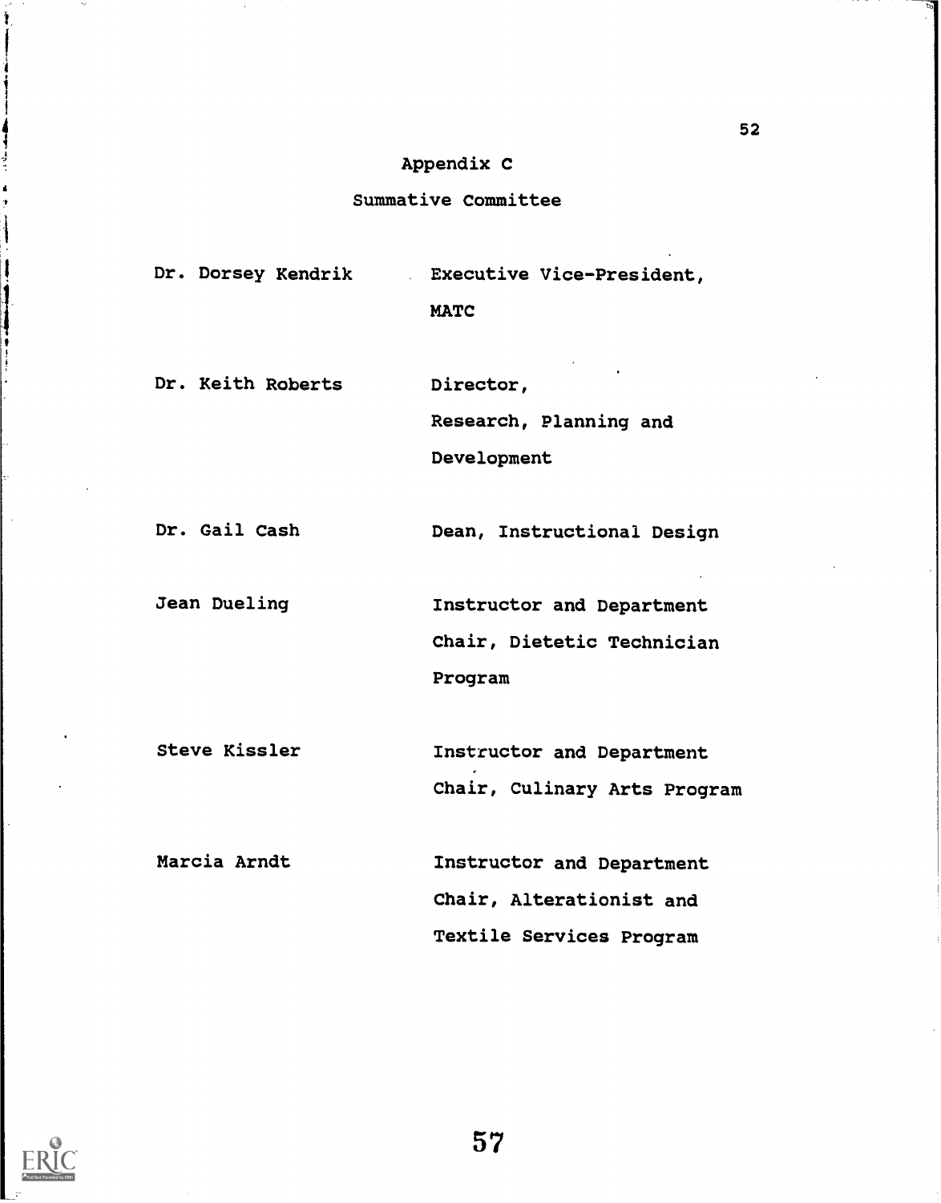# Appendix C

## Summative Committee

| | |
|---|---|
| Dr. Dorsey Kendrik | Executive Vice-President, MATC |
| Dr. Keith Roberts | Director, Research, Planning and Development |
| Dr. Gail Cash | Dean, Instructional Design |
| Jean Dueling | Instructor and Department Chair, Dietetic Technician Program |
| Steve Kissler | Instructor and Department Chair, Culinary Arts Program |
| Marcia Arndt | Instructor and Department Chair, Alterationist and Textile Services Program |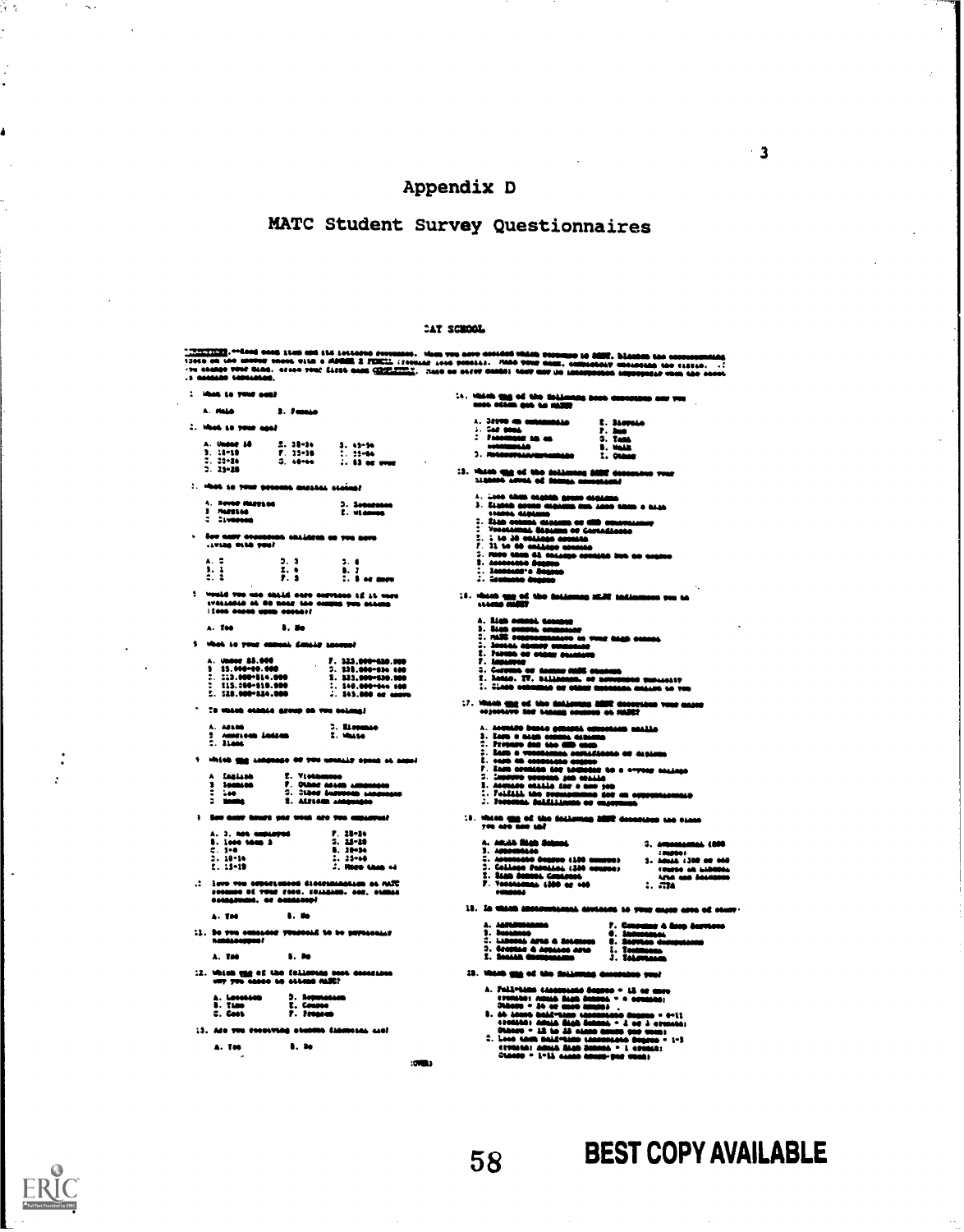# Appendix D

## MATC Student Survey Questionnaires

DAY SCHOOL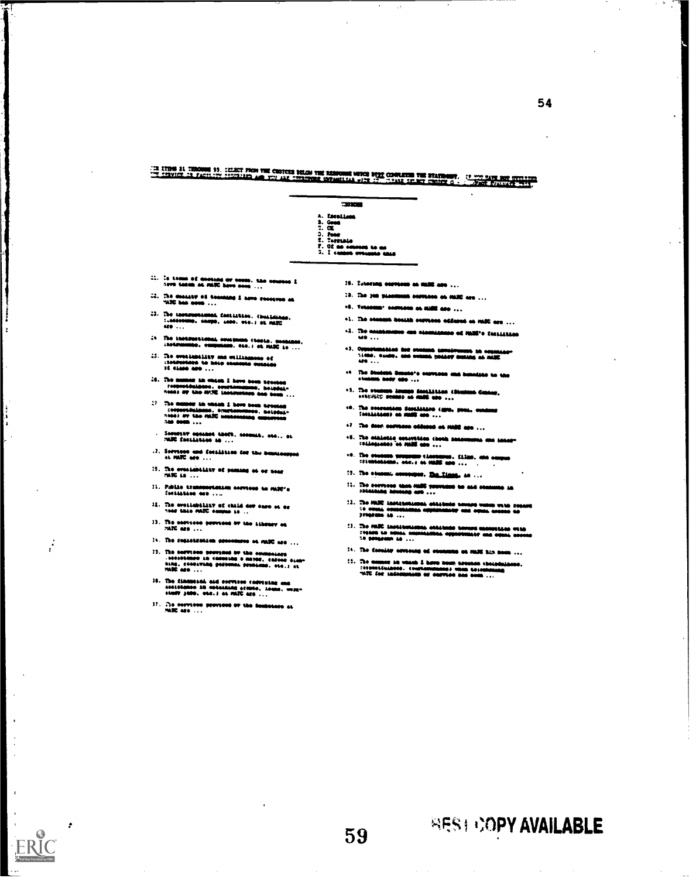FOR ITEMS 21 THROUGH 55, SELECT FROM THE CHOICES BELOW THE RESPONSE WHICH BEST COMPLETES THE STATEMENT. IF YOU HAVE NOT UTILIZED THE SERVICE OR FACILITY DESCRIBED AND YOU ARE THEREFORE UNFAMILIAR WITH IT, PLEASE SELECT CHOICE G - I CANNOT EVALUATE THIS.

**CHOICES**

A. Excellent
B. Good
C. OK
D. Poor
E. Terrible
F. Of no concern to me
G. I cannot evaluate this

21. In terms of meeting my needs, the courses I have taken at MATC have been ...
22. The quality of teaching I have received at MATC has been ...
23. The instructional facilities (buildings, classrooms, shops, labs, etc.) at MATC are ...
24. The instructional equipment (tools, machines, instruments, computers, etc.) at MATC is ...
25. The availability and willingness of instructors to help students outside of class are ...
26. The manner in which I have been treated (respectfulness, courteousness, helpfulness) by the MATC instructors has been ...
27. The manner in which I have been treated (respectfulness, courteousness, helpfulness) by the MATC nonteaching employees has been ...
28. Security against theft, assault, etc., at MATC facilities is ...
29. Services and facilities for the handicapped at MATC are ...
30. The availability of parking at or near MATC is ...
31. Public transportation services to MATC's facilities are ...
32. The availability of child day care at or near this MATC campus is ...
33. The services provided by the library at MATC are ...
34. The registration procedures at MATC are ...
35. The services provided by the counselors (assistance in choosing a major, career planning, resolving personal problems, etc.) at MATC are ...
36. The financial aid services (advising and assistance in obtaining grants, loans, work-study jobs, etc.) at MATC are ...
37. The services provided by the Bookstore at MATC are ...
38. Tutoring services at MATC are ...
39. The job placement services at MATC are ...
40. Veterans' services at MATC are ...
41. The student health services offered at MATC are ...
42. The maintenance and cleanliness of MATC's facilities are ...
43. Opportunities for student involvement in organizations, clubs, and making policy at MATC are ...
44. The Student Senate's services and benefits to the student body are ...
45. The student lounge facilities (Student Center, activity rooms) at MATC are ...
46. The recreation facilities (gym, pool, outdoor facilities) at MATC are ...
47. The food services offered at MATC are ...
48. The athletic activities (both intramural and intercollegiate) at MATC are ...
49. The student programs (lectures, films, and campus entertainment, etc.) at MATC are ...
50. The student newspaper, The Times, is ...
51. The services that MATC provides to aid students in obtaining housing are ...
52. The MATC institutional attitude toward women with regard to equal educational opportunity and equal access to programs is ...
53. The MATC institutional attitude toward minorities with regard to equal educational opportunity and equal access to programs is ...
54. The faculty advising of students at MATC has been ...
55. The manner in which I have been treated (helpfulness, courteousness) when telephoning MATC for information or service has been ...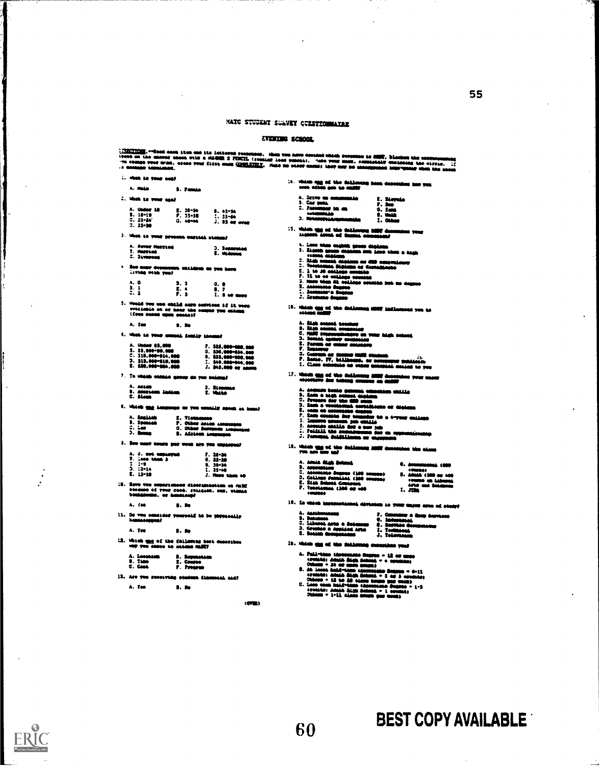MATC STUDENT SURVEY QUESTIONNAIRE

EVENING SCHOOL

DIRECTIONS.--Read each item and its lettered responses. When you have decided which response is BEST, blacken the corresponding space on the answer sheet with a NUMBER 2 PENCIL (regular lead pencil). Make your mark ... If you change your mind, erase your first mark COMPLETELY. Make no stray marks; they may be interpreted ...

1. What is your sex?

   A. Male  B. Female

2. What is your age?

   A. Under 18  E. 30-34  H. 45-54
   B. 18-19  F. 35-38  I. 55-64
   C. 22-24  G. 40-44  J. 65 or over
   D. 25-30

3. What is your present marital status?

   A. Never Married  D. Separated
   B. Married  E. Widowed
   C. Divorced

4. How many dependent children do you have living with you?

   A. 0  D. 3  G. 6
   B. 1  E. 4  H. 7
   C. 2  F. 5  I. 8 or more

5. Would you use child care services if it were available at or near the campus you attend? (Does not apply ...)

   A. Yes  B. No

6. What is your annual family income?

   A. Under $5,000  F. $25,000-$29,999
   B. $5,000-$9,999  G. $30,000-$34,999
   C. $10,000-$14,999  H. $35,000-$39,999
   D. $15,000-$19,999  I. $40,000-$44,999
   E. $20,000-$24,999  J. $45,000 or above

7. To which ethnic group do you belong?

   A. Asian  D. Hispanic
   B. American Indian  E. White
   C. Black

8. Which one language do you usually speak at home?

   A. English  E. Vietnamese
   B. Spanish  F. Other Asian Languages
   C. Lao  G. Other European Languages
   D. Hmong  H. African Languages

9. How many hours per week are you employed?

   A. I am not employed  F. 20-24
   B. Less than 5  G. 25-29
   C. 5-9  H. 30-34
   D. 10-14  I. 35-40
   E. 15-19  J. More than 40

10. Have you experienced discrimination at MATC because of your race, religion, sex, ethnic background, or handicap?

   A. Yes  B. No

11. Do you consider yourself to be physically handicapped?

   A. Yes  B. No

12. Which one of the following best describes why you chose to attend MATC?

   A. Location  D. Reputation
   B. Time  E. Course
   C. Cost  F. Program

13. Are you receiving student financial aid?

   A. Yes  B. No

14. Which one of the following best describes how you most often get to MATC?

   A. Drive an automobile  E. Bicycle
   B. Car pool  F. Bus
   C. Passenger in an automobile  G. Taxi
   D. Motorcycle/moped  H. Walk
     I. Other

15. Which one of the following BEST describes your highest level of formal education?

   A. Less than eighth grade diploma
   B. Eighth grade diploma but less than a high school diploma
   C. High school diploma or GED equivalency
   D. Vocational Diploma or Certificate
   E. 1 to 30 college credits
   F. 31 to 60 college credits
   G. More than 61 college credits but no degree
   H. Associate Degree
   I. Bachelor's Degree
   J. Graduate Degree

16. Which one of the following MOST influenced you to attend MATC?

   A. High school teacher
   B. High school counselor
   C. MATC representative at your high school
   D. Social agency counselor
   E. Parent or other relative
   F. Employer
   G. Current or former MATC student
   H. Radio, TV, billboards, or newspaper publicity
   I. Class schedule or other material mailed to you

17. Which one of the following BEST describes your major objective for taking courses at MATC?

   A. Acquire basic general education skills
   B. Earn a high school diploma
   C. Prepare for the GED exam
   D. Earn a vocational certificate or diploma
   E. Earn an associate degree
   F. Earn credits for transfer to a 4-year college
   G. Improve present job skills
   H. Acquire skills for a new job
   I. Fulfill the requirements for an apprenticeship
   J. Personal fulfillment or enjoyment

18. Which one of the following BEST describes the class you are now in?

   A. Adult High School  G. Avocational (non-credit)
   B. Apprenticeship  H. Adult (300 or 400 course in Liberal Arts and Sciences)
   C. Associate Degree (100 course)  I. JTPA
   D. College Parallel (200 course)
   E. High School Completion
   F. Vocational (300 or 400 course)

19. In which instructional division is your major area of study?

   A. Apprenticeship  F. Consumer & Home Services
   B. Business  G. Industrial
   C. Liberal Arts & Sciences  H. Service Occupations
   D. Graphic & Applied Arts  I. Technical
   E. Health Occupations  J. Television

20. Which one of the following describes you?

   A. Full-time (Associate Degree - 12 or more credits; Adult High School - 4 credits; Others - 24 or more hours)
   B. At least half-time (Associate Degree - 6-11 credits; Adult High School - 2 or 3 credits; Others - 12 to 23 class hours per week)
   C. Less than half-time (Associate Degree - 1-5 credits; Adult High School - 1 credit; Others - 1-11 class hours per week)

(OVER)

BEST COPY AVAILABLE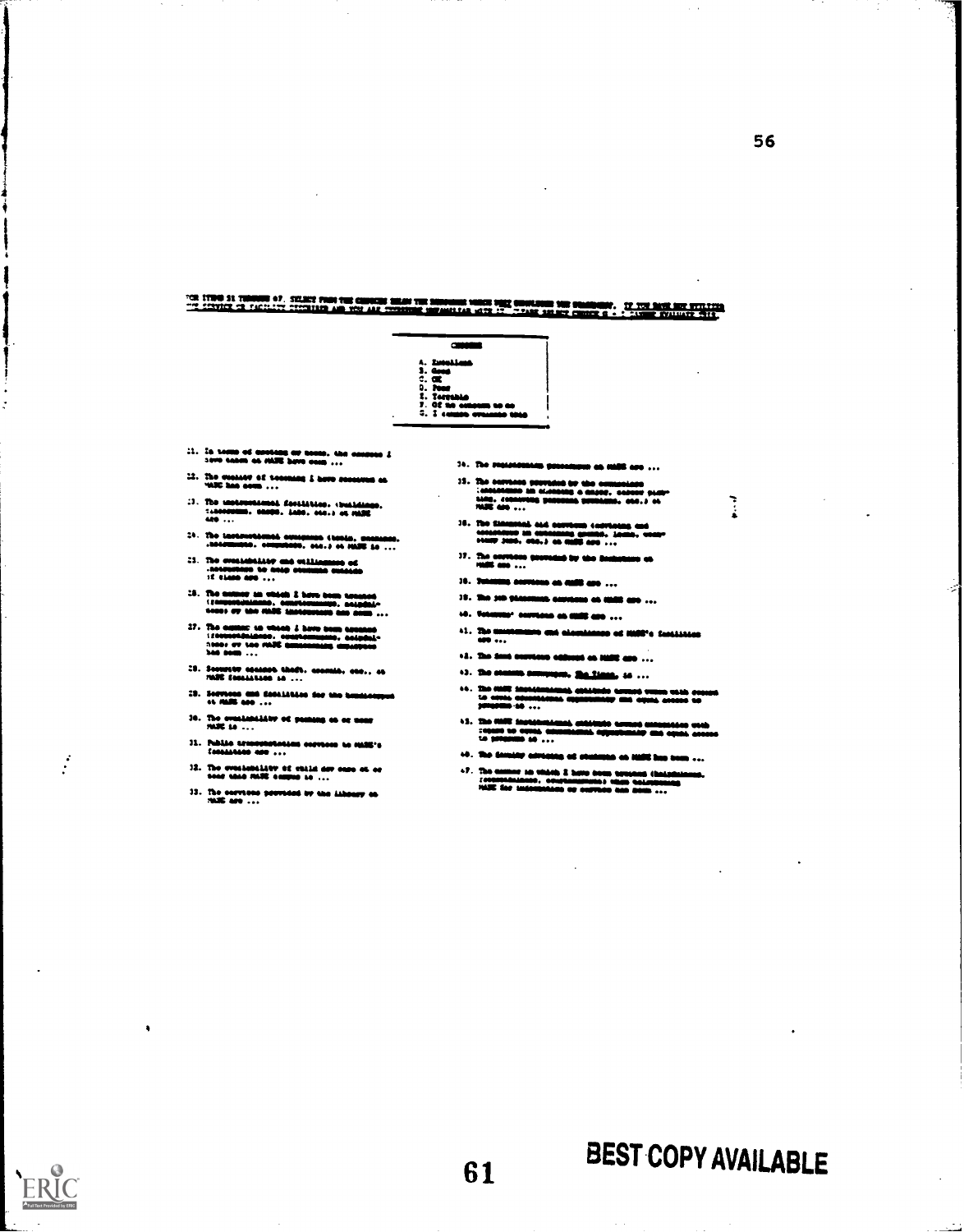FOR ITEMS 21 THROUGH 47, SELECT FROM THE CHOICES BELOW THE RESPONSE WHICH BEST DESCRIBES YOUR IMPRESSION. IF YOU HAVE NOT UTILIZED THE SERVICE OR FACILITY DESCRIBED AND YOU ARE THEREFORE UNFAMILIAR WITH IT, PLEASE SELECT CHOICE G - I CANNOT EVALUATE THIS.

**CHOICES**

A. Excellent
B. Good
C. OK
D. Poor
E. Terrible
F. Of no concern to me
G. I cannot evaluate this

21. In terms of content or scope, the courses I have taken at MATC have been ...

22. The quality of teaching I have received at MATC has been ...

23. The instructional facilities (buildings, classrooms, shops, labs, etc.) at MATC are ...

24. The instructional equipment (tools, machines, instruments, computers, etc.) at MATC is ...

25. The availability and willingness of instructors to help students outside of class are ...

26. The manner in which I have been treated (courteousness, helpfulness, etc.) by the MATC instructors has been ...

27. The manner in which I have been treated (courteousness, helpfulness, etc.) by the MATC nonteaching employees has been ...

28. Security against theft, assault, etc., at MATC facilities is ...

29. Services and facilities for the handicapped at MATC are ...

30. The availability of parking at or near MATC is ...

31. Public transportation services to MATC's facilities are ...

32. The availability of child day care at or near this MATC campus is ...

33. The services provided by the library at MATC are ...

34. The registration procedures at MATC are ...

35. The services provided by the counselors (assistance in choosing a major, career planning, resolving personal problems, etc.) at MATC are ...

36. The financial aid services (advising and assistance in obtaining grants, loans, work-study jobs, etc.) at MATC are ...

37. The services provided by the Bookstore at MATC are ...

38. Tutoring services at MATC are ...

39. The job placement services at MATC are ...

40. Veterans' services at MATC are ...

41. The maintenance and cleanliness of MATC's facilities are ...

42. The food services offered at MATC are ...

43. The student newspaper, The Times, is ...

44. The MATC institutional attitude toward women with regard to equal educational opportunity and equal access to programs is ...

45. The MATC institutional attitude toward minorities with regard to equal educational opportunity and equal access to programs is ...

46. The faculty advising of students at MATC has been ...

47. The manner in which I have been treated (helpfulness, courteousness) when telephoning MATC for information or service has been ...

BEST COPY AVAILABLE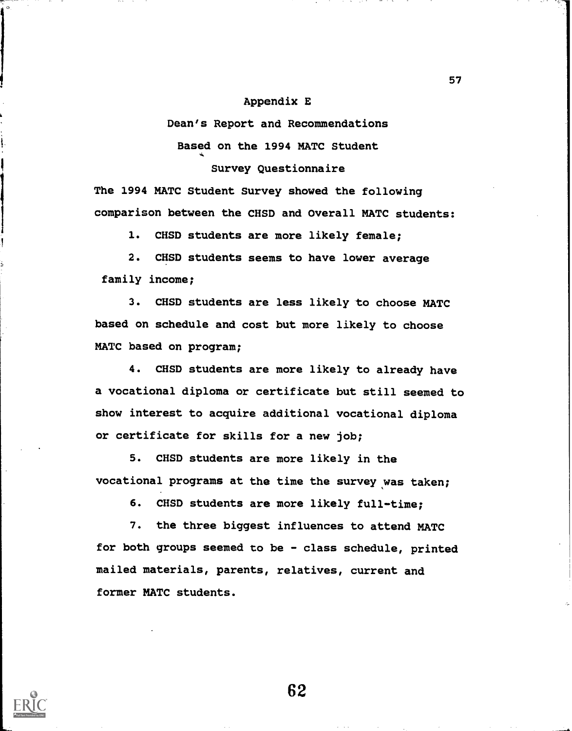# Appendix E

## Dean's Report and Recommendations Based on the 1994 MATC Student Survey Questionnaire

The 1994 MATC Student Survey showed the following comparison between the CHSD and Overall MATC students:

1. CHSD students are more likely female;
2. CHSD students seems to have lower average family income;
3. CHSD students are less likely to choose MATC based on schedule and cost but more likely to choose MATC based on program;
4. CHSD students are more likely to already have a vocational diploma or certificate but still seemed to show interest to acquire additional vocational diploma or certificate for skills for a new job;
5. CHSD students are more likely in the vocational programs at the time the survey was taken;
6. CHSD students are more likely full-time;
7. the three biggest influences to attend MATC for both groups seemed to be - class schedule, printed mailed materials, parents, relatives, current and former MATC students.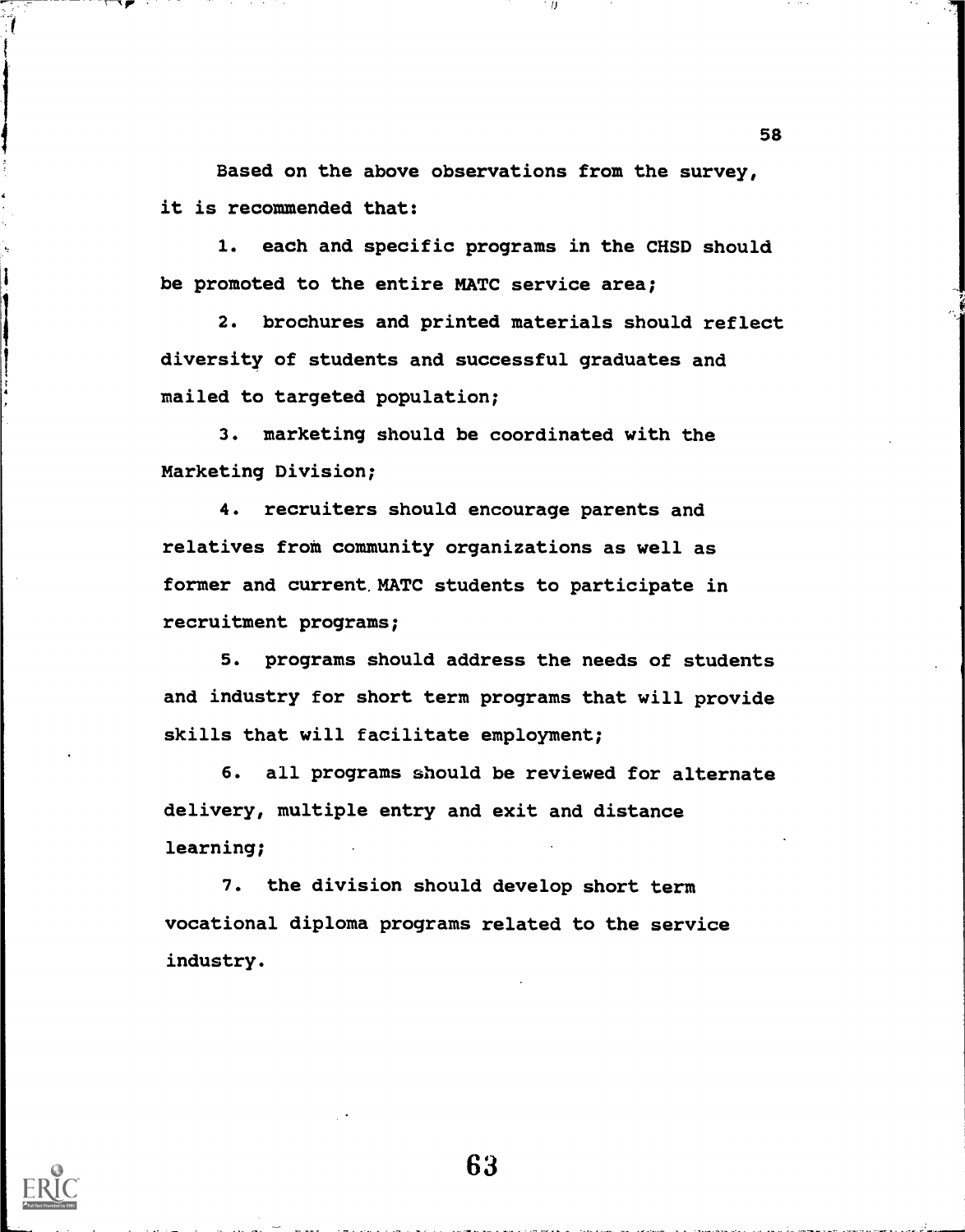Based on the above observations from the survey, it is recommended that:

1. each and specific programs in the CHSD should be promoted to the entire MATC service area;

2. brochures and printed materials should reflect diversity of students and successful graduates and mailed to targeted population;

3. marketing should be coordinated with the Marketing Division;

4. recruiters should encourage parents and relatives from community organizations as well as former and current MATC students to participate in recruitment programs;

5. programs should address the needs of students and industry for short term programs that will provide skills that will facilitate employment;

6. all programs should be reviewed for alternate delivery, multiple entry and exit and distance learning;

7. the division should develop short term vocational diploma programs related to the service industry.